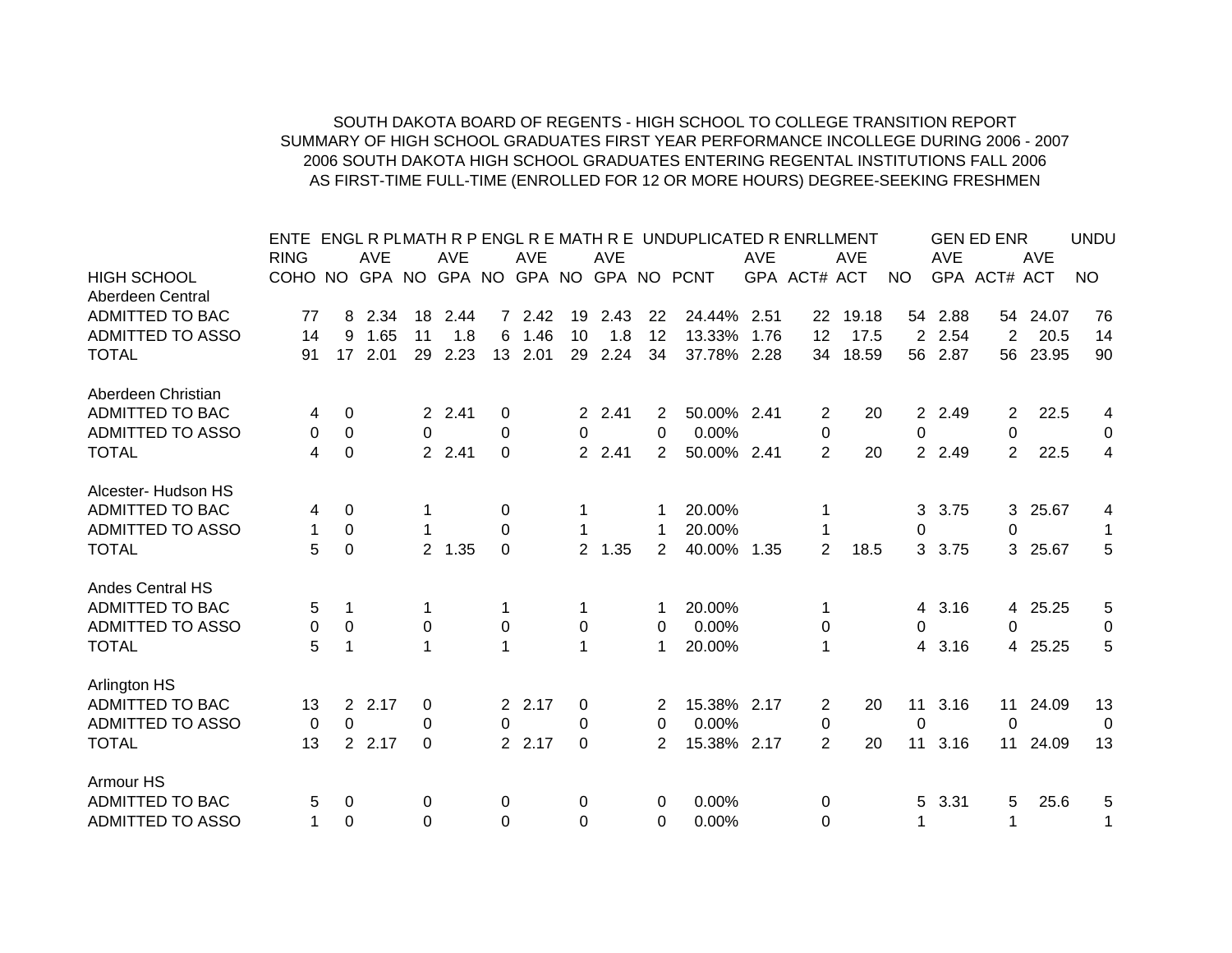# SOUTH DAKOTA BOARD OF REGENTS - HIGH SCHOOL TO COLLEGE TRANSITION REPORT

## SUMMARY OF HIGH SCHOOL GRADUATES FIRST YEAR PERFORMANCE INCOLLEGE DURING 2006 - 2007

## 2006 SOUTH DAKOTA HIGH SCHOOL GRADUATES ENTERING REGENTAL INSTITUTIONS FALL 2006

## AS FIRST-TIME FULL-TIME (ENROLLED FOR 12 OR MORE HOURS) DEGREE-SEEKING FRESHMEN

| | ENTE | ENGL R PL | | MATH R P | | ENGL R E | | MATH R E | | UNDUPLICATED R ENRLLMENT | | | | | | GEN ED ENR | | | UNDU |
|---|---|---|---|---|---|---|---|---|---|---|---|---|---|---|---|---|---|---|---|
| | RING | | AVE | | AVE | | AVE | | AVE | | | AVE | | AVE | | AVE | | AVE | |
| HIGH SCHOOL | COHO | NO | GPA | NO | GPA | NO | GPA | NO | GPA | NO | PCNT | GPA | ACT# | ACT | NO | GPA | ACT# | ACT | NO |
| Aberdeen Central | | | | | | | | | | | | | | | | | | | |
| ADMITTED TO BAC | 77 | 8 | 2.34 | 18 | 2.44 | 7 | 2.42 | 19 | 2.43 | 22 | 24.44% | 2.51 | 22 | 19.18 | 54 | 2.88 | 54 | 24.07 | 76 |
| ADMITTED TO ASSO | 14 | 9 | 1.65 | 11 | 1.8 | 6 | 1.46 | 10 | 1.8 | 12 | 13.33% | 1.76 | 12 | 17.5 | 2 | 2.54 | 2 | 20.5 | 14 |
| TOTAL | 91 | 17 | 2.01 | 29 | 2.23 | 13 | 2.01 | 29 | 2.24 | 34 | 37.78% | 2.28 | 34 | 18.59 | 56 | 2.87 | 56 | 23.95 | 90 |
| Aberdeen Christian | | | | | | | | | | | | | | | | | | | |
| ADMITTED TO BAC | 4 | 0 | | 2 | 2.41 | 0 | | 2 | 2.41 | 2 | 50.00% | 2.41 | 2 | 20 | 2 | 2.49 | 2 | 22.5 | 4 |
| ADMITTED TO ASSO | 0 | 0 | | 0 | | 0 | | 0 | | 0 | 0.00% | | 0 | | 0 | | 0 | | 0 |
| TOTAL | 4 | 0 | | 2 | 2.41 | 0 | | 2 | 2.41 | 2 | 50.00% | 2.41 | 2 | 20 | 2 | 2.49 | 2 | 22.5 | 4 |
| Alcester- Hudson HS | | | | | | | | | | | | | | | | | | | |
| ADMITTED TO BAC | 4 | 0 | | 1 | | 0 | | 1 | | 1 | 20.00% | | 1 | | 3 | 3.75 | 3 | 25.67 | 4 |
| ADMITTED TO ASSO | 1 | 0 | | 1 | | 0 | | 1 | | 1 | 20.00% | | 1 | | 0 | | 0 | | 1 |
| TOTAL | 5 | 0 | | 2 | 1.35 | 0 | | 2 | 1.35 | 2 | 40.00% | 1.35 | 2 | 18.5 | 3 | 3.75 | 3 | 25.67 | 5 |
| Andes Central HS | | | | | | | | | | | | | | | | | | | |
| ADMITTED TO BAC | 5 | 1 | | 1 | | 1 | | 1 | | 1 | 20.00% | | 1 | | 4 | 3.16 | 4 | 25.25 | 5 |
| ADMITTED TO ASSO | 0 | 0 | | 0 | | 0 | | 0 | | 0 | 0.00% | | 0 | | 0 | | 0 | | 0 |
| TOTAL | 5 | 1 | | 1 | | 1 | | 1 | | 1 | 20.00% | | 1 | | 4 | 3.16 | 4 | 25.25 | 5 |
| Arlington HS | | | | | | | | | | | | | | | | | | | |
| ADMITTED TO BAC | 13 | 2 | 2.17 | 0 | | 2 | 2.17 | 0 | | 2 | 15.38% | 2.17 | 2 | 20 | 11 | 3.16 | 11 | 24.09 | 13 |
| ADMITTED TO ASSO | 0 | 0 | | 0 | | 0 | | 0 | | 0 | 0.00% | | 0 | | 0 | | 0 | | 0 |
| TOTAL | 13 | 2 | 2.17 | 0 | | 2 | 2.17 | 0 | | 2 | 15.38% | 2.17 | 2 | 20 | 11 | 3.16 | 11 | 24.09 | 13 |
| Armour HS | | | | | | | | | | | | | | | | | | | |
| ADMITTED TO BAC | 5 | 0 | | 0 | | 0 | | 0 | | 0 | 0.00% | | 0 | | 5 | 3.31 | 5 | 25.6 | 5 |
| ADMITTED TO ASSO | 1 | 0 | | 0 | | 0 | | 0 | | 0 | 0.00% | | 0 | | 1 | | 1 | | 1 |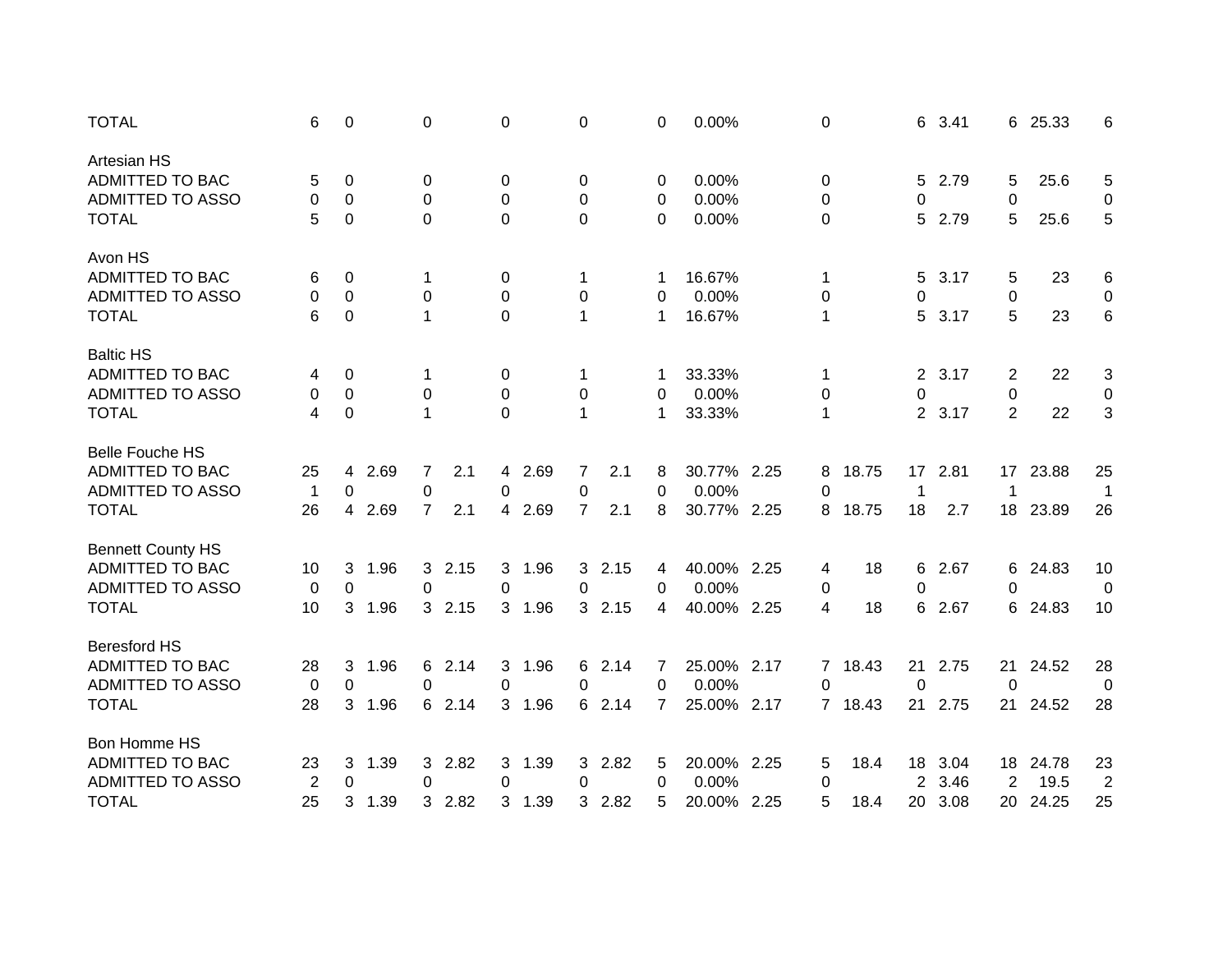| | | | | | | | | | | | | | | | | | | | |
|---|---|---|---|---|---|---|---|---|---|---|---|---|---|---|---|---|---|---|---|
| TOTAL | 6 | 0 | | 0 | | 0 | | 0 | | 0 | 0.00% | | 0 | | 6 | 3.41 | 6 | 25.33 | 6 |
| | | | | | | | | | | | | | | | | | | | |
| Artesian HS | | | | | | | | | | | | | | | | | | | |
| ADMITTED TO BAC | 5 | 0 | | 0 | | 0 | | 0 | | 0 | 0.00% | | 0 | | 5 | 2.79 | 5 | 25.6 | 5 |
| ADMITTED TO ASSO | 0 | 0 | | 0 | | 0 | | 0 | | 0 | 0.00% | | 0 | | 0 | | 0 | | 0 |
| TOTAL | 5 | 0 | | 0 | | 0 | | 0 | | 0 | 0.00% | | 0 | | 5 | 2.79 | 5 | 25.6 | 5 |
| | | | | | | | | | | | | | | | | | | | |
| Avon HS | | | | | | | | | | | | | | | | | | | |
| ADMITTED TO BAC | 6 | 0 | | 1 | | 0 | | 1 | | 1 | 16.67% | | 1 | | 5 | 3.17 | 5 | 23 | 6 |
| ADMITTED TO ASSO | 0 | 0 | | 0 | | 0 | | 0 | | 0 | 0.00% | | 0 | | 0 | | 0 | | 0 |
| TOTAL | 6 | 0 | | 1 | | 0 | | 1 | | 1 | 16.67% | | 1 | | 5 | 3.17 | 5 | 23 | 6 |
| | | | | | | | | | | | | | | | | | | | |
| Baltic HS | | | | | | | | | | | | | | | | | | | |
| ADMITTED TO BAC | 4 | 0 | | 1 | | 0 | | 1 | | 1 | 33.33% | | 1 | | 2 | 3.17 | 2 | 22 | 3 |
| ADMITTED TO ASSO | 0 | 0 | | 0 | | 0 | | 0 | | 0 | 0.00% | | 0 | | 0 | | 0 | | 0 |
| TOTAL | 4 | 0 | | 1 | | 0 | | 1 | | 1 | 33.33% | | 1 | | 2 | 3.17 | 2 | 22 | 3 |
| | | | | | | | | | | | | | | | | | | | |
| Belle Fouche HS | | | | | | | | | | | | | | | | | | | |
| ADMITTED TO BAC | 25 | 4 | 2.69 | 7 | 2.1 | 4 | 2.69 | 7 | 2.1 | 8 | 30.77% | 2.25 | 8 | 18.75 | 17 | 2.81 | 17 | 23.88 | 25 |
| ADMITTED TO ASSO | 1 | 0 | | 0 | | 0 | | 0 | | 0 | 0.00% | | 0 | | 1 | | 1 | | 1 |
| TOTAL | 26 | 4 | 2.69 | 7 | 2.1 | 4 | 2.69 | 7 | 2.1 | 8 | 30.77% | 2.25 | 8 | 18.75 | 18 | 2.7 | 18 | 23.89 | 26 |
| | | | | | | | | | | | | | | | | | | | |
| Bennett County HS | | | | | | | | | | | | | | | | | | | |
| ADMITTED TO BAC | 10 | 3 | 1.96 | 3 | 2.15 | 3 | 1.96 | 3 | 2.15 | 4 | 40.00% | 2.25 | 4 | 18 | 6 | 2.67 | 6 | 24.83 | 10 |
| ADMITTED TO ASSO | 0 | 0 | | 0 | | 0 | | 0 | | 0 | 0.00% | | 0 | | 0 | | 0 | | 0 |
| TOTAL | 10 | 3 | 1.96 | 3 | 2.15 | 3 | 1.96 | 3 | 2.15 | 4 | 40.00% | 2.25 | 4 | 18 | 6 | 2.67 | 6 | 24.83 | 10 |
| | | | | | | | | | | | | | | | | | | | |
| Beresford HS | | | | | | | | | | | | | | | | | | | |
| ADMITTED TO BAC | 28 | 3 | 1.96 | 6 | 2.14 | 3 | 1.96 | 6 | 2.14 | 7 | 25.00% | 2.17 | 7 | 18.43 | 21 | 2.75 | 21 | 24.52 | 28 |
| ADMITTED TO ASSO | 0 | 0 | | 0 | | 0 | | 0 | | 0 | 0.00% | | 0 | | 0 | | 0 | | 0 |
| TOTAL | 28 | 3 | 1.96 | 6 | 2.14 | 3 | 1.96 | 6 | 2.14 | 7 | 25.00% | 2.17 | 7 | 18.43 | 21 | 2.75 | 21 | 24.52 | 28 |
| | | | | | | | | | | | | | | | | | | | |
| Bon Homme HS | | | | | | | | | | | | | | | | | | | |
| ADMITTED TO BAC | 23 | 3 | 1.39 | 3 | 2.82 | 3 | 1.39 | 3 | 2.82 | 5 | 20.00% | 2.25 | 5 | 18.4 | 18 | 3.04 | 18 | 24.78 | 23 |
| ADMITTED TO ASSO | 2 | 0 | | 0 | | 0 | | 0 | | 0 | 0.00% | | 0 | | 2 | 3.46 | 2 | 19.5 | 2 |
| TOTAL | 25 | 3 | 1.39 | 3 | 2.82 | 3 | 1.39 | 3 | 2.82 | 5 | 20.00% | 2.25 | 5 | 18.4 | 20 | 3.08 | 20 | 24.25 | 25 |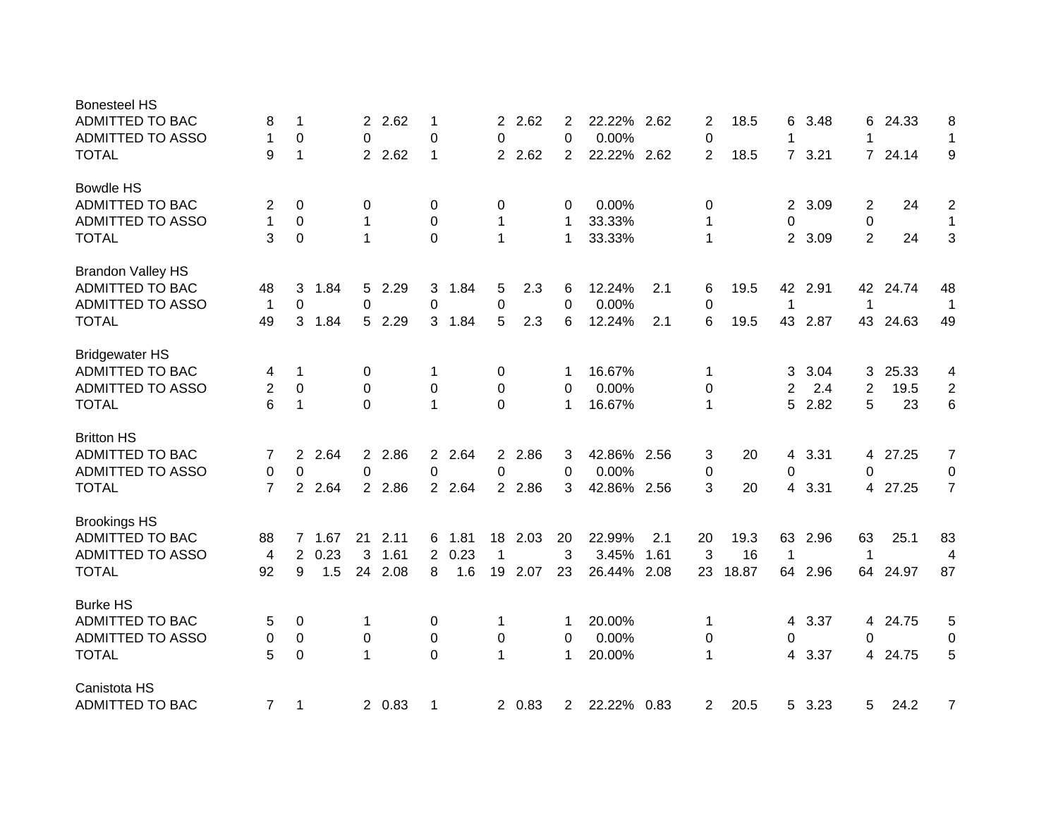| | | | | | | | | | | | | | | | | | | |
|---|---|---|---|---|---|---|---|---|---|---|---|---|---|---|---|---|---|---|
| **Bonesteel HS** | | | | | | | | | | | | | | | | | | |
| ADMITTED TO BAC | 8 | 1 | | 2 | 2.62 | 1 | | 2 | 2.62 | 2 | 22.22% | 2.62 | 2 | 18.5 | 6 | 3.48 | 6 | 24.33 | 8 |
| ADMITTED TO ASSO | 1 | 0 | | 0 | | 0 | | 0 | | 0 | 0.00% | | 0 | | 1 | | 1 | | 1 |
| TOTAL | 9 | 1 | | 2 | 2.62 | 1 | | 2 | 2.62 | 2 | 22.22% | 2.62 | 2 | 18.5 | 7 | 3.21 | 7 | 24.14 | 9 |
| **Bowdle HS** | | | | | | | | | | | | | | | | | | |
| ADMITTED TO BAC | 2 | 0 | | 0 | | 0 | | 0 | | 0 | 0.00% | | 0 | | 2 | 3.09 | 2 | 24 | 2 |
| ADMITTED TO ASSO | 1 | 0 | | 1 | | 0 | | 1 | | 1 | 33.33% | | 1 | | 0 | | 0 | | 1 |
| TOTAL | 3 | 0 | | 1 | | 0 | | 1 | | 1 | 33.33% | | 1 | | 2 | 3.09 | 2 | 24 | 3 |
| **Brandon Valley HS** | | | | | | | | | | | | | | | | | | |
| ADMITTED TO BAC | 48 | 3 | 1.84 | 5 | 2.29 | 3 | 1.84 | 5 | 2.3 | 6 | 12.24% | 2.1 | 6 | 19.5 | 42 | 2.91 | 42 | 24.74 | 48 |
| ADMITTED TO ASSO | 1 | 0 | | 0 | | 0 | | 0 | | 0 | 0.00% | | 0 | | 1 | | 1 | | 1 |
| TOTAL | 49 | 3 | 1.84 | 5 | 2.29 | 3 | 1.84 | 5 | 2.3 | 6 | 12.24% | 2.1 | 6 | 19.5 | 43 | 2.87 | 43 | 24.63 | 49 |
| **Bridgewater HS** | | | | | | | | | | | | | | | | | | |
| ADMITTED TO BAC | 4 | 1 | | 0 | | 1 | | 0 | | 1 | 16.67% | | 1 | | 3 | 3.04 | 3 | 25.33 | 4 |
| ADMITTED TO ASSO | 2 | 0 | | 0 | | 0 | | 0 | | 0 | 0.00% | | 0 | | 2 | 2.4 | 2 | 19.5 | 2 |
| TOTAL | 6 | 1 | | 0 | | 1 | | 0 | | 1 | 16.67% | | 1 | | 5 | 2.82 | 5 | 23 | 6 |
| **Britton HS** | | | | | | | | | | | | | | | | | | |
| ADMITTED TO BAC | 7 | 2 | 2.64 | 2 | 2.86 | 2 | 2.64 | 2 | 2.86 | 3 | 42.86% | 2.56 | 3 | 20 | 4 | 3.31 | 4 | 27.25 | 7 |
| ADMITTED TO ASSO | 0 | 0 | | 0 | | 0 | | 0 | | 0 | 0.00% | | 0 | | 0 | | 0 | | 0 |
| TOTAL | 7 | 2 | 2.64 | 2 | 2.86 | 2 | 2.64 | 2 | 2.86 | 3 | 42.86% | 2.56 | 3 | 20 | 4 | 3.31 | 4 | 27.25 | 7 |
| **Brookings HS** | | | | | | | | | | | | | | | | | | |
| ADMITTED TO BAC | 88 | 7 | 1.67 | 21 | 2.11 | 6 | 1.81 | 18 | 2.03 | 20 | 22.99% | 2.1 | 20 | 19.3 | 63 | 2.96 | 63 | 25.1 | 83 |
| ADMITTED TO ASSO | 4 | 2 | 0.23 | 3 | 1.61 | 2 | 0.23 | 1 | | 3 | 3.45% | 1.61 | 3 | 16 | 1 | | 1 | | 4 |
| TOTAL | 92 | 9 | 1.5 | 24 | 2.08 | 8 | 1.6 | 19 | 2.07 | 23 | 26.44% | 2.08 | 23 | 18.87 | 64 | 2.96 | 64 | 24.97 | 87 |
| **Burke HS** | | | | | | | | | | | | | | | | | | |
| ADMITTED TO BAC | 5 | 0 | | 1 | | 0 | | 1 | | 1 | 20.00% | | 1 | | 4 | 3.37 | 4 | 24.75 | 5 |
| ADMITTED TO ASSO | 0 | 0 | | 0 | | 0 | | 0 | | 0 | 0.00% | | 0 | | 0 | | 0 | | 0 |
| TOTAL | 5 | 0 | | 1 | | 0 | | 1 | | 1 | 20.00% | | 1 | | 4 | 3.37 | 4 | 24.75 | 5 |
| **Canistota HS** | | | | | | | | | | | | | | | | | | |
| ADMITTED TO BAC | 7 | 1 | | 2 | 0.83 | 1 | | 2 | 0.83 | 2 | 22.22% | 0.83 | 2 | 20.5 | 5 | 3.23 | 5 | 24.2 | 7 |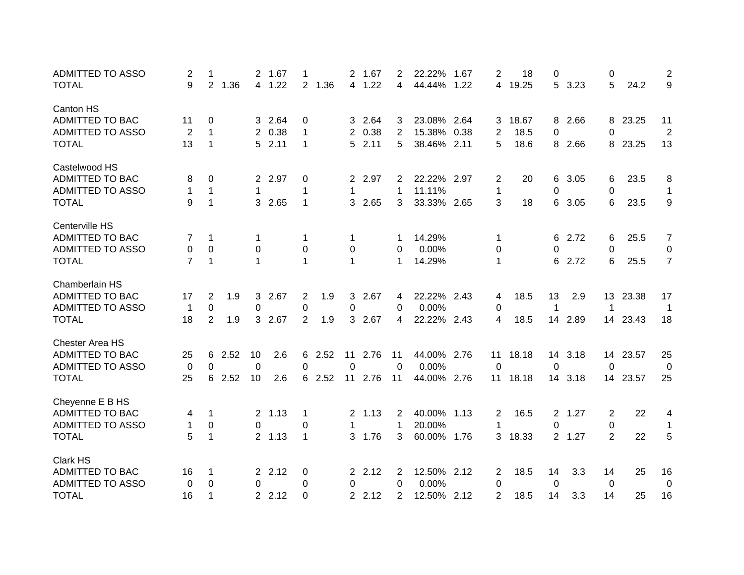| | | | | | | | | | | | | | | | | | | | |
|---|---|---|---|---|---|---|---|---|---|---|---|---|---|---|---|---|---|---|---|
| ADMITTED TO ASSO | 2 | 1 | | 2 | 1.67 | 1 | | 2 | 1.67 | 2 | 22.22% | 1.67 | 2 | 18 | 0 | | 0 | | 2 |
| TOTAL | 9 | 2 | 1.36 | 4 | 1.22 | 2 | 1.36 | 4 | 1.22 | 4 | 44.44% | 1.22 | 4 | 19.25 | 5 | 3.23 | 5 | 24.2 | 9 |
| | | | | | | | | | | | | | | | | | | | |
| Canton HS | | | | | | | | | | | | | | | | | | | |
| ADMITTED TO BAC | 11 | 0 | | 3 | 2.64 | 0 | | 3 | 2.64 | 3 | 23.08% | 2.64 | 3 | 18.67 | 8 | 2.66 | 8 | 23.25 | 11 |
| ADMITTED TO ASSO | 2 | 1 | | 2 | 0.38 | 1 | | 2 | 0.38 | 2 | 15.38% | 0.38 | 2 | 18.5 | 0 | | 0 | | 2 |
| TOTAL | 13 | 1 | | 5 | 2.11 | 1 | | 5 | 2.11 | 5 | 38.46% | 2.11 | 5 | 18.6 | 8 | 2.66 | 8 | 23.25 | 13 |
| | | | | | | | | | | | | | | | | | | | |
| Castelwood HS | | | | | | | | | | | | | | | | | | | |
| ADMITTED TO BAC | 8 | 0 | | 2 | 2.97 | 0 | | 2 | 2.97 | 2 | 22.22% | 2.97 | 2 | 20 | 6 | 3.05 | 6 | 23.5 | 8 |
| ADMITTED TO ASSO | 1 | 1 | | 1 | | 1 | | 1 | | 1 | 11.11% | | 1 | | 0 | | 0 | | 1 |
| TOTAL | 9 | 1 | | 3 | 2.65 | 1 | | 3 | 2.65 | 3 | 33.33% | 2.65 | 3 | 18 | 6 | 3.05 | 6 | 23.5 | 9 |
| | | | | | | | | | | | | | | | | | | | |
| Centerville HS | | | | | | | | | | | | | | | | | | | |
| ADMITTED TO BAC | 7 | 1 | | 1 | | 1 | | 1 | | 1 | 14.29% | | 1 | | 6 | 2.72 | 6 | 25.5 | 7 |
| ADMITTED TO ASSO | 0 | 0 | | 0 | | 0 | | 0 | | 0 | 0.00% | | 0 | | 0 | | 0 | | 0 |
| TOTAL | 7 | 1 | | 1 | | 1 | | 1 | | 1 | 14.29% | | 1 | | 6 | 2.72 | 6 | 25.5 | 7 |
| | | | | | | | | | | | | | | | | | | | |
| Chamberlain HS | | | | | | | | | | | | | | | | | | | |
| ADMITTED TO BAC | 17 | 2 | 1.9 | 3 | 2.67 | 2 | 1.9 | 3 | 2.67 | 4 | 22.22% | 2.43 | 4 | 18.5 | 13 | 2.9 | 13 | 23.38 | 17 |
| ADMITTED TO ASSO | 1 | 0 | | 0 | | 0 | | 0 | | 0 | 0.00% | | 0 | | 1 | | 1 | | 1 |
| TOTAL | 18 | 2 | 1.9 | 3 | 2.67 | 2 | 1.9 | 3 | 2.67 | 4 | 22.22% | 2.43 | 4 | 18.5 | 14 | 2.89 | 14 | 23.43 | 18 |
| | | | | | | | | | | | | | | | | | | | |
| Chester Area HS | | | | | | | | | | | | | | | | | | | |
| ADMITTED TO BAC | 25 | 6 | 2.52 | 10 | 2.6 | 6 | 2.52 | 11 | 2.76 | 11 | 44.00% | 2.76 | 11 | 18.18 | 14 | 3.18 | 14 | 23.57 | 25 |
| ADMITTED TO ASSO | 0 | 0 | | 0 | | 0 | | 0 | | 0 | 0.00% | | 0 | | 0 | | 0 | | 0 |
| TOTAL | 25 | 6 | 2.52 | 10 | 2.6 | 6 | 2.52 | 11 | 2.76 | 11 | 44.00% | 2.76 | 11 | 18.18 | 14 | 3.18 | 14 | 23.57 | 25 |
| | | | | | | | | | | | | | | | | | | | |
| Cheyenne E B HS | | | | | | | | | | | | | | | | | | | |
| ADMITTED TO BAC | 4 | 1 | | 2 | 1.13 | 1 | | 2 | 1.13 | 2 | 40.00% | 1.13 | 2 | 16.5 | 2 | 1.27 | 2 | 22 | 4 |
| ADMITTED TO ASSO | 1 | 0 | | 0 | | 0 | | 1 | | 1 | 20.00% | | 1 | | 0 | | 0 | | 1 |
| TOTAL | 5 | 1 | | 2 | 1.13 | 1 | | 3 | 1.76 | 3 | 60.00% | 1.76 | 3 | 18.33 | 2 | 1.27 | 2 | 22 | 5 |
| | | | | | | | | | | | | | | | | | | | |
| Clark HS | | | | | | | | | | | | | | | | | | | |
| ADMITTED TO BAC | 16 | 1 | | 2 | 2.12 | 0 | | 2 | 2.12 | 2 | 12.50% | 2.12 | 2 | 18.5 | 14 | 3.3 | 14 | 25 | 16 |
| ADMITTED TO ASSO | 0 | 0 | | 0 | | 0 | | 0 | | 0 | 0.00% | | 0 | | 0 | | 0 | | 0 |
| TOTAL | 16 | 1 | | 2 | 2.12 | 0 | | 2 | 2.12 | 2 | 12.50% | 2.12 | 2 | 18.5 | 14 | 3.3 | 14 | 25 | 16 |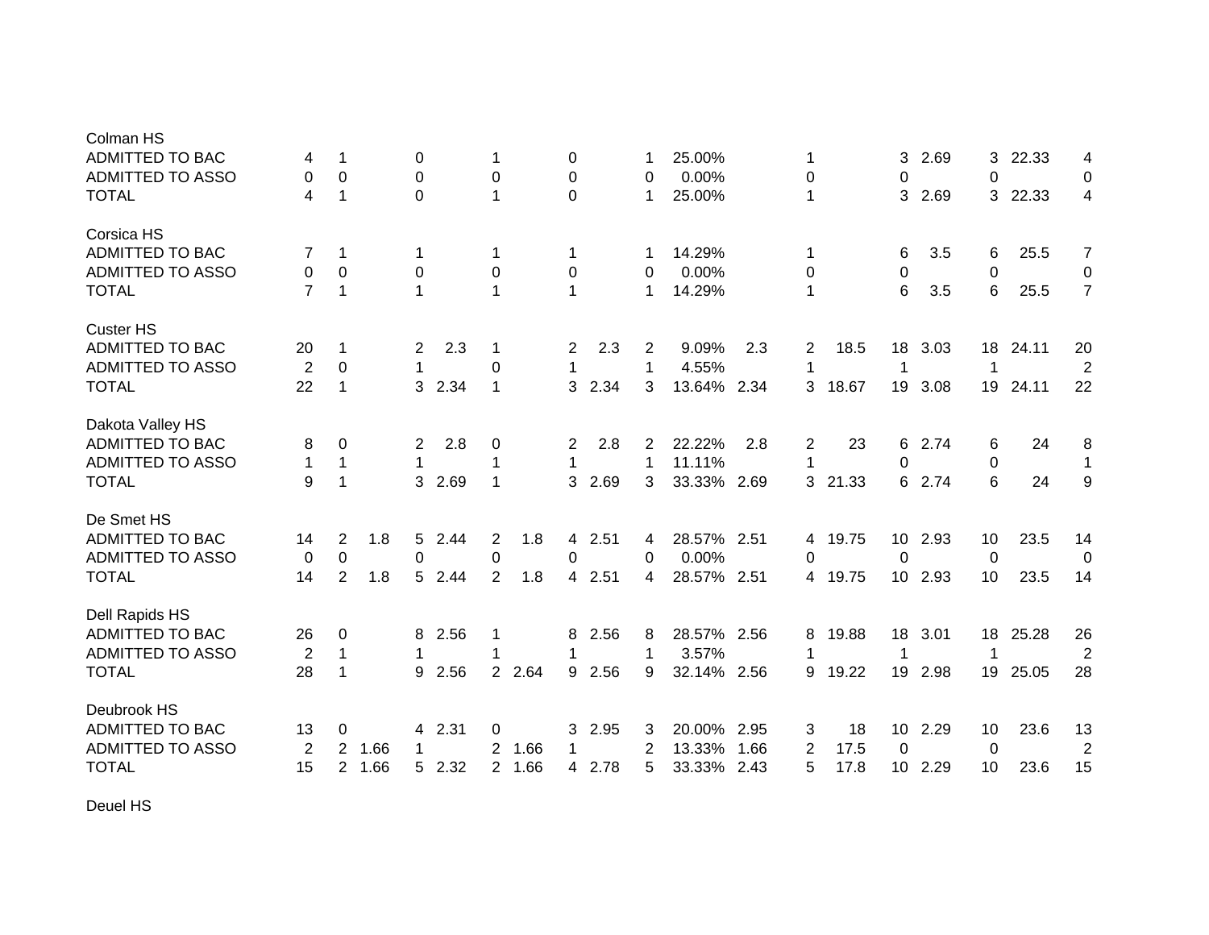| | | | | | | | | | | | | | | | | | | | |
|---|---|---|---|---|---|---|---|---|---|---|---|---|---|---|---|---|---|---|---|
| Colman HS | | | | | | | | | | | | | | | | | | | |
| ADMITTED TO BAC | 4 | 1 | | 0 | | 1 | | 0 | | 1 | 25.00% | | 1 | | 3 | 2.69 | 3 | 22.33 | 4 |
| ADMITTED TO ASSO | 0 | 0 | | 0 | | 0 | | 0 | | 0 | 0.00% | | 0 | | 0 | | 0 | | 0 |
| TOTAL | 4 | 1 | | 0 | | 1 | | 0 | | 1 | 25.00% | | 1 | | 3 | 2.69 | 3 | 22.33 | 4 |
| | | | | | | | | | | | | | | | | | | | |
| Corsica HS | | | | | | | | | | | | | | | | | | | |
| ADMITTED TO BAC | 7 | 1 | | 1 | | 1 | | 1 | | 1 | 14.29% | | 1 | | 6 | 3.5 | 6 | 25.5 | 7 |
| ADMITTED TO ASSO | 0 | 0 | | 0 | | 0 | | 0 | | 0 | 0.00% | | 0 | | 0 | | 0 | | 0 |
| TOTAL | 7 | 1 | | 1 | | 1 | | 1 | | 1 | 14.29% | | 1 | | 6 | 3.5 | 6 | 25.5 | 7 |
| | | | | | | | | | | | | | | | | | | | |
| Custer HS | | | | | | | | | | | | | | | | | | | |
| ADMITTED TO BAC | 20 | 1 | | 2 | 2.3 | 1 | | 2 | 2.3 | 2 | 9.09% | 2.3 | 2 | 18.5 | 18 | 3.03 | 18 | 24.11 | 20 |
| ADMITTED TO ASSO | 2 | 0 | | 1 | | 0 | | 1 | | 1 | 4.55% | | 1 | | 1 | | 1 | | 2 |
| TOTAL | 22 | 1 | | 3 | 2.34 | 1 | | 3 | 2.34 | 3 | 13.64% | 2.34 | 3 | 18.67 | 19 | 3.08 | 19 | 24.11 | 22 |
| | | | | | | | | | | | | | | | | | | | |
| Dakota Valley HS | | | | | | | | | | | | | | | | | | | |
| ADMITTED TO BAC | 8 | 0 | | 2 | 2.8 | 0 | | 2 | 2.8 | 2 | 22.22% | 2.8 | 2 | 23 | 6 | 2.74 | 6 | 24 | 8 |
| ADMITTED TO ASSO | 1 | 1 | | 1 | | 1 | | 1 | | 1 | 11.11% | | 1 | | 0 | | 0 | | 1 |
| TOTAL | 9 | 1 | | 3 | 2.69 | 1 | | 3 | 2.69 | 3 | 33.33% | 2.69 | 3 | 21.33 | 6 | 2.74 | 6 | 24 | 9 |
| | | | | | | | | | | | | | | | | | | | |
| De Smet HS | | | | | | | | | | | | | | | | | | | |
| ADMITTED TO BAC | 14 | 2 | 1.8 | 5 | 2.44 | 2 | 1.8 | 4 | 2.51 | 4 | 28.57% | 2.51 | 4 | 19.75 | 10 | 2.93 | 10 | 23.5 | 14 |
| ADMITTED TO ASSO | 0 | 0 | | 0 | | 0 | | 0 | | 0 | 0.00% | | 0 | | 0 | | 0 | | 0 |
| TOTAL | 14 | 2 | 1.8 | 5 | 2.44 | 2 | 1.8 | 4 | 2.51 | 4 | 28.57% | 2.51 | 4 | 19.75 | 10 | 2.93 | 10 | 23.5 | 14 |
| | | | | | | | | | | | | | | | | | | | |
| Dell Rapids HS | | | | | | | | | | | | | | | | | | | |
| ADMITTED TO BAC | 26 | 0 | | 8 | 2.56 | 1 | | 8 | 2.56 | 8 | 28.57% | 2.56 | 8 | 19.88 | 18 | 3.01 | 18 | 25.28 | 26 |
| ADMITTED TO ASSO | 2 | 1 | | 1 | | 1 | | 1 | | 1 | 3.57% | | 1 | | 1 | | 1 | | 2 |
| TOTAL | 28 | 1 | | 9 | 2.56 | 2 | 2.64 | 9 | 2.56 | 9 | 32.14% | 2.56 | 9 | 19.22 | 19 | 2.98 | 19 | 25.05 | 28 |
| | | | | | | | | | | | | | | | | | | | |
| Deubrook HS | | | | | | | | | | | | | | | | | | | |
| ADMITTED TO BAC | 13 | 0 | | 4 | 2.31 | 0 | | 3 | 2.95 | 3 | 20.00% | 2.95 | 3 | 18 | 10 | 2.29 | 10 | 23.6 | 13 |
| ADMITTED TO ASSO | 2 | 2 | 1.66 | 1 | | 2 | 1.66 | 1 | | 2 | 13.33% | 1.66 | 2 | 17.5 | 0 | | 0 | | 2 |
| TOTAL | 15 | 2 | 1.66 | 5 | 2.32 | 2 | 1.66 | 4 | 2.78 | 5 | 33.33% | 2.43 | 5 | 17.8 | 10 | 2.29 | 10 | 23.6 | 15 |
| | | | | | | | | | | | | | | | | | | | |
| Deuel HS | | | | | | | | | | | | | | | | | | | |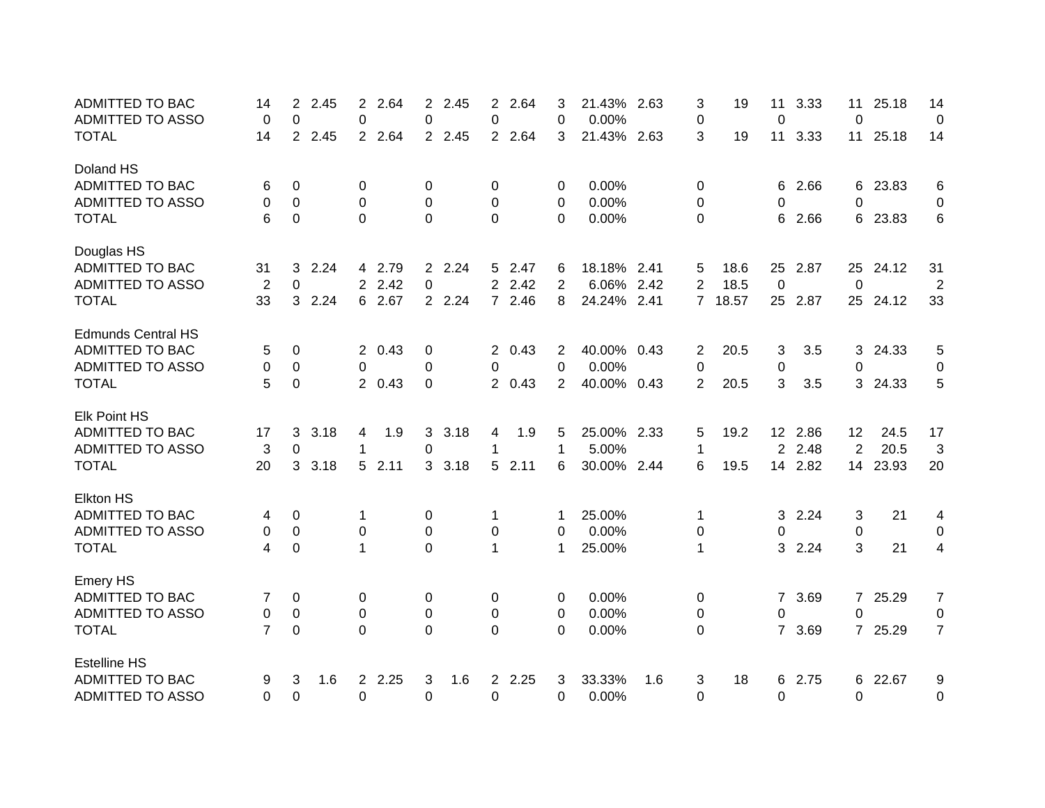| | | | | | | | | | | | | | | | | | | | |
|---|---|---|---|---|---|---|---|---|---|---|---|---|---|---|---|---|---|---|---|
| ADMITTED TO BAC | 14 | 2 | 2.45 | 2 | 2.64 | 2 | 2.45 | 2 | 2.64 | 3 | 21.43% | 2.63 | 3 | 19 | 11 | 3.33 | 11 | 25.18 | 14 |
| ADMITTED TO ASSO | 0 | 0 | | 0 | | 0 | | 0 | | 0 | 0.00% | | 0 | | 0 | | 0 | | 0 |
| TOTAL | 14 | 2 | 2.45 | 2 | 2.64 | 2 | 2.45 | 2 | 2.64 | 3 | 21.43% | 2.63 | 3 | 19 | 11 | 3.33 | 11 | 25.18 | 14 |
| | | | | | | | | | | | | | | | | | | | |
| Doland HS | | | | | | | | | | | | | | | | | | | |
| ADMITTED TO BAC | 6 | 0 | | 0 | | 0 | | 0 | | 0 | 0.00% | | 0 | | 6 | 2.66 | 6 | 23.83 | 6 |
| ADMITTED TO ASSO | 0 | 0 | | 0 | | 0 | | 0 | | 0 | 0.00% | | 0 | | 0 | | 0 | | 0 |
| TOTAL | 6 | 0 | | 0 | | 0 | | 0 | | 0 | 0.00% | | 0 | | 6 | 2.66 | 6 | 23.83 | 6 |
| | | | | | | | | | | | | | | | | | | | |
| Douglas HS | | | | | | | | | | | | | | | | | | | |
| ADMITTED TO BAC | 31 | 3 | 2.24 | 4 | 2.79 | 2 | 2.24 | 5 | 2.47 | 6 | 18.18% | 2.41 | 5 | 18.6 | 25 | 2.87 | 25 | 24.12 | 31 |
| ADMITTED TO ASSO | 2 | 0 | | 2 | 2.42 | 0 | | 2 | 2.42 | 2 | 6.06% | 2.42 | 2 | 18.5 | 0 | | 0 | | 2 |
| TOTAL | 33 | 3 | 2.24 | 6 | 2.67 | 2 | 2.24 | 7 | 2.46 | 8 | 24.24% | 2.41 | 7 | 18.57 | 25 | 2.87 | 25 | 24.12 | 33 |
| | | | | | | | | | | | | | | | | | | | |
| Edmunds Central HS | | | | | | | | | | | | | | | | | | | |
| ADMITTED TO BAC | 5 | 0 | | 2 | 0.43 | 0 | | 2 | 0.43 | 2 | 40.00% | 0.43 | 2 | 20.5 | 3 | 3.5 | 3 | 24.33 | 5 |
| ADMITTED TO ASSO | 0 | 0 | | 0 | | 0 | | 0 | | 0 | 0.00% | | 0 | | 0 | | 0 | | 0 |
| TOTAL | 5 | 0 | | 2 | 0.43 | 0 | | 2 | 0.43 | 2 | 40.00% | 0.43 | 2 | 20.5 | 3 | 3.5 | 3 | 24.33 | 5 |
| | | | | | | | | | | | | | | | | | | | |
| Elk Point HS | | | | | | | | | | | | | | | | | | | |
| ADMITTED TO BAC | 17 | 3 | 3.18 | 4 | 1.9 | 3 | 3.18 | 4 | 1.9 | 5 | 25.00% | 2.33 | 5 | 19.2 | 12 | 2.86 | 12 | 24.5 | 17 |
| ADMITTED TO ASSO | 3 | 0 | | 1 | | 0 | | 1 | | 1 | 5.00% | | 1 | | 2 | 2.48 | 2 | 20.5 | 3 |
| TOTAL | 20 | 3 | 3.18 | 5 | 2.11 | 3 | 3.18 | 5 | 2.11 | 6 | 30.00% | 2.44 | 6 | 19.5 | 14 | 2.82 | 14 | 23.93 | 20 |
| | | | | | | | | | | | | | | | | | | | |
| Elkton HS | | | | | | | | | | | | | | | | | | | |
| ADMITTED TO BAC | 4 | 0 | | 1 | | 0 | | 1 | | 1 | 25.00% | | 1 | | 3 | 2.24 | 3 | 21 | 4 |
| ADMITTED TO ASSO | 0 | 0 | | 0 | | 0 | | 0 | | 0 | 0.00% | | 0 | | 0 | | 0 | | 0 |
| TOTAL | 4 | 0 | | 1 | | 0 | | 1 | | 1 | 25.00% | | 1 | | 3 | 2.24 | 3 | 21 | 4 |
| | | | | | | | | | | | | | | | | | | | |
| Emery HS | | | | | | | | | | | | | | | | | | | |
| ADMITTED TO BAC | 7 | 0 | | 0 | | 0 | | 0 | | 0 | 0.00% | | 0 | | 7 | 3.69 | 7 | 25.29 | 7 |
| ADMITTED TO ASSO | 0 | 0 | | 0 | | 0 | | 0 | | 0 | 0.00% | | 0 | | 0 | | 0 | | 0 |
| TOTAL | 7 | 0 | | 0 | | 0 | | 0 | | 0 | 0.00% | | 0 | | 7 | 3.69 | 7 | 25.29 | 7 |
| | | | | | | | | | | | | | | | | | | | |
| Estelline HS | | | | | | | | | | | | | | | | | | | |
| ADMITTED TO BAC | 9 | 3 | 1.6 | 2 | 2.25 | 3 | 1.6 | 2 | 2.25 | 3 | 33.33% | 1.6 | 3 | 18 | 6 | 2.75 | 6 | 22.67 | 9 |
| ADMITTED TO ASSO | 0 | 0 | | 0 | | 0 | | 0 | | 0 | 0.00% | | 0 | | 0 | | 0 | | 0 |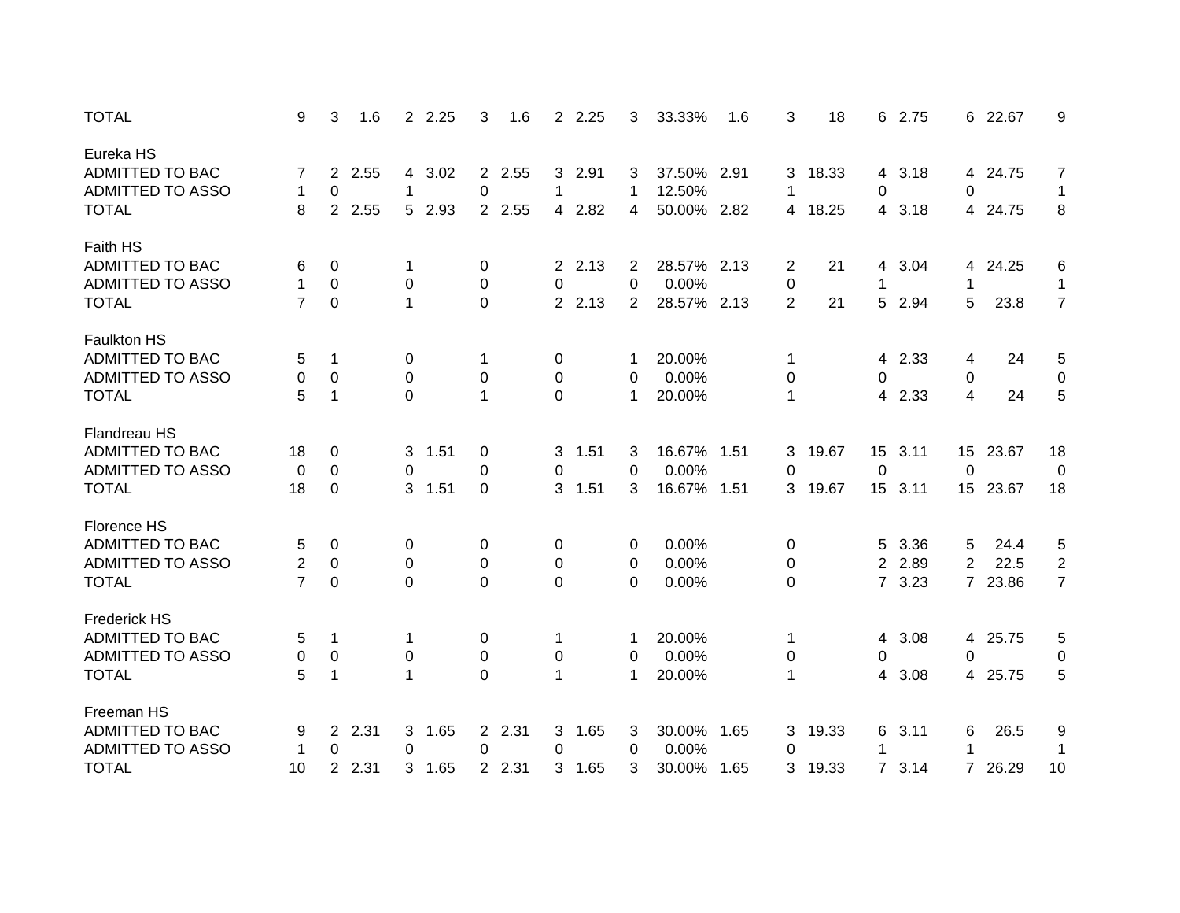| | | | | | | | | | | | | | | | | | | | |
|---|---|---|---|---|---|---|---|---|---|---|---|---|---|---|---|---|---|---|---|
| TOTAL | 9 | 3 | 1.6 | 2 | 2.25 | 3 | 1.6 | 2 | 2.25 | 3 | 33.33% | 1.6 | 3 | 18 | 6 | 2.75 | 6 | 22.67 | 9 |
| | | | | | | | | | | | | | | | | | | | |
| Eureka HS | | | | | | | | | | | | | | | | | | | |
| ADMITTED TO BAC | 7 | 2 | 2.55 | 4 | 3.02 | 2 | 2.55 | 3 | 2.91 | 3 | 37.50% | 2.91 | 3 | 18.33 | 4 | 3.18 | 4 | 24.75 | 7 |
| ADMITTED TO ASSO | 1 | 0 | | 1 | | 0 | | 1 | | 1 | 12.50% | | 1 | | 0 | | 0 | | 1 |
| TOTAL | 8 | 2 | 2.55 | 5 | 2.93 | 2 | 2.55 | 4 | 2.82 | 4 | 50.00% | 2.82 | 4 | 18.25 | 4 | 3.18 | 4 | 24.75 | 8 |
| | | | | | | | | | | | | | | | | | | | |
| Faith HS | | | | | | | | | | | | | | | | | | | |
| ADMITTED TO BAC | 6 | 0 | | 1 | | 0 | | 2 | 2.13 | 2 | 28.57% | 2.13 | 2 | 21 | 4 | 3.04 | 4 | 24.25 | 6 |
| ADMITTED TO ASSO | 1 | 0 | | 0 | | 0 | | 0 | | 0 | 0.00% | | 0 | | 1 | | 1 | | 1 |
| TOTAL | 7 | 0 | | 1 | | 0 | | 2 | 2.13 | 2 | 28.57% | 2.13 | 2 | 21 | 5 | 2.94 | 5 | 23.8 | 7 |
| | | | | | | | | | | | | | | | | | | | |
| Faulkton HS | | | | | | | | | | | | | | | | | | | |
| ADMITTED TO BAC | 5 | 1 | | 0 | | 1 | | 0 | | 1 | 20.00% | | 1 | | 4 | 2.33 | 4 | 24 | 5 |
| ADMITTED TO ASSO | 0 | 0 | | 0 | | 0 | | 0 | | 0 | 0.00% | | 0 | | 0 | | 0 | | 0 |
| TOTAL | 5 | 1 | | 0 | | 1 | | 0 | | 1 | 20.00% | | 1 | | 4 | 2.33 | 4 | 24 | 5 |
| | | | | | | | | | | | | | | | | | | | |
| Flandreau HS | | | | | | | | | | | | | | | | | | | |
| ADMITTED TO BAC | 18 | 0 | | 3 | 1.51 | 0 | | 3 | 1.51 | 3 | 16.67% | 1.51 | 3 | 19.67 | 15 | 3.11 | 15 | 23.67 | 18 |
| ADMITTED TO ASSO | 0 | 0 | | 0 | | 0 | | 0 | | 0 | 0.00% | | 0 | | 0 | | 0 | | 0 |
| TOTAL | 18 | 0 | | 3 | 1.51 | 0 | | 3 | 1.51 | 3 | 16.67% | 1.51 | 3 | 19.67 | 15 | 3.11 | 15 | 23.67 | 18 |
| | | | | | | | | | | | | | | | | | | | |
| Florence HS | | | | | | | | | | | | | | | | | | | |
| ADMITTED TO BAC | 5 | 0 | | 0 | | 0 | | 0 | | 0 | 0.00% | | 0 | | 5 | 3.36 | 5 | 24.4 | 5 |
| ADMITTED TO ASSO | 2 | 0 | | 0 | | 0 | | 0 | | 0 | 0.00% | | 0 | | 2 | 2.89 | 2 | 22.5 | 2 |
| TOTAL | 7 | 0 | | 0 | | 0 | | 0 | | 0 | 0.00% | | 0 | | 7 | 3.23 | 7 | 23.86 | 7 |
| | | | | | | | | | | | | | | | | | | | |
| Frederick HS | | | | | | | | | | | | | | | | | | | |
| ADMITTED TO BAC | 5 | 1 | | 1 | | 0 | | 1 | | 1 | 20.00% | | 1 | | 4 | 3.08 | 4 | 25.75 | 5 |
| ADMITTED TO ASSO | 0 | 0 | | 0 | | 0 | | 0 | | 0 | 0.00% | | 0 | | 0 | | 0 | | 0 |
| TOTAL | 5 | 1 | | 1 | | 0 | | 1 | | 1 | 20.00% | | 1 | | 4 | 3.08 | 4 | 25.75 | 5 |
| | | | | | | | | | | | | | | | | | | | |
| Freeman HS | | | | | | | | | | | | | | | | | | | |
| ADMITTED TO BAC | 9 | 2 | 2.31 | 3 | 1.65 | 2 | 2.31 | 3 | 1.65 | 3 | 30.00% | 1.65 | 3 | 19.33 | 6 | 3.11 | 6 | 26.5 | 9 |
| ADMITTED TO ASSO | 1 | 0 | | 0 | | 0 | | 0 | | 0 | 0.00% | | 0 | | 1 | | 1 | | 1 |
| TOTAL | 10 | 2 | 2.31 | 3 | 1.65 | 2 | 2.31 | 3 | 1.65 | 3 | 30.00% | 1.65 | 3 | 19.33 | 7 | 3.14 | 7 | 26.29 | 10 |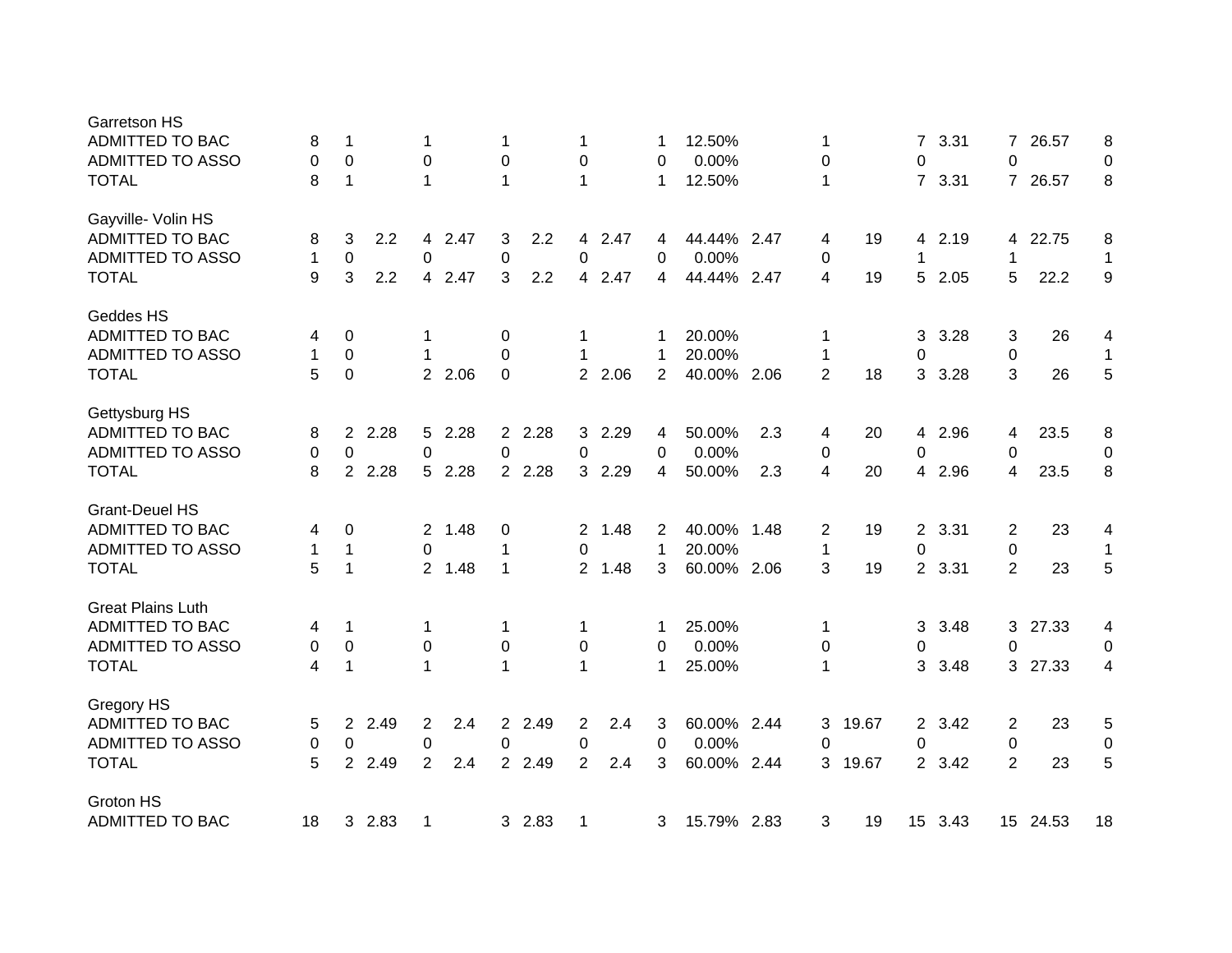| | | | | | | | | | | | | | | | | | | | |
|---|---|---|---|---|---|---|---|---|---|---|---|---|---|---|---|---|---|---|---|
| **Garretson HS** | | | | | | | | | | | | | | | | | | | |
| ADMITTED TO BAC | 8 | 1 | | 1 | | 1 | | 1 | | 1 | 12.50% | | 1 | | 7 | 3.31 | 7 | 26.57 | 8 |
| ADMITTED TO ASSO | 0 | 0 | | 0 | | 0 | | 0 | | 0 | 0.00% | | 0 | | 0 | | 0 | | 0 |
| TOTAL | 8 | 1 | | 1 | | 1 | | 1 | | 1 | 12.50% | | 1 | | 7 | 3.31 | 7 | 26.57 | 8 |
| **Gayville- Volin HS** | | | | | | | | | | | | | | | | | | | |
| ADMITTED TO BAC | 8 | 3 | 2.2 | 4 | 2.47 | 3 | 2.2 | 4 | 2.47 | 4 | 44.44% | 2.47 | 4 | 19 | 4 | 2.19 | 4 | 22.75 | 8 |
| ADMITTED TO ASSO | 1 | 0 | | 0 | | 0 | | 0 | | 0 | 0.00% | | 0 | | 1 | | 1 | | 1 |
| TOTAL | 9 | 3 | 2.2 | 4 | 2.47 | 3 | 2.2 | 4 | 2.47 | 4 | 44.44% | 2.47 | 4 | 19 | 5 | 2.05 | 5 | 22.2 | 9 |
| **Geddes HS** | | | | | | | | | | | | | | | | | | | |
| ADMITTED TO BAC | 4 | 0 | | 1 | | 0 | | 1 | | 1 | 20.00% | | 1 | | 3 | 3.28 | 3 | 26 | 4 |
| ADMITTED TO ASSO | 1 | 0 | | 1 | | 0 | | 1 | | 1 | 20.00% | | 1 | | 0 | | 0 | | 1 |
| TOTAL | 5 | 0 | | 2 | 2.06 | 0 | | 2 | 2.06 | 2 | 40.00% | 2.06 | 2 | 18 | 3 | 3.28 | 3 | 26 | 5 |
| **Gettysburg HS** | | | | | | | | | | | | | | | | | | | |
| ADMITTED TO BAC | 8 | 2 | 2.28 | 5 | 2.28 | 2 | 2.28 | 3 | 2.29 | 4 | 50.00% | 2.3 | 4 | 20 | 4 | 2.96 | 4 | 23.5 | 8 |
| ADMITTED TO ASSO | 0 | 0 | | 0 | | 0 | | 0 | | 0 | 0.00% | | 0 | | 0 | | 0 | | 0 |
| TOTAL | 8 | 2 | 2.28 | 5 | 2.28 | 2 | 2.28 | 3 | 2.29 | 4 | 50.00% | 2.3 | 4 | 20 | 4 | 2.96 | 4 | 23.5 | 8 |
| **Grant-Deuel HS** | | | | | | | | | | | | | | | | | | | |
| ADMITTED TO BAC | 4 | 0 | | 2 | 1.48 | 0 | | 2 | 1.48 | 2 | 40.00% | 1.48 | 2 | 19 | 2 | 3.31 | 2 | 23 | 4 |
| ADMITTED TO ASSO | 1 | 1 | | 0 | | 1 | | 0 | | 1 | 20.00% | | 1 | | 0 | | 0 | | 1 |
| TOTAL | 5 | 1 | | 2 | 1.48 | 1 | | 2 | 1.48 | 3 | 60.00% | 2.06 | 3 | 19 | 2 | 3.31 | 2 | 23 | 5 |
| **Great Plains Luth** | | | | | | | | | | | | | | | | | | | |
| ADMITTED TO BAC | 4 | 1 | | 1 | | 1 | | 1 | | 1 | 25.00% | | 1 | | 3 | 3.48 | 3 | 27.33 | 4 |
| ADMITTED TO ASSO | 0 | 0 | | 0 | | 0 | | 0 | | 0 | 0.00% | | 0 | | 0 | | 0 | | 0 |
| TOTAL | 4 | 1 | | 1 | | 1 | | 1 | | 1 | 25.00% | | 1 | | 3 | 3.48 | 3 | 27.33 | 4 |
| **Gregory HS** | | | | | | | | | | | | | | | | | | | |
| ADMITTED TO BAC | 5 | 2 | 2.49 | 2 | 2.4 | 2 | 2.49 | 2 | 2.4 | 3 | 60.00% | 2.44 | 3 | 19.67 | 2 | 3.42 | 2 | 23 | 5 |
| ADMITTED TO ASSO | 0 | 0 | | 0 | | 0 | | 0 | | 0 | 0.00% | | 0 | | 0 | | 0 | | 0 |
| TOTAL | 5 | 2 | 2.49 | 2 | 2.4 | 2 | 2.49 | 2 | 2.4 | 3 | 60.00% | 2.44 | 3 | 19.67 | 2 | 3.42 | 2 | 23 | 5 |
| **Groton HS** | | | | | | | | | | | | | | | | | | | |
| ADMITTED TO BAC | 18 | 3 | 2.83 | 1 | | 3 | 2.83 | 1 | | 3 | 15.79% | 2.83 | 3 | 19 | 15 | 3.43 | 15 | 24.53 | 18 |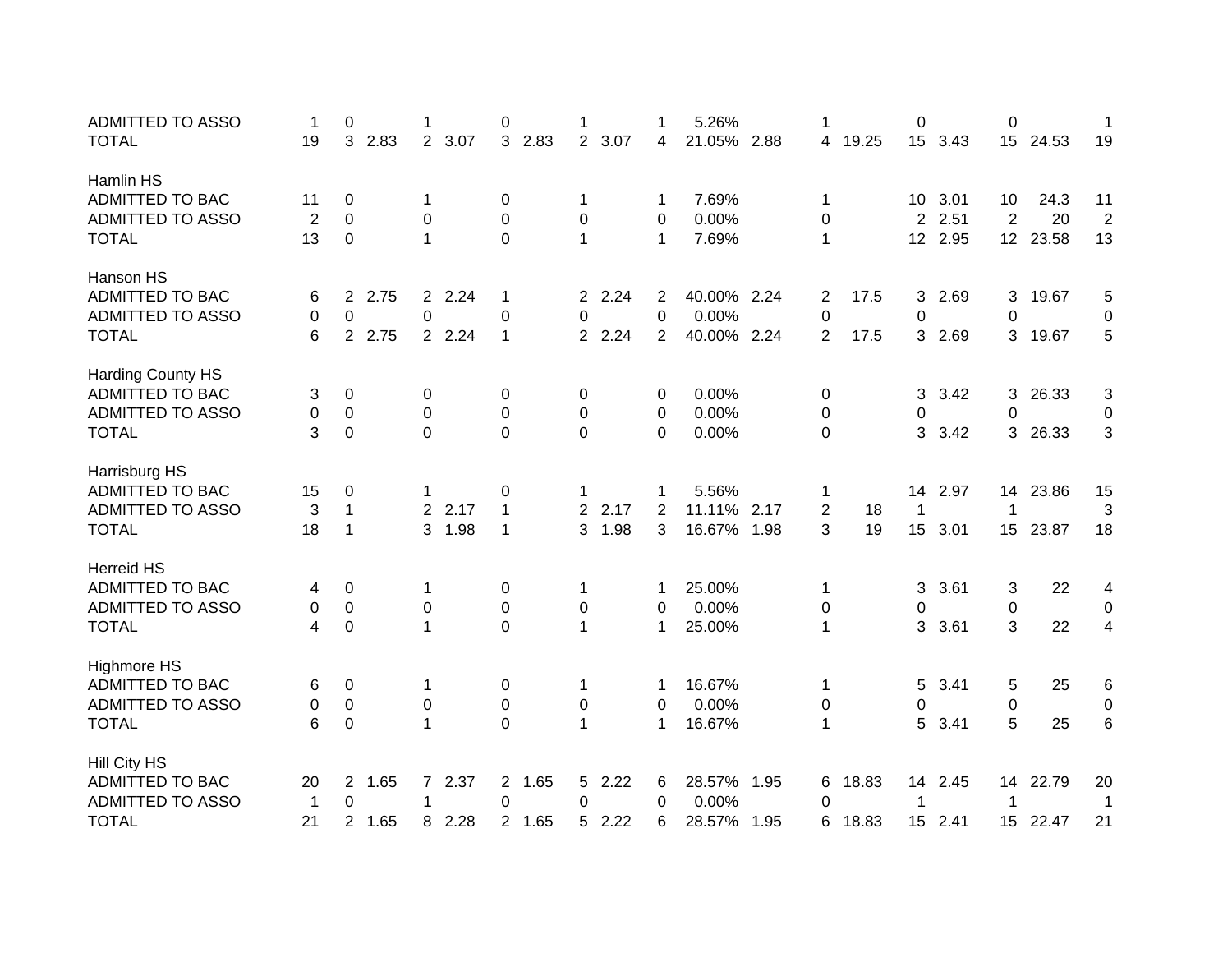| | | | | | | | | | | | | | | | | | | | |
|---|---|---|---|---|---|---|---|---|---|---|---|---|---|---|---|---|---|---|---|
| ADMITTED TO ASSO | 1 | 0 | | 1 | | 0 | | 1 | | 1 | 5.26% | | 1 | | 0 | | 0 | | 1 |
| TOTAL | 19 | 3 | 2.83 | 2 | 3.07 | 3 | 2.83 | 2 | 3.07 | 4 | 21.05% | 2.88 | 4 | 19.25 | 15 | 3.43 | 15 | 24.53 | 19 |
| | | | | | | | | | | | | | | | | | | | |
| Hamlin HS | | | | | | | | | | | | | | | | | | | |
| ADMITTED TO BAC | 11 | 0 | | 1 | | 0 | | 1 | | 1 | 7.69% | | 1 | | 10 | 3.01 | 10 | 24.3 | 11 |
| ADMITTED TO ASSO | 2 | 0 | | 0 | | 0 | | 0 | | 0 | 0.00% | | 0 | | 2 | 2.51 | 2 | 20 | 2 |
| TOTAL | 13 | 0 | | 1 | | 0 | | 1 | | 1 | 7.69% | | 1 | | 12 | 2.95 | 12 | 23.58 | 13 |
| | | | | | | | | | | | | | | | | | | | |
| Hanson HS | | | | | | | | | | | | | | | | | | | |
| ADMITTED TO BAC | 6 | 2 | 2.75 | 2 | 2.24 | 1 | | 2 | 2.24 | 2 | 40.00% | 2.24 | 2 | 17.5 | 3 | 2.69 | 3 | 19.67 | 5 |
| ADMITTED TO ASSO | 0 | 0 | | 0 | | 0 | | 0 | | 0 | 0.00% | | 0 | | 0 | | 0 | | 0 |
| TOTAL | 6 | 2 | 2.75 | 2 | 2.24 | 1 | | 2 | 2.24 | 2 | 40.00% | 2.24 | 2 | 17.5 | 3 | 2.69 | 3 | 19.67 | 5 |
| | | | | | | | | | | | | | | | | | | | |
| Harding County HS | | | | | | | | | | | | | | | | | | | |
| ADMITTED TO BAC | 3 | 0 | | 0 | | 0 | | 0 | | 0 | 0.00% | | 0 | | 3 | 3.42 | 3 | 26.33 | 3 |
| ADMITTED TO ASSO | 0 | 0 | | 0 | | 0 | | 0 | | 0 | 0.00% | | 0 | | 0 | | 0 | | 0 |
| TOTAL | 3 | 0 | | 0 | | 0 | | 0 | | 0 | 0.00% | | 0 | | 3 | 3.42 | 3 | 26.33 | 3 |
| | | | | | | | | | | | | | | | | | | | |
| Harrisburg HS | | | | | | | | | | | | | | | | | | | |
| ADMITTED TO BAC | 15 | 0 | | 1 | | 0 | | 1 | | 1 | 5.56% | | 1 | | 14 | 2.97 | 14 | 23.86 | 15 |
| ADMITTED TO ASSO | 3 | 1 | | 2 | 2.17 | 1 | | 2 | 2.17 | 2 | 11.11% | 2.17 | 2 | 18 | 1 | | 1 | | 3 |
| TOTAL | 18 | 1 | | 3 | 1.98 | 1 | | 3 | 1.98 | 3 | 16.67% | 1.98 | 3 | 19 | 15 | 3.01 | 15 | 23.87 | 18 |
| | | | | | | | | | | | | | | | | | | | |
| Herreid HS | | | | | | | | | | | | | | | | | | | |
| ADMITTED TO BAC | 4 | 0 | | 1 | | 0 | | 1 | | 1 | 25.00% | | 1 | | 3 | 3.61 | 3 | 22 | 4 |
| ADMITTED TO ASSO | 0 | 0 | | 0 | | 0 | | 0 | | 0 | 0.00% | | 0 | | 0 | | 0 | | 0 |
| TOTAL | 4 | 0 | | 1 | | 0 | | 1 | | 1 | 25.00% | | 1 | | 3 | 3.61 | 3 | 22 | 4 |
| | | | | | | | | | | | | | | | | | | | |
| Highmore HS | | | | | | | | | | | | | | | | | | | |
| ADMITTED TO BAC | 6 | 0 | | 1 | | 0 | | 1 | | 1 | 16.67% | | 1 | | 5 | 3.41 | 5 | 25 | 6 |
| ADMITTED TO ASSO | 0 | 0 | | 0 | | 0 | | 0 | | 0 | 0.00% | | 0 | | 0 | | 0 | | 0 |
| TOTAL | 6 | 0 | | 1 | | 0 | | 1 | | 1 | 16.67% | | 1 | | 5 | 3.41 | 5 | 25 | 6 |
| | | | | | | | | | | | | | | | | | | | |
| Hill City HS | | | | | | | | | | | | | | | | | | | |
| ADMITTED TO BAC | 20 | 2 | 1.65 | 7 | 2.37 | 2 | 1.65 | 5 | 2.22 | 6 | 28.57% | 1.95 | 6 | 18.83 | 14 | 2.45 | 14 | 22.79 | 20 |
| ADMITTED TO ASSO | 1 | 0 | | 1 | | 0 | | 0 | | 0 | 0.00% | | 0 | | 1 | | 1 | | 1 |
| TOTAL | 21 | 2 | 1.65 | 8 | 2.28 | 2 | 1.65 | 5 | 2.22 | 6 | 28.57% | 1.95 | 6 | 18.83 | 15 | 2.41 | 15 | 22.47 | 21 |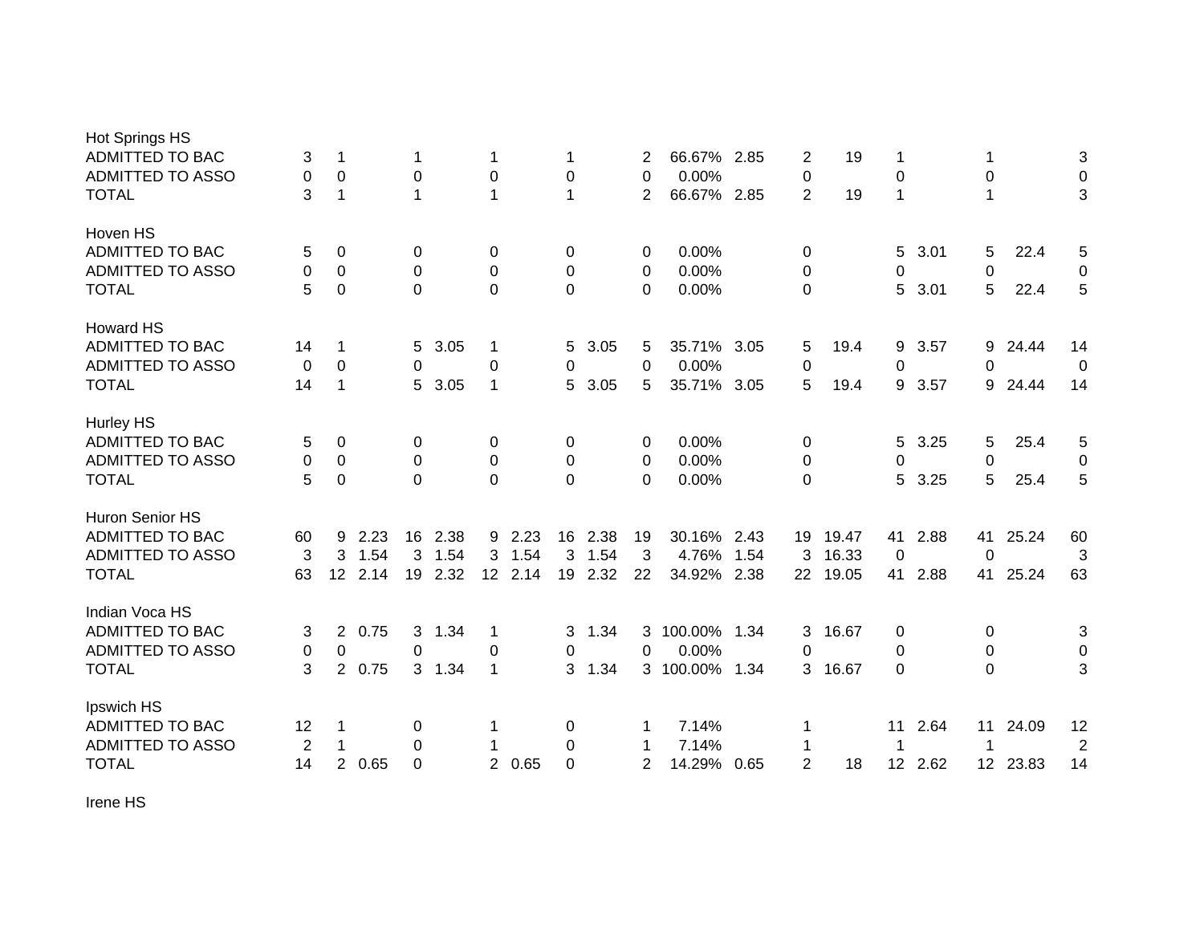| | | | | | | | | | | | | | | | | | | | |
|---|---|---|---|---|---|---|---|---|---|---|---|---|---|---|---|---|---|---|---|
| Hot Springs HS | | | | | | | | | | | | | | | | | | | |
| ADMITTED TO BAC | 3 | 1 | | 1 | | 1 | | 1 | | 2 | 66.67% | 2.85 | 2 | 19 | 1 | | 1 | | 3 |
| ADMITTED TO ASSO | 0 | 0 | | 0 | | 0 | | 0 | | 0 | 0.00% | | 0 | | 0 | | 0 | | 0 |
| TOTAL | 3 | 1 | | 1 | | 1 | | 1 | | 2 | 66.67% | 2.85 | 2 | 19 | 1 | | 1 | | 3 |
| Hoven HS | | | | | | | | | | | | | | | | | | | |
| ADMITTED TO BAC | 5 | 0 | | 0 | | 0 | | 0 | | 0 | 0.00% | | 0 | | 5 | 3.01 | 5 | 22.4 | 5 |
| ADMITTED TO ASSO | 0 | 0 | | 0 | | 0 | | 0 | | 0 | 0.00% | | 0 | | 0 | | 0 | | 0 |
| TOTAL | 5 | 0 | | 0 | | 0 | | 0 | | 0 | 0.00% | | 0 | | 5 | 3.01 | 5 | 22.4 | 5 |
| Howard HS | | | | | | | | | | | | | | | | | | | |
| ADMITTED TO BAC | 14 | 1 | | 5 | 3.05 | 1 | | 5 | 3.05 | 5 | 35.71% | 3.05 | 5 | 19.4 | 9 | 3.57 | 9 | 24.44 | 14 |
| ADMITTED TO ASSO | 0 | 0 | | 0 | | 0 | | 0 | | 0 | 0.00% | | 0 | | 0 | | 0 | | 0 |
| TOTAL | 14 | 1 | | 5 | 3.05 | 1 | | 5 | 3.05 | 5 | 35.71% | 3.05 | 5 | 19.4 | 9 | 3.57 | 9 | 24.44 | 14 |
| Hurley HS | | | | | | | | | | | | | | | | | | | |
| ADMITTED TO BAC | 5 | 0 | | 0 | | 0 | | 0 | | 0 | 0.00% | | 0 | | 5 | 3.25 | 5 | 25.4 | 5 |
| ADMITTED TO ASSO | 0 | 0 | | 0 | | 0 | | 0 | | 0 | 0.00% | | 0 | | 0 | | 0 | | 0 |
| TOTAL | 5 | 0 | | 0 | | 0 | | 0 | | 0 | 0.00% | | 0 | | 5 | 3.25 | 5 | 25.4 | 5 |
| Huron Senior HS | | | | | | | | | | | | | | | | | | | |
| ADMITTED TO BAC | 60 | 9 | 2.23 | 16 | 2.38 | 9 | 2.23 | 16 | 2.38 | 19 | 30.16% | 2.43 | 19 | 19.47 | 41 | 2.88 | 41 | 25.24 | 60 |
| ADMITTED TO ASSO | 3 | 3 | 1.54 | 3 | 1.54 | 3 | 1.54 | 3 | 1.54 | 3 | 4.76% | 1.54 | 3 | 16.33 | 0 | | 0 | | 3 |
| TOTAL | 63 | 12 | 2.14 | 19 | 2.32 | 12 | 2.14 | 19 | 2.32 | 22 | 34.92% | 2.38 | 22 | 19.05 | 41 | 2.88 | 41 | 25.24 | 63 |
| Indian Voca HS | | | | | | | | | | | | | | | | | | | |
| ADMITTED TO BAC | 3 | 2 | 0.75 | 3 | 1.34 | 1 | | 3 | 1.34 | 3 | 100.00% | 1.34 | 3 | 16.67 | 0 | | 0 | | 3 |
| ADMITTED TO ASSO | 0 | 0 | | 0 | | 0 | | 0 | | 0 | 0.00% | | 0 | | 0 | | 0 | | 0 |
| TOTAL | 3 | 2 | 0.75 | 3 | 1.34 | 1 | | 3 | 1.34 | 3 | 100.00% | 1.34 | 3 | 16.67 | 0 | | 0 | | 3 |
| Ipswich HS | | | | | | | | | | | | | | | | | | | |
| ADMITTED TO BAC | 12 | 1 | | 0 | | 1 | | 0 | | 1 | 7.14% | | 1 | | 11 | 2.64 | 11 | 24.09 | 12 |
| ADMITTED TO ASSO | 2 | 1 | | 0 | | 1 | | 0 | | 1 | 7.14% | | 1 | | 1 | | 1 | | 2 |
| TOTAL | 14 | 2 | 0.65 | 0 | | 2 | 0.65 | 0 | | 2 | 14.29% | 0.65 | 2 | 18 | 12 | 2.62 | 12 | 23.83 | 14 |
| Irene HS | | | | | | | | | | | | | | | | | | | |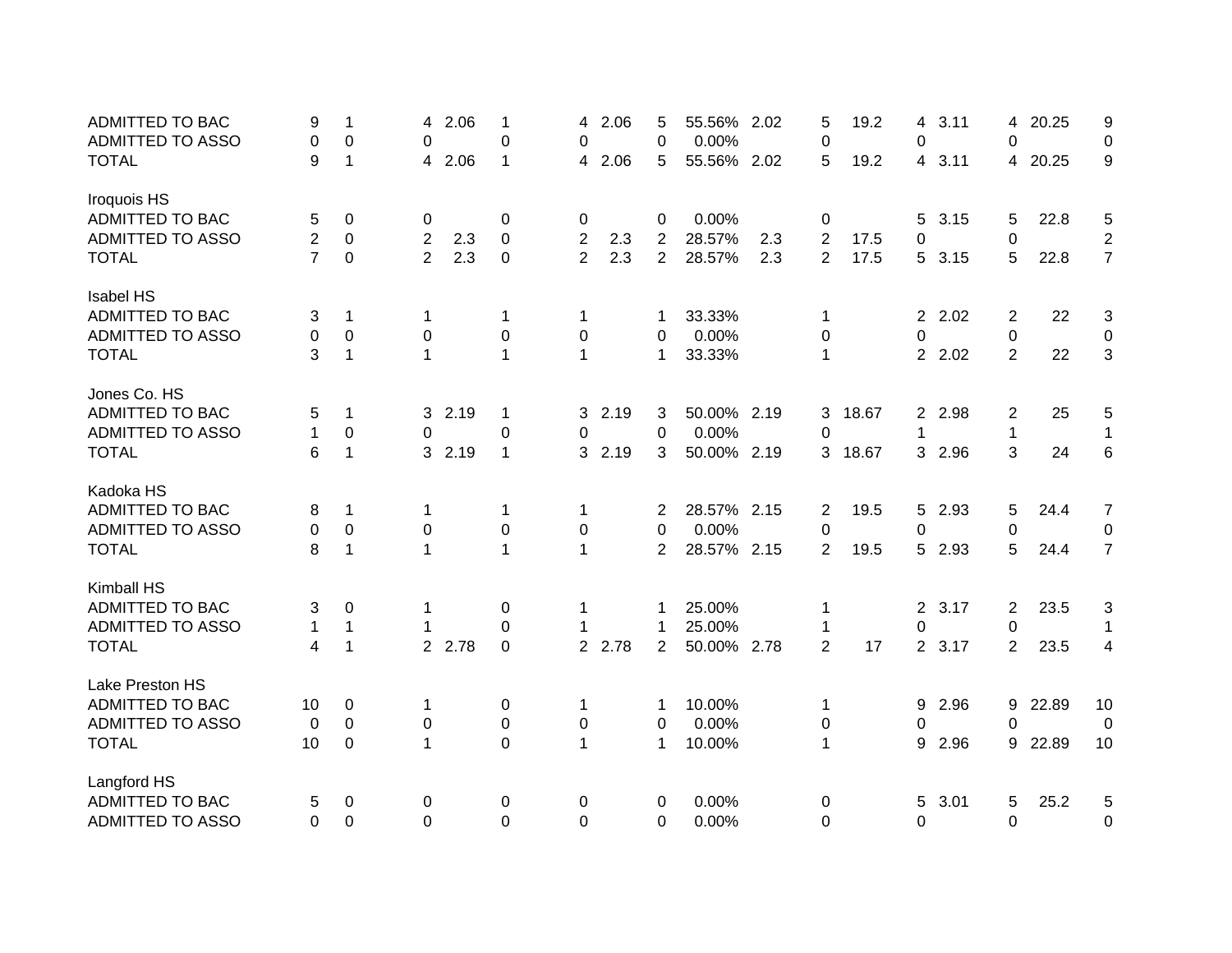| | | | | | | | | | | | | | | | | | |
|---|---|---|---|---|---|---|---|---|---|---|---|---|---|---|---|---|---|
| ADMITTED TO BAC | 9 | 1 | 4 | 2.06 | 1 | 4 | 2.06 | 5 | 55.56% | 2.02 | 5 | 19.2 | 4 | 3.11 | 4 | 20.25 | 9 |
| ADMITTED TO ASSO | 0 | 0 | 0 | | 0 | 0 | | 0 | 0.00% | | 0 | | 0 | | 0 | | 0 |
| TOTAL | 9 | 1 | 4 | 2.06 | 1 | 4 | 2.06 | 5 | 55.56% | 2.02 | 5 | 19.2 | 4 | 3.11 | 4 | 20.25 | 9 |
| | | | | | | | | | | | | | | | | | |
| Iroquois HS | | | | | | | | | | | | | | | | | |
| ADMITTED TO BAC | 5 | 0 | 0 | | 0 | 0 | | 0 | 0.00% | | 0 | | 5 | 3.15 | 5 | 22.8 | 5 |
| ADMITTED TO ASSO | 2 | 0 | 2 | 2.3 | 0 | 2 | 2.3 | 2 | 28.57% | 2.3 | 2 | 17.5 | 0 | | 0 | | 2 |
| TOTAL | 7 | 0 | 2 | 2.3 | 0 | 2 | 2.3 | 2 | 28.57% | 2.3 | 2 | 17.5 | 5 | 3.15 | 5 | 22.8 | 7 |
| | | | | | | | | | | | | | | | | | |
| Isabel HS | | | | | | | | | | | | | | | | | |
| ADMITTED TO BAC | 3 | 1 | 1 | | 1 | 1 | | 1 | 33.33% | | 1 | | 2 | 2.02 | 2 | 22 | 3 |
| ADMITTED TO ASSO | 0 | 0 | 0 | | 0 | 0 | | 0 | 0.00% | | 0 | | 0 | | 0 | | 0 |
| TOTAL | 3 | 1 | 1 | | 1 | 1 | | 1 | 33.33% | | 1 | | 2 | 2.02 | 2 | 22 | 3 |
| | | | | | | | | | | | | | | | | | |
| Jones Co. HS | | | | | | | | | | | | | | | | | |
| ADMITTED TO BAC | 5 | 1 | 3 | 2.19 | 1 | 3 | 2.19 | 3 | 50.00% | 2.19 | 3 | 18.67 | 2 | 2.98 | 2 | 25 | 5 |
| ADMITTED TO ASSO | 1 | 0 | 0 | | 0 | 0 | | 0 | 0.00% | | 0 | | 1 | | 1 | | 1 |
| TOTAL | 6 | 1 | 3 | 2.19 | 1 | 3 | 2.19 | 3 | 50.00% | 2.19 | 3 | 18.67 | 3 | 2.96 | 3 | 24 | 6 |
| | | | | | | | | | | | | | | | | | |
| Kadoka HS | | | | | | | | | | | | | | | | | |
| ADMITTED TO BAC | 8 | 1 | 1 | | 1 | 1 | | 2 | 28.57% | 2.15 | 2 | 19.5 | 5 | 2.93 | 5 | 24.4 | 7 |
| ADMITTED TO ASSO | 0 | 0 | 0 | | 0 | 0 | | 0 | 0.00% | | 0 | | 0 | | 0 | | 0 |
| TOTAL | 8 | 1 | 1 | | 1 | 1 | | 2 | 28.57% | 2.15 | 2 | 19.5 | 5 | 2.93 | 5 | 24.4 | 7 |
| | | | | | | | | | | | | | | | | | |
| Kimball HS | | | | | | | | | | | | | | | | | |
| ADMITTED TO BAC | 3 | 0 | 1 | | 0 | 1 | | 1 | 25.00% | | 1 | | 2 | 3.17 | 2 | 23.5 | 3 |
| ADMITTED TO ASSO | 1 | 1 | 1 | | 0 | 1 | | 1 | 25.00% | | 1 | | 0 | | 0 | | 1 |
| TOTAL | 4 | 1 | 2 | 2.78 | 0 | 2 | 2.78 | 2 | 50.00% | 2.78 | 2 | 17 | 2 | 3.17 | 2 | 23.5 | 4 |
| | | | | | | | | | | | | | | | | | |
| Lake Preston HS | | | | | | | | | | | | | | | | | |
| ADMITTED TO BAC | 10 | 0 | 1 | | 0 | 1 | | 1 | 10.00% | | 1 | | 9 | 2.96 | 9 | 22.89 | 10 |
| ADMITTED TO ASSO | 0 | 0 | 0 | | 0 | 0 | | 0 | 0.00% | | 0 | | 0 | | 0 | | 0 |
| TOTAL | 10 | 0 | 1 | | 0 | 1 | | 1 | 10.00% | | 1 | | 9 | 2.96 | 9 | 22.89 | 10 |
| | | | | | | | | | | | | | | | | | |
| Langford HS | | | | | | | | | | | | | | | | | |
| ADMITTED TO BAC | 5 | 0 | 0 | | 0 | 0 | | 0 | 0.00% | | 0 | | 5 | 3.01 | 5 | 25.2 | 5 |
| ADMITTED TO ASSO | 0 | 0 | 0 | | 0 | 0 | | 0 | 0.00% | | 0 | | 0 | | 0 | | 0 |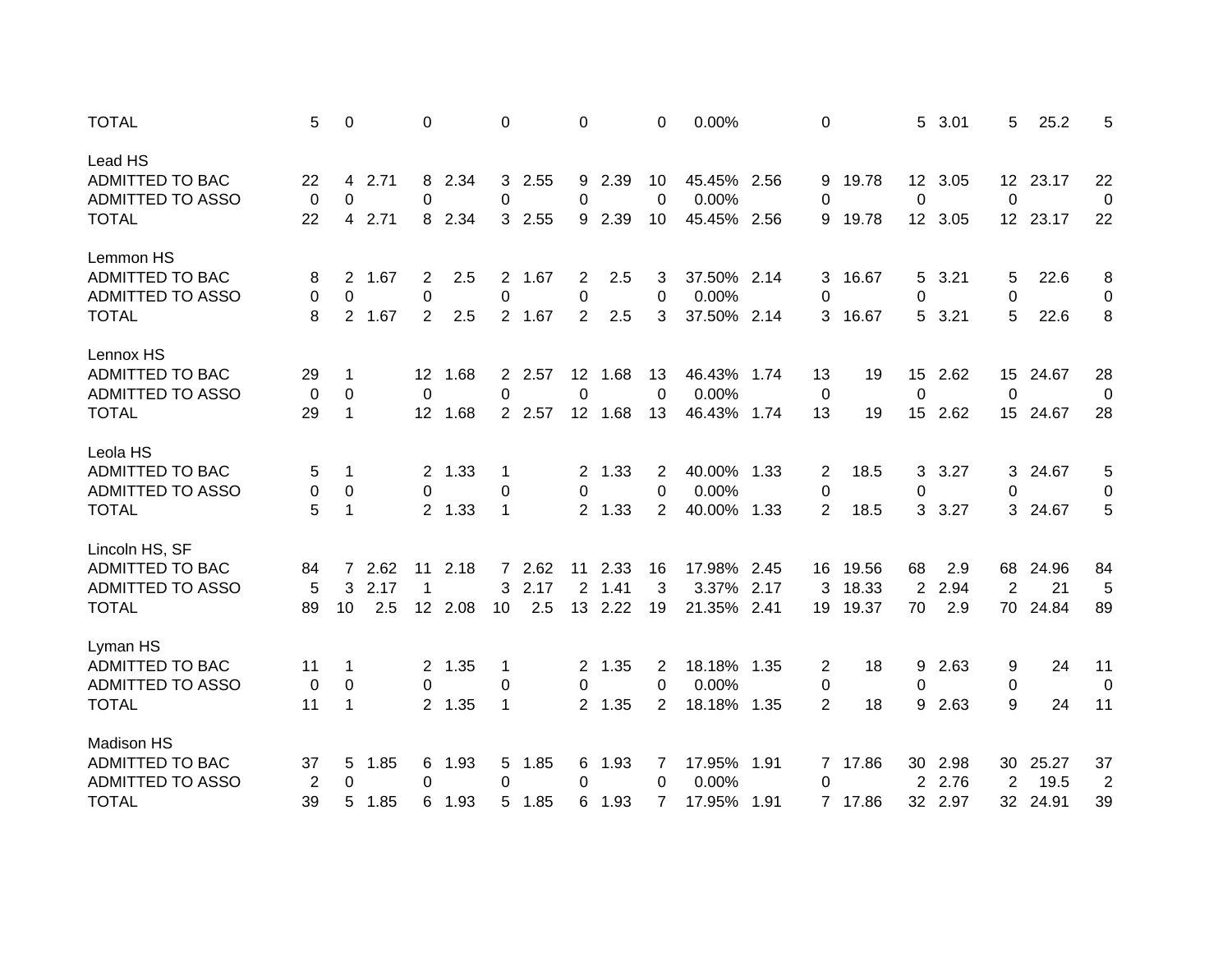| | | | | | | | | | | | | | | | | | | | |
|---|---|---|---|---|---|---|---|---|---|---|---|---|---|---|---|---|---|---|---|
| TOTAL | 5 | 0 | | 0 | | 0 | | 0 | | 0 | 0.00% | | 0 | | 5 | 3.01 | 5 | 25.2 | 5 |
| | | | | | | | | | | | | | | | | | | | |
| Lead HS | | | | | | | | | | | | | | | | | | | |
| ADMITTED TO BAC | 22 | 4 | 2.71 | 8 | 2.34 | 3 | 2.55 | 9 | 2.39 | 10 | 45.45% | 2.56 | 9 | 19.78 | 12 | 3.05 | 12 | 23.17 | 22 |
| ADMITTED TO ASSO | 0 | 0 | | 0 | | 0 | | 0 | | 0 | 0.00% | | 0 | | 0 | | 0 | | 0 |
| TOTAL | 22 | 4 | 2.71 | 8 | 2.34 | 3 | 2.55 | 9 | 2.39 | 10 | 45.45% | 2.56 | 9 | 19.78 | 12 | 3.05 | 12 | 23.17 | 22 |
| | | | | | | | | | | | | | | | | | | | |
| Lemmon HS | | | | | | | | | | | | | | | | | | | |
| ADMITTED TO BAC | 8 | 2 | 1.67 | 2 | 2.5 | 2 | 1.67 | 2 | 2.5 | 3 | 37.50% | 2.14 | 3 | 16.67 | 5 | 3.21 | 5 | 22.6 | 8 |
| ADMITTED TO ASSO | 0 | 0 | | 0 | | 0 | | 0 | | 0 | 0.00% | | 0 | | 0 | | 0 | | 0 |
| TOTAL | 8 | 2 | 1.67 | 2 | 2.5 | 2 | 1.67 | 2 | 2.5 | 3 | 37.50% | 2.14 | 3 | 16.67 | 5 | 3.21 | 5 | 22.6 | 8 |
| | | | | | | | | | | | | | | | | | | | |
| Lennox HS | | | | | | | | | | | | | | | | | | | |
| ADMITTED TO BAC | 29 | 1 | | 12 | 1.68 | 2 | 2.57 | 12 | 1.68 | 13 | 46.43% | 1.74 | 13 | 19 | 15 | 2.62 | 15 | 24.67 | 28 |
| ADMITTED TO ASSO | 0 | 0 | | 0 | | 0 | | 0 | | 0 | 0.00% | | 0 | | 0 | | 0 | | 0 |
| TOTAL | 29 | 1 | | 12 | 1.68 | 2 | 2.57 | 12 | 1.68 | 13 | 46.43% | 1.74 | 13 | 19 | 15 | 2.62 | 15 | 24.67 | 28 |
| | | | | | | | | | | | | | | | | | | | |
| Leola HS | | | | | | | | | | | | | | | | | | | |
| ADMITTED TO BAC | 5 | 1 | | 2 | 1.33 | 1 | | 2 | 1.33 | 2 | 40.00% | 1.33 | 2 | 18.5 | 3 | 3.27 | 3 | 24.67 | 5 |
| ADMITTED TO ASSO | 0 | 0 | | 0 | | 0 | | 0 | | 0 | 0.00% | | 0 | | 0 | | 0 | | 0 |
| TOTAL | 5 | 1 | | 2 | 1.33 | 1 | | 2 | 1.33 | 2 | 40.00% | 1.33 | 2 | 18.5 | 3 | 3.27 | 3 | 24.67 | 5 |
| | | | | | | | | | | | | | | | | | | | |
| Lincoln HS, SF | | | | | | | | | | | | | | | | | | | |
| ADMITTED TO BAC | 84 | 7 | 2.62 | 11 | 2.18 | 7 | 2.62 | 11 | 2.33 | 16 | 17.98% | 2.45 | 16 | 19.56 | 68 | 2.9 | 68 | 24.96 | 84 |
| ADMITTED TO ASSO | 5 | 3 | 2.17 | 1 | | 3 | 2.17 | 2 | 1.41 | 3 | 3.37% | 2.17 | 3 | 18.33 | 2 | 2.94 | 2 | 21 | 5 |
| TOTAL | 89 | 10 | 2.5 | 12 | 2.08 | 10 | 2.5 | 13 | 2.22 | 19 | 21.35% | 2.41 | 19 | 19.37 | 70 | 2.9 | 70 | 24.84 | 89 |
| | | | | | | | | | | | | | | | | | | | |
| Lyman HS | | | | | | | | | | | | | | | | | | | |
| ADMITTED TO BAC | 11 | 1 | | 2 | 1.35 | 1 | | 2 | 1.35 | 2 | 18.18% | 1.35 | 2 | 18 | 9 | 2.63 | 9 | 24 | 11 |
| ADMITTED TO ASSO | 0 | 0 | | 0 | | 0 | | 0 | | 0 | 0.00% | | 0 | | 0 | | 0 | | 0 |
| TOTAL | 11 | 1 | | 2 | 1.35 | 1 | | 2 | 1.35 | 2 | 18.18% | 1.35 | 2 | 18 | 9 | 2.63 | 9 | 24 | 11 |
| | | | | | | | | | | | | | | | | | | | |
| Madison HS | | | | | | | | | | | | | | | | | | | |
| ADMITTED TO BAC | 37 | 5 | 1.85 | 6 | 1.93 | 5 | 1.85 | 6 | 1.93 | 7 | 17.95% | 1.91 | 7 | 17.86 | 30 | 2.98 | 30 | 25.27 | 37 |
| ADMITTED TO ASSO | 2 | 0 | | 0 | | 0 | | 0 | | 0 | 0.00% | | 0 | | 2 | 2.76 | 2 | 19.5 | 2 |
| TOTAL | 39 | 5 | 1.85 | 6 | 1.93 | 5 | 1.85 | 6 | 1.93 | 7 | 17.95% | 1.91 | 7 | 17.86 | 32 | 2.97 | 32 | 24.91 | 39 |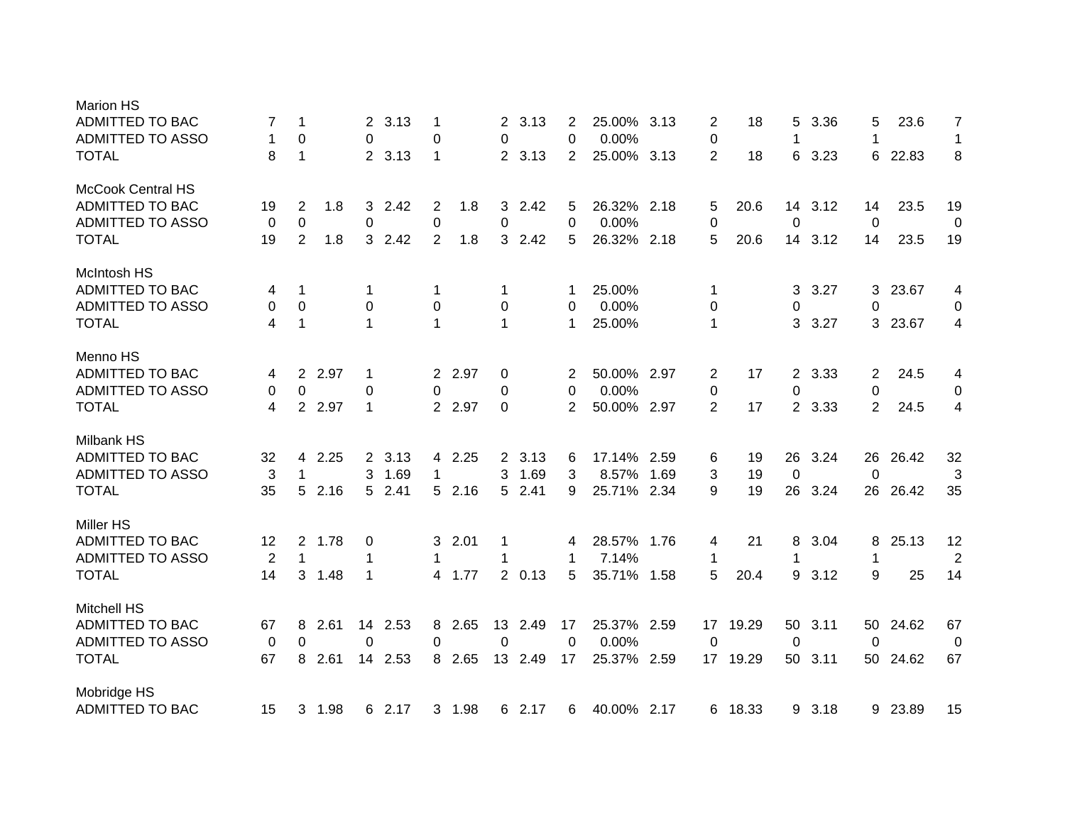| | | | | | | | | | | | | | | | | | | | |
|---|---|---|---|---|---|---|---|---|---|---|---|---|---|---|---|---|---|---|---|
| **Marion HS** | | | | | | | | | | | | | | | | | | | |
| ADMITTED TO BAC | 7 | 1 | | 2 | 3.13 | 1 | | 2 | 3.13 | 2 | 25.00% | 3.13 | 2 | 18 | 5 | 3.36 | 5 | 23.6 | 7 |
| ADMITTED TO ASSO | 1 | 0 | | 0 | | 0 | | 0 | | 0 | 0.00% | | 0 | | 1 | | 1 | | 1 |
| TOTAL | 8 | 1 | | 2 | 3.13 | 1 | | 2 | 3.13 | 2 | 25.00% | 3.13 | 2 | 18 | 6 | 3.23 | 6 | 22.83 | 8 |
| **McCook Central HS** | | | | | | | | | | | | | | | | | | | |
| ADMITTED TO BAC | 19 | 2 | 1.8 | 3 | 2.42 | 2 | 1.8 | 3 | 2.42 | 5 | 26.32% | 2.18 | 5 | 20.6 | 14 | 3.12 | 14 | 23.5 | 19 |
| ADMITTED TO ASSO | 0 | 0 | | 0 | | 0 | | 0 | | 0 | 0.00% | | 0 | | 0 | | 0 | | 0 |
| TOTAL | 19 | 2 | 1.8 | 3 | 2.42 | 2 | 1.8 | 3 | 2.42 | 5 | 26.32% | 2.18 | 5 | 20.6 | 14 | 3.12 | 14 | 23.5 | 19 |
| **McIntosh HS** | | | | | | | | | | | | | | | | | | | |
| ADMITTED TO BAC | 4 | 1 | | 1 | | 1 | | 1 | | 1 | 25.00% | | 1 | | 3 | 3.27 | 3 | 23.67 | 4 |
| ADMITTED TO ASSO | 0 | 0 | | 0 | | 0 | | 0 | | 0 | 0.00% | | 0 | | 0 | | 0 | | 0 |
| TOTAL | 4 | 1 | | 1 | | 1 | | 1 | | 1 | 25.00% | | 1 | | 3 | 3.27 | 3 | 23.67 | 4 |
| **Menno HS** | | | | | | | | | | | | | | | | | | | |
| ADMITTED TO BAC | 4 | 2 | 2.97 | 1 | | 2 | 2.97 | 0 | | 2 | 50.00% | 2.97 | 2 | 17 | 2 | 3.33 | 2 | 24.5 | 4 |
| ADMITTED TO ASSO | 0 | 0 | | 0 | | 0 | | 0 | | 0 | 0.00% | | 0 | | 0 | | 0 | | 0 |
| TOTAL | 4 | 2 | 2.97 | 1 | | 2 | 2.97 | 0 | | 2 | 50.00% | 2.97 | 2 | 17 | 2 | 3.33 | 2 | 24.5 | 4 |
| **Milbank HS** | | | | | | | | | | | | | | | | | | | |
| ADMITTED TO BAC | 32 | 4 | 2.25 | 2 | 3.13 | 4 | 2.25 | 2 | 3.13 | 6 | 17.14% | 2.59 | 6 | 19 | 26 | 3.24 | 26 | 26.42 | 32 |
| ADMITTED TO ASSO | 3 | 1 | | 3 | 1.69 | 1 | | 3 | 1.69 | 3 | 8.57% | 1.69 | 3 | 19 | 0 | | 0 | | 3 |
| TOTAL | 35 | 5 | 2.16 | 5 | 2.41 | 5 | 2.16 | 5 | 2.41 | 9 | 25.71% | 2.34 | 9 | 19 | 26 | 3.24 | 26 | 26.42 | 35 |
| **Miller HS** | | | | | | | | | | | | | | | | | | | |
| ADMITTED TO BAC | 12 | 2 | 1.78 | 0 | | 3 | 2.01 | 1 | | 4 | 28.57% | 1.76 | 4 | 21 | 8 | 3.04 | 8 | 25.13 | 12 |
| ADMITTED TO ASSO | 2 | 1 | | 1 | | 1 | | 1 | | 1 | 7.14% | | 1 | | 1 | | 1 | | 2 |
| TOTAL | 14 | 3 | 1.48 | 1 | | 4 | 1.77 | 2 | 0.13 | 5 | 35.71% | 1.58 | 5 | 20.4 | 9 | 3.12 | 9 | 25 | 14 |
| **Mitchell HS** | | | | | | | | | | | | | | | | | | | |
| ADMITTED TO BAC | 67 | 8 | 2.61 | 14 | 2.53 | 8 | 2.65 | 13 | 2.49 | 17 | 25.37% | 2.59 | 17 | 19.29 | 50 | 3.11 | 50 | 24.62 | 67 |
| ADMITTED TO ASSO | 0 | 0 | | 0 | | 0 | | 0 | | 0 | 0.00% | | 0 | | 0 | | 0 | | 0 |
| TOTAL | 67 | 8 | 2.61 | 14 | 2.53 | 8 | 2.65 | 13 | 2.49 | 17 | 25.37% | 2.59 | 17 | 19.29 | 50 | 3.11 | 50 | 24.62 | 67 |
| **Mobridge HS** | | | | | | | | | | | | | | | | | | | |
| ADMITTED TO BAC | 15 | 3 | 1.98 | 6 | 2.17 | 3 | 1.98 | 6 | 2.17 | 6 | 40.00% | 2.17 | 6 | 18.33 | 9 | 3.18 | 9 | 23.89 | 15 |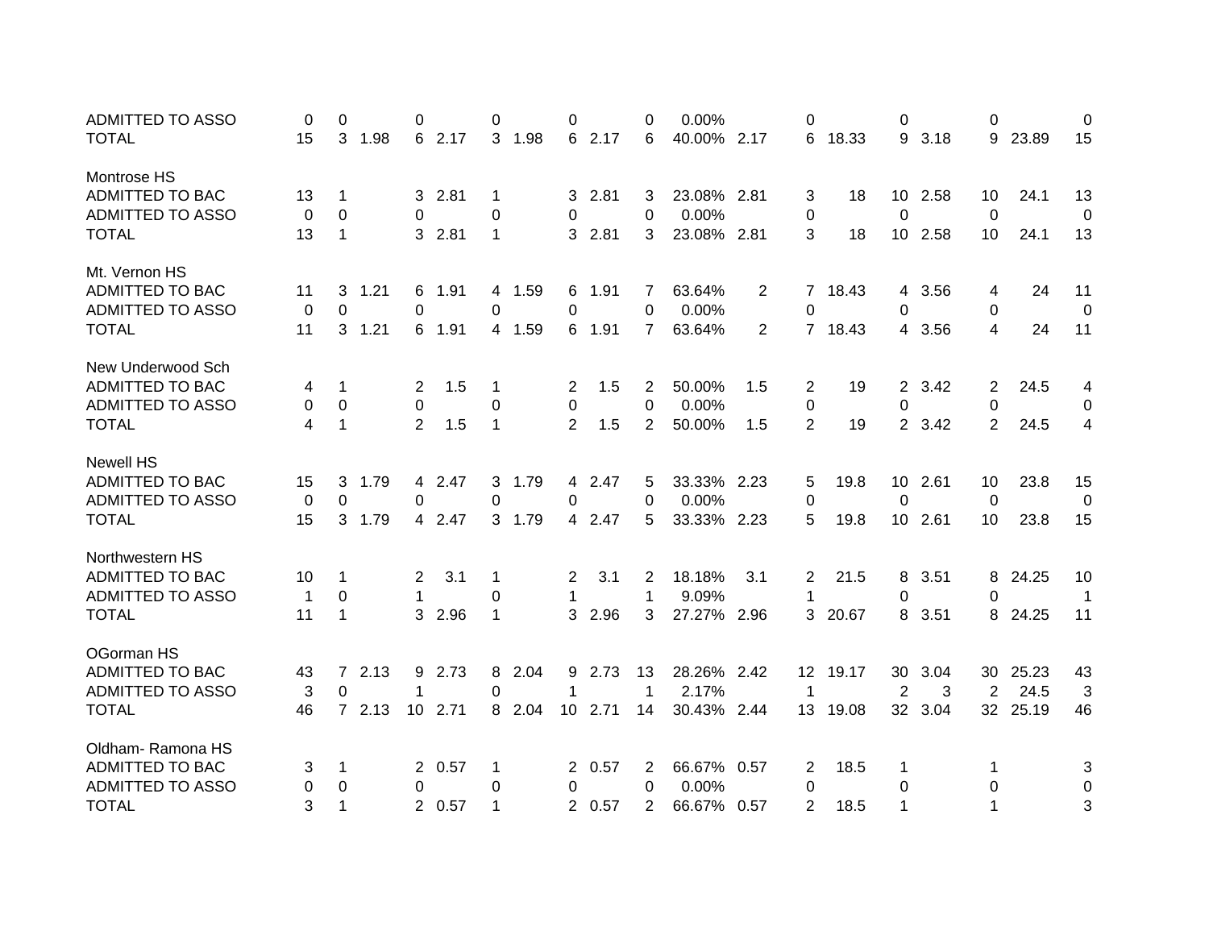| | | | | | | | | | | | | | | | | | | | |
|---|---|---|---|---|---|---|---|---|---|---|---|---|---|---|---|---|---|---|---|
| ADMITTED TO ASSO | 0 | 0 | | 0 | | 0 | | 0 | | 0 | 0.00% | | 0 | | 0 | | 0 | | 0 |
| TOTAL | 15 | 3 | 1.98 | 6 | 2.17 | 3 | 1.98 | 6 | 2.17 | 6 | 40.00% | 2.17 | 6 | 18.33 | 9 | 3.18 | 9 | 23.89 | 15 |
| Montrose HS | | | | | | | | | | | | | | | | | | | |
| ADMITTED TO BAC | 13 | 1 | | 3 | 2.81 | 1 | | 3 | 2.81 | 3 | 23.08% | 2.81 | 3 | 18 | 10 | 2.58 | 10 | 24.1 | 13 |
| ADMITTED TO ASSO | 0 | 0 | | 0 | | 0 | | 0 | | 0 | 0.00% | | 0 | | 0 | | 0 | | 0 |
| TOTAL | 13 | 1 | | 3 | 2.81 | 1 | | 3 | 2.81 | 3 | 23.08% | 2.81 | 3 | 18 | 10 | 2.58 | 10 | 24.1 | 13 |
| Mt. Vernon HS | | | | | | | | | | | | | | | | | | | |
| ADMITTED TO BAC | 11 | 3 | 1.21 | 6 | 1.91 | 4 | 1.59 | 6 | 1.91 | 7 | 63.64% | 2 | 7 | 18.43 | 4 | 3.56 | 4 | 24 | 11 |
| ADMITTED TO ASSO | 0 | 0 | | 0 | | 0 | | 0 | | 0 | 0.00% | | 0 | | 0 | | 0 | | 0 |
| TOTAL | 11 | 3 | 1.21 | 6 | 1.91 | 4 | 1.59 | 6 | 1.91 | 7 | 63.64% | 2 | 7 | 18.43 | 4 | 3.56 | 4 | 24 | 11 |
| New Underwood Sch | | | | | | | | | | | | | | | | | | | |
| ADMITTED TO BAC | 4 | 1 | | 2 | 1.5 | 1 | | 2 | 1.5 | 2 | 50.00% | 1.5 | 2 | 19 | 2 | 3.42 | 2 | 24.5 | 4 |
| ADMITTED TO ASSO | 0 | 0 | | 0 | | 0 | | 0 | | 0 | 0.00% | | 0 | | 0 | | 0 | | 0 |
| TOTAL | 4 | 1 | | 2 | 1.5 | 1 | | 2 | 1.5 | 2 | 50.00% | 1.5 | 2 | 19 | 2 | 3.42 | 2 | 24.5 | 4 |
| Newell HS | | | | | | | | | | | | | | | | | | | |
| ADMITTED TO BAC | 15 | 3 | 1.79 | 4 | 2.47 | 3 | 1.79 | 4 | 2.47 | 5 | 33.33% | 2.23 | 5 | 19.8 | 10 | 2.61 | 10 | 23.8 | 15 |
| ADMITTED TO ASSO | 0 | 0 | | 0 | | 0 | | 0 | | 0 | 0.00% | | 0 | | 0 | | 0 | | 0 |
| TOTAL | 15 | 3 | 1.79 | 4 | 2.47 | 3 | 1.79 | 4 | 2.47 | 5 | 33.33% | 2.23 | 5 | 19.8 | 10 | 2.61 | 10 | 23.8 | 15 |
| Northwestern HS | | | | | | | | | | | | | | | | | | | |
| ADMITTED TO BAC | 10 | 1 | | 2 | 3.1 | 1 | | 2 | 3.1 | 2 | 18.18% | 3.1 | 2 | 21.5 | 8 | 3.51 | 8 | 24.25 | 10 |
| ADMITTED TO ASSO | 1 | 0 | | 1 | | 0 | | 1 | | 1 | 9.09% | | 1 | | 0 | | 0 | | 1 |
| TOTAL | 11 | 1 | | 3 | 2.96 | 1 | | 3 | 2.96 | 3 | 27.27% | 2.96 | 3 | 20.67 | 8 | 3.51 | 8 | 24.25 | 11 |
| OGorman HS | | | | | | | | | | | | | | | | | | | |
| ADMITTED TO BAC | 43 | 7 | 2.13 | 9 | 2.73 | 8 | 2.04 | 9 | 2.73 | 13 | 28.26% | 2.42 | 12 | 19.17 | 30 | 3.04 | 30 | 25.23 | 43 |
| ADMITTED TO ASSO | 3 | 0 | | 1 | | 0 | | 1 | | 1 | 2.17% | | 1 | | 2 | 3 | 2 | 24.5 | 3 |
| TOTAL | 46 | 7 | 2.13 | 10 | 2.71 | 8 | 2.04 | 10 | 2.71 | 14 | 30.43% | 2.44 | 13 | 19.08 | 32 | 3.04 | 32 | 25.19 | 46 |
| Oldham- Ramona HS | | | | | | | | | | | | | | | | | | | |
| ADMITTED TO BAC | 3 | 1 | | 2 | 0.57 | 1 | | 2 | 0.57 | 2 | 66.67% | 0.57 | 2 | 18.5 | 1 | | 1 | | 3 |
| ADMITTED TO ASSO | 0 | 0 | | 0 | | 0 | | 0 | | 0 | 0.00% | | 0 | | 0 | | 0 | | 0 |
| TOTAL | 3 | 1 | | 2 | 0.57 | 1 | | 2 | 0.57 | 2 | 66.67% | 0.57 | 2 | 18.5 | 1 | | 1 | | 3 |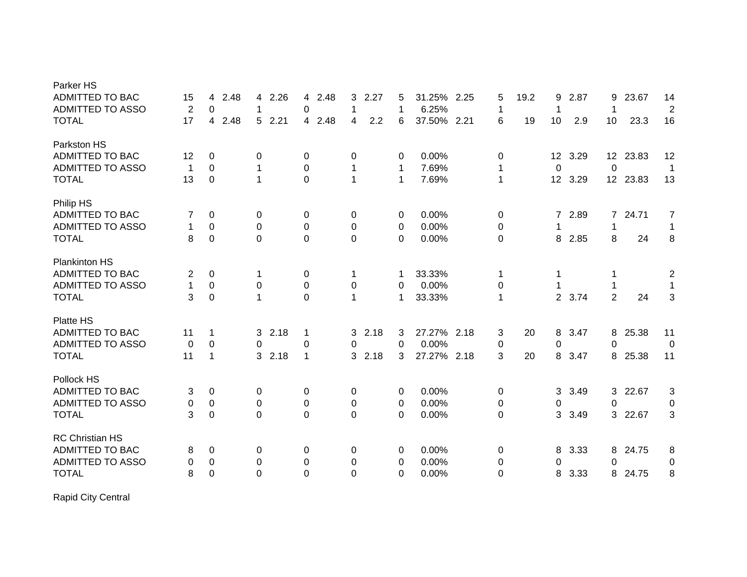| | | | | | | | | | | | | | | | | | | | |
|---|---|---|---|---|---|---|---|---|---|---|---|---|---|---|---|---|---|---|---|
| Parker HS | | | | | | | | | | | | | | | | | | | |
| ADMITTED TO BAC | 15 | 4 | 2.48 | 4 | 2.26 | 4 | 2.48 | 3 | 2.27 | 5 | 31.25% | 2.25 | 5 | 19.2 | 9 | 2.87 | 9 | 23.67 | 14 |
| ADMITTED TO ASSO | 2 | 0 | | 1 | | 0 | | 1 | | 1 | 6.25% | | 1 | | 1 | | 1 | | 2 |
| TOTAL | 17 | 4 | 2.48 | 5 | 2.21 | 4 | 2.48 | 4 | 2.2 | 6 | 37.50% | 2.21 | 6 | 19 | 10 | 2.9 | 10 | 23.3 | 16 |
| Parkston HS | | | | | | | | | | | | | | | | | | | |
| ADMITTED TO BAC | 12 | 0 | | 0 | | 0 | | 0 | | 0 | 0.00% | | 0 | | 12 | 3.29 | 12 | 23.83 | 12 |
| ADMITTED TO ASSO | 1 | 0 | | 1 | | 0 | | 1 | | 1 | 7.69% | | 1 | | 0 | | 0 | | 1 |
| TOTAL | 13 | 0 | | 1 | | 0 | | 1 | | 1 | 7.69% | | 1 | | 12 | 3.29 | 12 | 23.83 | 13 |
| Philip HS | | | | | | | | | | | | | | | | | | | |
| ADMITTED TO BAC | 7 | 0 | | 0 | | 0 | | 0 | | 0 | 0.00% | | 0 | | 7 | 2.89 | 7 | 24.71 | 7 |
| ADMITTED TO ASSO | 1 | 0 | | 0 | | 0 | | 0 | | 0 | 0.00% | | 0 | | 1 | | 1 | | 1 |
| TOTAL | 8 | 0 | | 0 | | 0 | | 0 | | 0 | 0.00% | | 0 | | 8 | 2.85 | 8 | 24 | 8 |
| Plankinton HS | | | | | | | | | | | | | | | | | | | |
| ADMITTED TO BAC | 2 | 0 | | 1 | | 0 | | 1 | | 1 | 33.33% | | 1 | | 1 | | 1 | | 2 |
| ADMITTED TO ASSO | 1 | 0 | | 0 | | 0 | | 0 | | 0 | 0.00% | | 0 | | 1 | | 1 | | 1 |
| TOTAL | 3 | 0 | | 1 | | 0 | | 1 | | 1 | 33.33% | | 1 | | 2 | 3.74 | 2 | 24 | 3 |
| Platte HS | | | | | | | | | | | | | | | | | | | |
| ADMITTED TO BAC | 11 | 1 | | 3 | 2.18 | 1 | | 3 | 2.18 | 3 | 27.27% | 2.18 | 3 | 20 | 8 | 3.47 | 8 | 25.38 | 11 |
| ADMITTED TO ASSO | 0 | 0 | | 0 | | 0 | | 0 | | 0 | 0.00% | | 0 | | 0 | | 0 | | 0 |
| TOTAL | 11 | 1 | | 3 | 2.18 | 1 | | 3 | 2.18 | 3 | 27.27% | 2.18 | 3 | 20 | 8 | 3.47 | 8 | 25.38 | 11 |
| Pollock HS | | | | | | | | | | | | | | | | | | | |
| ADMITTED TO BAC | 3 | 0 | | 0 | | 0 | | 0 | | 0 | 0.00% | | 0 | | 3 | 3.49 | 3 | 22.67 | 3 |
| ADMITTED TO ASSO | 0 | 0 | | 0 | | 0 | | 0 | | 0 | 0.00% | | 0 | | 0 | | 0 | | 0 |
| TOTAL | 3 | 0 | | 0 | | 0 | | 0 | | 0 | 0.00% | | 0 | | 3 | 3.49 | 3 | 22.67 | 3 |
| RC Christian HS | | | | | | | | | | | | | | | | | | | |
| ADMITTED TO BAC | 8 | 0 | | 0 | | 0 | | 0 | | 0 | 0.00% | | 0 | | 8 | 3.33 | 8 | 24.75 | 8 |
| ADMITTED TO ASSO | 0 | 0 | | 0 | | 0 | | 0 | | 0 | 0.00% | | 0 | | 0 | | 0 | | 0 |
| TOTAL | 8 | 0 | | 0 | | 0 | | 0 | | 0 | 0.00% | | 0 | | 8 | 3.33 | 8 | 24.75 | 8 |
| Rapid City Central | | | | | | | | | | | | | | | | | | | |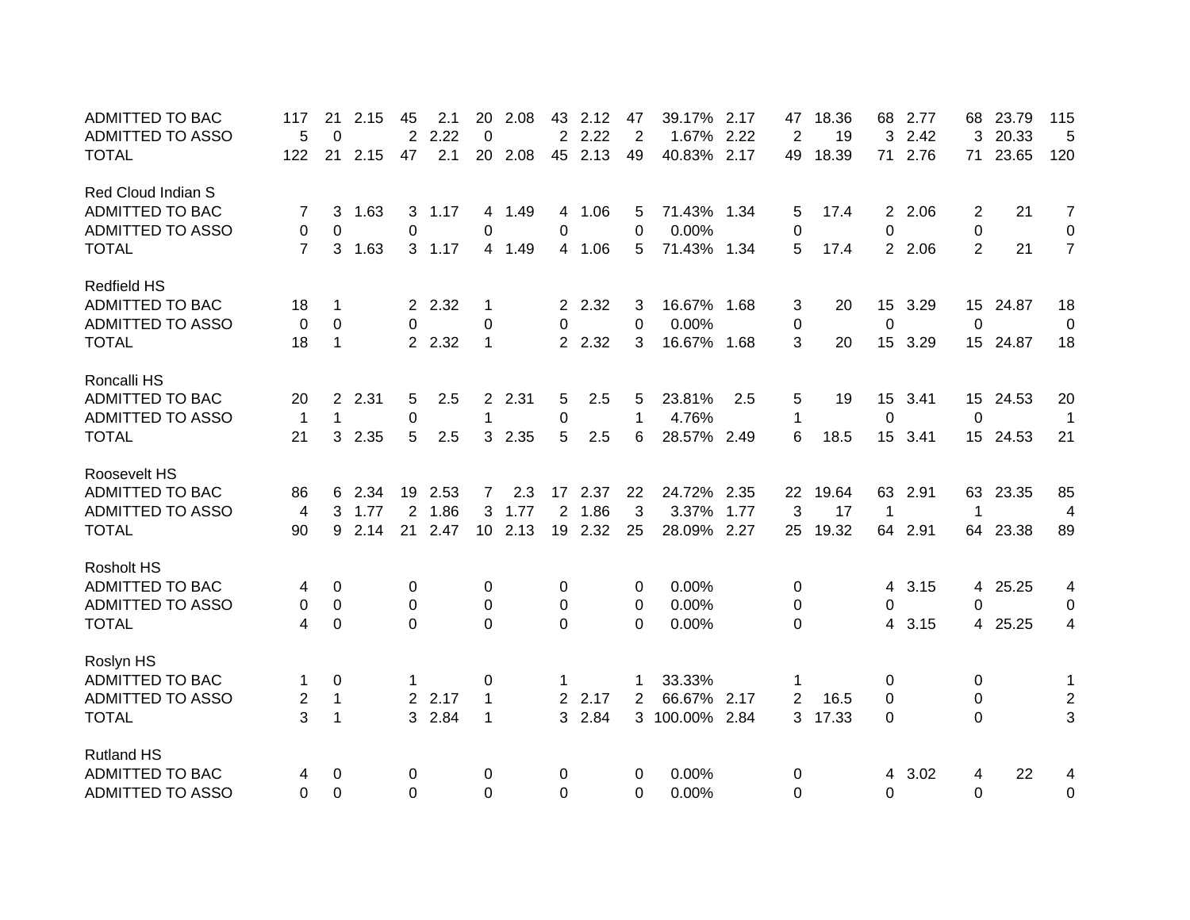| | | | | | | | | | | | | | | | | | | |
|---|---|---|---|---|---|---|---|---|---|---|---|---|---|---|---|---|---|---|
| ADMITTED TO BAC | 117 | 21 | 2.15 | 45 | 2.1 | 20 | 2.08 | 43 | 2.12 | 47 | 39.17% | 2.17 | 47 | 18.36 | 68 | 2.77 | 68 | 23.79 | 115 |
| ADMITTED TO ASSO | 5 | 0 | | 2 | 2.22 | 0 | | 2 | 2.22 | 2 | 1.67% | 2.22 | 2 | 19 | 3 | 2.42 | 3 | 20.33 | 5 |
| TOTAL | 122 | 21 | 2.15 | 47 | 2.1 | 20 | 2.08 | 45 | 2.13 | 49 | 40.83% | 2.17 | 49 | 18.39 | 71 | 2.76 | 71 | 23.65 | 120 |
| | | | | | | | | | | | | | | | | | | | |
| Red Cloud Indian S | | | | | | | | | | | | | | | | | | | |
| ADMITTED TO BAC | 7 | 3 | 1.63 | 3 | 1.17 | 4 | 1.49 | 4 | 1.06 | 5 | 71.43% | 1.34 | 5 | 17.4 | 2 | 2.06 | 2 | 21 | 7 |
| ADMITTED TO ASSO | 0 | 0 | | 0 | | 0 | | 0 | | 0 | 0.00% | | 0 | | 0 | | 0 | | 0 |
| TOTAL | 7 | 3 | 1.63 | 3 | 1.17 | 4 | 1.49 | 4 | 1.06 | 5 | 71.43% | 1.34 | 5 | 17.4 | 2 | 2.06 | 2 | 21 | 7 |
| | | | | | | | | | | | | | | | | | | | |
| Redfield HS | | | | | | | | | | | | | | | | | | | |
| ADMITTED TO BAC | 18 | 1 | | 2 | 2.32 | 1 | | 2 | 2.32 | 3 | 16.67% | 1.68 | 3 | 20 | 15 | 3.29 | 15 | 24.87 | 18 |
| ADMITTED TO ASSO | 0 | 0 | | 0 | | 0 | | 0 | | 0 | 0.00% | | 0 | | 0 | | 0 | | 0 |
| TOTAL | 18 | 1 | | 2 | 2.32 | 1 | | 2 | 2.32 | 3 | 16.67% | 1.68 | 3 | 20 | 15 | 3.29 | 15 | 24.87 | 18 |
| | | | | | | | | | | | | | | | | | | | |
| Roncalli HS | | | | | | | | | | | | | | | | | | | |
| ADMITTED TO BAC | 20 | 2 | 2.31 | 5 | 2.5 | 2 | 2.31 | 5 | 2.5 | 5 | 23.81% | 2.5 | 5 | 19 | 15 | 3.41 | 15 | 24.53 | 20 |
| ADMITTED TO ASSO | 1 | 1 | | 0 | | 1 | | 0 | | 1 | 4.76% | | 1 | | 0 | | 0 | | 1 |
| TOTAL | 21 | 3 | 2.35 | 5 | 2.5 | 3 | 2.35 | 5 | 2.5 | 6 | 28.57% | 2.49 | 6 | 18.5 | 15 | 3.41 | 15 | 24.53 | 21 |
| | | | | | | | | | | | | | | | | | | | |
| Roosevelt HS | | | | | | | | | | | | | | | | | | | |
| ADMITTED TO BAC | 86 | 6 | 2.34 | 19 | 2.53 | 7 | 2.3 | 17 | 2.37 | 22 | 24.72% | 2.35 | 22 | 19.64 | 63 | 2.91 | 63 | 23.35 | 85 |
| ADMITTED TO ASSO | 4 | 3 | 1.77 | 2 | 1.86 | 3 | 1.77 | 2 | 1.86 | 3 | 3.37% | 1.77 | 3 | 17 | 1 | | 1 | | 4 |
| TOTAL | 90 | 9 | 2.14 | 21 | 2.47 | 10 | 2.13 | 19 | 2.32 | 25 | 28.09% | 2.27 | 25 | 19.32 | 64 | 2.91 | 64 | 23.38 | 89 |
| | | | | | | | | | | | | | | | | | | | |
| Rosholt HS | | | | | | | | | | | | | | | | | | | |
| ADMITTED TO BAC | 4 | 0 | | 0 | | 0 | | 0 | | 0 | 0.00% | | 0 | | 4 | 3.15 | 4 | 25.25 | 4 |
| ADMITTED TO ASSO | 0 | 0 | | 0 | | 0 | | 0 | | 0 | 0.00% | | 0 | | 0 | | 0 | | 0 |
| TOTAL | 4 | 0 | | 0 | | 0 | | 0 | | 0 | 0.00% | | 0 | | 4 | 3.15 | 4 | 25.25 | 4 |
| | | | | | | | | | | | | | | | | | | | |
| Roslyn HS | | | | | | | | | | | | | | | | | | | |
| ADMITTED TO BAC | 1 | 0 | | 1 | | 0 | | 1 | | 1 | 33.33% | | 1 | | 0 | | 0 | | 1 |
| ADMITTED TO ASSO | 2 | 1 | | 2 | 2.17 | 1 | | 2 | 2.17 | 2 | 66.67% | 2.17 | 2 | 16.5 | 0 | | 0 | | 2 |
| TOTAL | 3 | 1 | | 3 | 2.84 | 1 | | 3 | 2.84 | 3 | 100.00% | 2.84 | 3 | 17.33 | 0 | | 0 | | 3 |
| | | | | | | | | | | | | | | | | | | | |
| Rutland HS | | | | | | | | | | | | | | | | | | | |
| ADMITTED TO BAC | 4 | 0 | | 0 | | 0 | | 0 | | 0 | 0.00% | | 0 | | 4 | 3.02 | 4 | 22 | 4 |
| ADMITTED TO ASSO | 0 | 0 | | 0 | | 0 | | 0 | | 0 | 0.00% | | 0 | | 0 | | 0 | | 0 |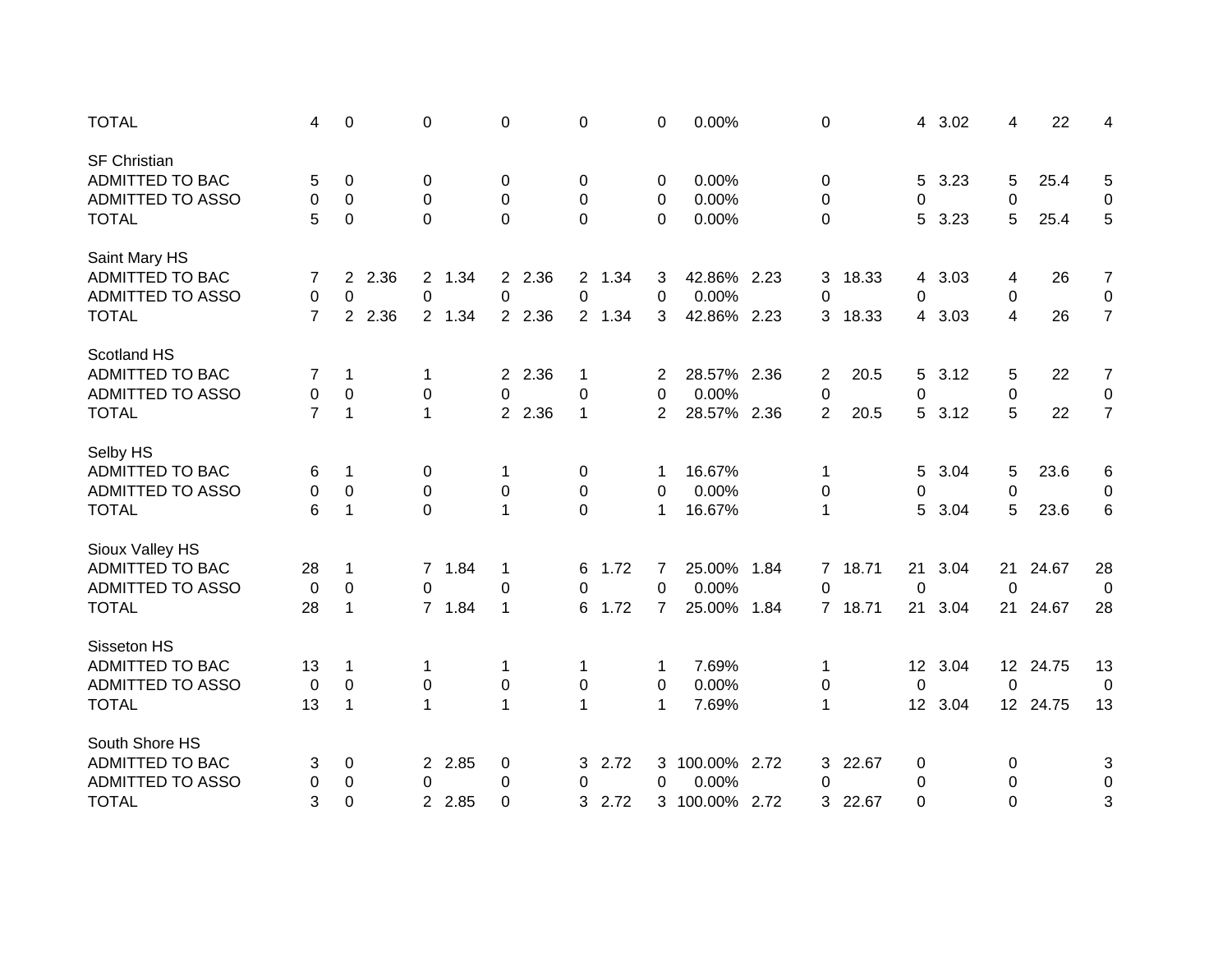| | | | | | | | | | | | | | | | | | | | |
|---|---|---|---|---|---|---|---|---|---|---|---|---|---|---|---|---|---|---|---|
| TOTAL | 4 | 0 | | 0 | | 0 | | 0 | | 0 | 0.00% | | 0 | | 4 | 3.02 | 4 | 22 | 4 |
| | | | | | | | | | | | | | | | | | | | |
| SF Christian | | | | | | | | | | | | | | | | | | | |
| ADMITTED TO BAC | 5 | 0 | | 0 | | 0 | | 0 | | 0 | 0.00% | | 0 | | 5 | 3.23 | 5 | 25.4 | 5 |
| ADMITTED TO ASSO | 0 | 0 | | 0 | | 0 | | 0 | | 0 | 0.00% | | 0 | | 0 | | 0 | | 0 |
| TOTAL | 5 | 0 | | 0 | | 0 | | 0 | | 0 | 0.00% | | 0 | | 5 | 3.23 | 5 | 25.4 | 5 |
| | | | | | | | | | | | | | | | | | | | |
| Saint Mary HS | | | | | | | | | | | | | | | | | | | |
| ADMITTED TO BAC | 7 | 2 | 2.36 | 2 | 1.34 | 2 | 2.36 | 2 | 1.34 | 3 | 42.86% | 2.23 | 3 | 18.33 | 4 | 3.03 | 4 | 26 | 7 |
| ADMITTED TO ASSO | 0 | 0 | | 0 | | 0 | | 0 | | 0 | 0.00% | | 0 | | 0 | | 0 | | 0 |
| TOTAL | 7 | 2 | 2.36 | 2 | 1.34 | 2 | 2.36 | 2 | 1.34 | 3 | 42.86% | 2.23 | 3 | 18.33 | 4 | 3.03 | 4 | 26 | 7 |
| | | | | | | | | | | | | | | | | | | | |
| Scotland HS | | | | | | | | | | | | | | | | | | | |
| ADMITTED TO BAC | 7 | 1 | | 1 | | 2 | 2.36 | 1 | | 2 | 28.57% | 2.36 | 2 | 20.5 | 5 | 3.12 | 5 | 22 | 7 |
| ADMITTED TO ASSO | 0 | 0 | | 0 | | 0 | | 0 | | 0 | 0.00% | | 0 | | 0 | | 0 | | 0 |
| TOTAL | 7 | 1 | | 1 | | 2 | 2.36 | 1 | | 2 | 28.57% | 2.36 | 2 | 20.5 | 5 | 3.12 | 5 | 22 | 7 |
| | | | | | | | | | | | | | | | | | | | |
| Selby HS | | | | | | | | | | | | | | | | | | | |
| ADMITTED TO BAC | 6 | 1 | | 0 | | 1 | | 0 | | 1 | 16.67% | | 1 | | 5 | 3.04 | 5 | 23.6 | 6 |
| ADMITTED TO ASSO | 0 | 0 | | 0 | | 0 | | 0 | | 0 | 0.00% | | 0 | | 0 | | 0 | | 0 |
| TOTAL | 6 | 1 | | 0 | | 1 | | 0 | | 1 | 16.67% | | 1 | | 5 | 3.04 | 5 | 23.6 | 6 |
| | | | | | | | | | | | | | | | | | | | |
| Sioux Valley HS | | | | | | | | | | | | | | | | | | | |
| ADMITTED TO BAC | 28 | 1 | | 7 | 1.84 | 1 | | 6 | 1.72 | 7 | 25.00% | 1.84 | 7 | 18.71 | 21 | 3.04 | 21 | 24.67 | 28 |
| ADMITTED TO ASSO | 0 | 0 | | 0 | | 0 | | 0 | | 0 | 0.00% | | 0 | | 0 | | 0 | | 0 |
| TOTAL | 28 | 1 | | 7 | 1.84 | 1 | | 6 | 1.72 | 7 | 25.00% | 1.84 | 7 | 18.71 | 21 | 3.04 | 21 | 24.67 | 28 |
| | | | | | | | | | | | | | | | | | | | |
| Sisseton HS | | | | | | | | | | | | | | | | | | | |
| ADMITTED TO BAC | 13 | 1 | | 1 | | 1 | | 1 | | 1 | 7.69% | | 1 | | 12 | 3.04 | 12 | 24.75 | 13 |
| ADMITTED TO ASSO | 0 | 0 | | 0 | | 0 | | 0 | | 0 | 0.00% | | 0 | | 0 | | 0 | | 0 |
| TOTAL | 13 | 1 | | 1 | | 1 | | 1 | | 1 | 7.69% | | 1 | | 12 | 3.04 | 12 | 24.75 | 13 |
| | | | | | | | | | | | | | | | | | | | |
| South Shore HS | | | | | | | | | | | | | | | | | | | |
| ADMITTED TO BAC | 3 | 0 | | 2 | 2.85 | 0 | | 3 | 2.72 | 3 | 100.00% | 2.72 | 3 | 22.67 | 0 | | 0 | | 3 |
| ADMITTED TO ASSO | 0 | 0 | | 0 | | 0 | | 0 | | 0 | 0.00% | | 0 | | 0 | | 0 | | 0 |
| TOTAL | 3 | 0 | | 2 | 2.85 | 0 | | 3 | 2.72 | 3 | 100.00% | 2.72 | 3 | 22.67 | 0 | | 0 | | 3 |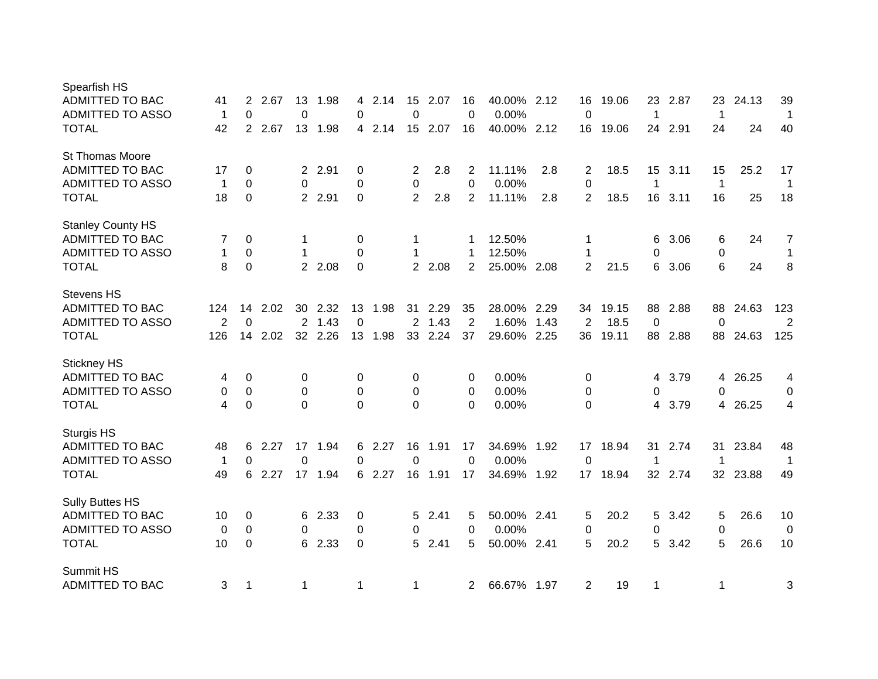| | | | | | | | | | | | | | | | | | | | |
|---|---|---|---|---|---|---|---|---|---|---|---|---|---|---|---|---|---|---|---|
| Spearfish HS | | | | | | | | | | | | | | | | | | | |
| ADMITTED TO BAC | 41 | 2 | 2.67 | 13 | 1.98 | 4 | 2.14 | 15 | 2.07 | 16 | 40.00% | 2.12 | 16 | 19.06 | 23 | 2.87 | 23 | 24.13 | 39 |
| ADMITTED TO ASSO | 1 | 0 | | 0 | | 0 | | 0 | | 0 | 0.00% | | 0 | | 1 | | 1 | | 1 |
| TOTAL | 42 | 2 | 2.67 | 13 | 1.98 | 4 | 2.14 | 15 | 2.07 | 16 | 40.00% | 2.12 | 16 | 19.06 | 24 | 2.91 | 24 | 24 | 40 |
| | | | | | | | | | | | | | | | | | | | |
| St Thomas Moore | | | | | | | | | | | | | | | | | | | |
| ADMITTED TO BAC | 17 | 0 | | 2 | 2.91 | 0 | | 2 | 2.8 | 2 | 11.11% | 2.8 | 2 | 18.5 | 15 | 3.11 | 15 | 25.2 | 17 |
| ADMITTED TO ASSO | 1 | 0 | | 0 | | 0 | | 0 | | 0 | 0.00% | | 0 | | 1 | | 1 | | 1 |
| TOTAL | 18 | 0 | | 2 | 2.91 | 0 | | 2 | 2.8 | 2 | 11.11% | 2.8 | 2 | 18.5 | 16 | 3.11 | 16 | 25 | 18 |
| | | | | | | | | | | | | | | | | | | | |
| Stanley County HS | | | | | | | | | | | | | | | | | | | |
| ADMITTED TO BAC | 7 | 0 | | 1 | | 0 | | 1 | | 1 | 12.50% | | 1 | | 6 | 3.06 | 6 | 24 | 7 |
| ADMITTED TO ASSO | 1 | 0 | | 1 | | 0 | | 1 | | 1 | 12.50% | | 1 | | 0 | | 0 | | 1 |
| TOTAL | 8 | 0 | | 2 | 2.08 | 0 | | 2 | 2.08 | 2 | 25.00% | 2.08 | 2 | 21.5 | 6 | 3.06 | 6 | 24 | 8 |
| | | | | | | | | | | | | | | | | | | | |
| Stevens HS | | | | | | | | | | | | | | | | | | | |
| ADMITTED TO BAC | 124 | 14 | 2.02 | 30 | 2.32 | 13 | 1.98 | 31 | 2.29 | 35 | 28.00% | 2.29 | 34 | 19.15 | 88 | 2.88 | 88 | 24.63 | 123 |
| ADMITTED TO ASSO | 2 | 0 | | 2 | 1.43 | 0 | | 2 | 1.43 | 2 | 1.60% | 1.43 | 2 | 18.5 | 0 | | 0 | | 2 |
| TOTAL | 126 | 14 | 2.02 | 32 | 2.26 | 13 | 1.98 | 33 | 2.24 | 37 | 29.60% | 2.25 | 36 | 19.11 | 88 | 2.88 | 88 | 24.63 | 125 |
| | | | | | | | | | | | | | | | | | | | |
| Stickney HS | | | | | | | | | | | | | | | | | | | |
| ADMITTED TO BAC | 4 | 0 | | 0 | | 0 | | 0 | | 0 | 0.00% | | 0 | | 4 | 3.79 | 4 | 26.25 | 4 |
| ADMITTED TO ASSO | 0 | 0 | | 0 | | 0 | | 0 | | 0 | 0.00% | | 0 | | 0 | | 0 | | 0 |
| TOTAL | 4 | 0 | | 0 | | 0 | | 0 | | 0 | 0.00% | | 0 | | 4 | 3.79 | 4 | 26.25 | 4 |
| | | | | | | | | | | | | | | | | | | | |
| Sturgis HS | | | | | | | | | | | | | | | | | | | |
| ADMITTED TO BAC | 48 | 6 | 2.27 | 17 | 1.94 | 6 | 2.27 | 16 | 1.91 | 17 | 34.69% | 1.92 | 17 | 18.94 | 31 | 2.74 | 31 | 23.84 | 48 |
| ADMITTED TO ASSO | 1 | 0 | | 0 | | 0 | | 0 | | 0 | 0.00% | | 0 | | 1 | | 1 | | 1 |
| TOTAL | 49 | 6 | 2.27 | 17 | 1.94 | 6 | 2.27 | 16 | 1.91 | 17 | 34.69% | 1.92 | 17 | 18.94 | 32 | 2.74 | 32 | 23.88 | 49 |
| | | | | | | | | | | | | | | | | | | | |
| Sully Buttes HS | | | | | | | | | | | | | | | | | | | |
| ADMITTED TO BAC | 10 | 0 | | 6 | 2.33 | 0 | | 5 | 2.41 | 5 | 50.00% | 2.41 | 5 | 20.2 | 5 | 3.42 | 5 | 26.6 | 10 |
| ADMITTED TO ASSO | 0 | 0 | | 0 | | 0 | | 0 | | 0 | 0.00% | | 0 | | 0 | | 0 | | 0 |
| TOTAL | 10 | 0 | | 6 | 2.33 | 0 | | 5 | 2.41 | 5 | 50.00% | 2.41 | 5 | 20.2 | 5 | 3.42 | 5 | 26.6 | 10 |
| | | | | | | | | | | | | | | | | | | | |
| Summit HS | | | | | | | | | | | | | | | | | | | |
| ADMITTED TO BAC | 3 | 1 | | 1 | | 1 | | 1 | | 2 | 66.67% | 1.97 | 2 | 19 | 1 | | 1 | | 3 |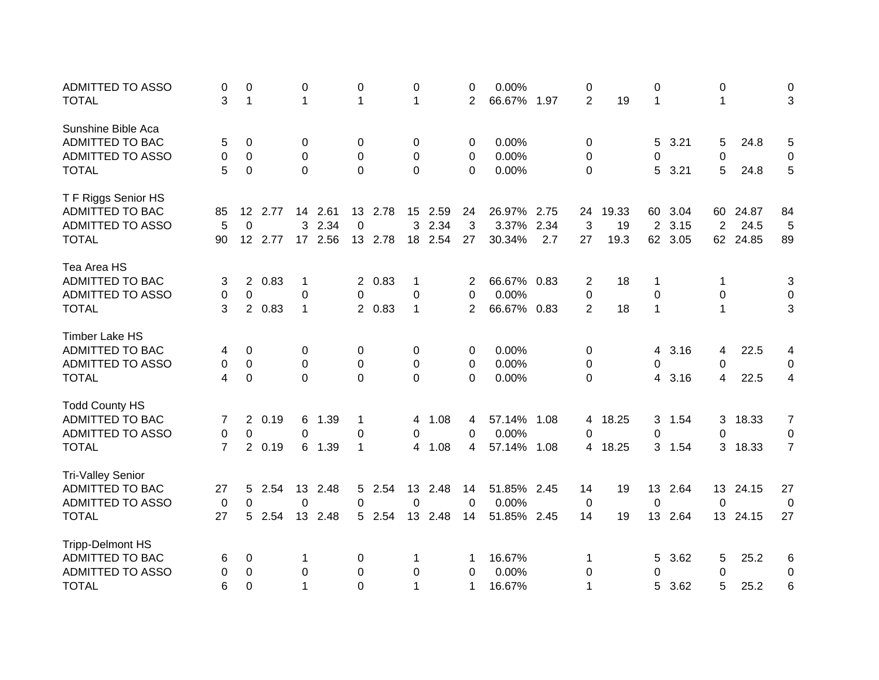| | | | | | | | | | | | | | | | | | | | |
|---|---|---|---|---|---|---|---|---|---|---|---|---|---|---|---|---|---|---|---|
| ADMITTED TO ASSO | 0 | 0 | | 0 | | 0 | | 0 | | 0 | 0.00% | | 0 | | 0 | | 0 | | 0 |
| TOTAL | 3 | 1 | | 1 | | 1 | | 1 | | 2 | 66.67% | 1.97 | 2 | 19 | 1 | | 1 | | 3 |
| | | | | | | | | | | | | | | | | | | | |
| Sunshine Bible Aca | | | | | | | | | | | | | | | | | | | |
| ADMITTED TO BAC | 5 | 0 | | 0 | | 0 | | 0 | | 0 | 0.00% | | 0 | | 5 | 3.21 | 5 | 24.8 | 5 |
| ADMITTED TO ASSO | 0 | 0 | | 0 | | 0 | | 0 | | 0 | 0.00% | | 0 | | 0 | | 0 | | 0 |
| TOTAL | 5 | 0 | | 0 | | 0 | | 0 | | 0 | 0.00% | | 0 | | 5 | 3.21 | 5 | 24.8 | 5 |
| | | | | | | | | | | | | | | | | | | | |
| T F Riggs Senior HS | | | | | | | | | | | | | | | | | | | |
| ADMITTED TO BAC | 85 | 12 | 2.77 | 14 | 2.61 | 13 | 2.78 | 15 | 2.59 | 24 | 26.97% | 2.75 | 24 | 19.33 | 60 | 3.04 | 60 | 24.87 | 84 |
| ADMITTED TO ASSO | 5 | 0 | | 3 | 2.34 | 0 | | 3 | 2.34 | 3 | 3.37% | 2.34 | 3 | 19 | 2 | 3.15 | 2 | 24.5 | 5 |
| TOTAL | 90 | 12 | 2.77 | 17 | 2.56 | 13 | 2.78 | 18 | 2.54 | 27 | 30.34% | 2.7 | 27 | 19.3 | 62 | 3.05 | 62 | 24.85 | 89 |
| | | | | | | | | | | | | | | | | | | | |
| Tea Area HS | | | | | | | | | | | | | | | | | | | |
| ADMITTED TO BAC | 3 | 2 | 0.83 | 1 | | 2 | 0.83 | 1 | | 2 | 66.67% | 0.83 | 2 | 18 | 1 | | 1 | | 3 |
| ADMITTED TO ASSO | 0 | 0 | | 0 | | 0 | | 0 | | 0 | 0.00% | | 0 | | 0 | | 0 | | 0 |
| TOTAL | 3 | 2 | 0.83 | 1 | | 2 | 0.83 | 1 | | 2 | 66.67% | 0.83 | 2 | 18 | 1 | | 1 | | 3 |
| | | | | | | | | | | | | | | | | | | | |
| Timber Lake HS | | | | | | | | | | | | | | | | | | | |
| ADMITTED TO BAC | 4 | 0 | | 0 | | 0 | | 0 | | 0 | 0.00% | | 0 | | 4 | 3.16 | 4 | 22.5 | 4 |
| ADMITTED TO ASSO | 0 | 0 | | 0 | | 0 | | 0 | | 0 | 0.00% | | 0 | | 0 | | 0 | | 0 |
| TOTAL | 4 | 0 | | 0 | | 0 | | 0 | | 0 | 0.00% | | 0 | | 4 | 3.16 | 4 | 22.5 | 4 |
| | | | | | | | | | | | | | | | | | | | |
| Todd County HS | | | | | | | | | | | | | | | | | | | |
| ADMITTED TO BAC | 7 | 2 | 0.19 | 6 | 1.39 | 1 | | 4 | 1.08 | 4 | 57.14% | 1.08 | 4 | 18.25 | 3 | 1.54 | 3 | 18.33 | 7 |
| ADMITTED TO ASSO | 0 | 0 | | 0 | | 0 | | 0 | | 0 | 0.00% | | 0 | | 0 | | 0 | | 0 |
| TOTAL | 7 | 2 | 0.19 | 6 | 1.39 | 1 | | 4 | 1.08 | 4 | 57.14% | 1.08 | 4 | 18.25 | 3 | 1.54 | 3 | 18.33 | 7 |
| | | | | | | | | | | | | | | | | | | | |
| Tri-Valley Senior | | | | | | | | | | | | | | | | | | | |
| ADMITTED TO BAC | 27 | 5 | 2.54 | 13 | 2.48 | 5 | 2.54 | 13 | 2.48 | 14 | 51.85% | 2.45 | 14 | 19 | 13 | 2.64 | 13 | 24.15 | 27 |
| ADMITTED TO ASSO | 0 | 0 | | 0 | | 0 | | 0 | | 0 | 0.00% | | 0 | | 0 | | 0 | | 0 |
| TOTAL | 27 | 5 | 2.54 | 13 | 2.48 | 5 | 2.54 | 13 | 2.48 | 14 | 51.85% | 2.45 | 14 | 19 | 13 | 2.64 | 13 | 24.15 | 27 |
| | | | | | | | | | | | | | | | | | | | |
| Tripp-Delmont HS | | | | | | | | | | | | | | | | | | | |
| ADMITTED TO BAC | 6 | 0 | | 1 | | 0 | | 1 | | 1 | 16.67% | | 1 | | 5 | 3.62 | 5 | 25.2 | 6 |
| ADMITTED TO ASSO | 0 | 0 | | 0 | | 0 | | 0 | | 0 | 0.00% | | 0 | | 0 | | 0 | | 0 |
| TOTAL | 6 | 0 | | 1 | | 0 | | 1 | | 1 | 16.67% | | 1 | | 5 | 3.62 | 5 | 25.2 | 6 |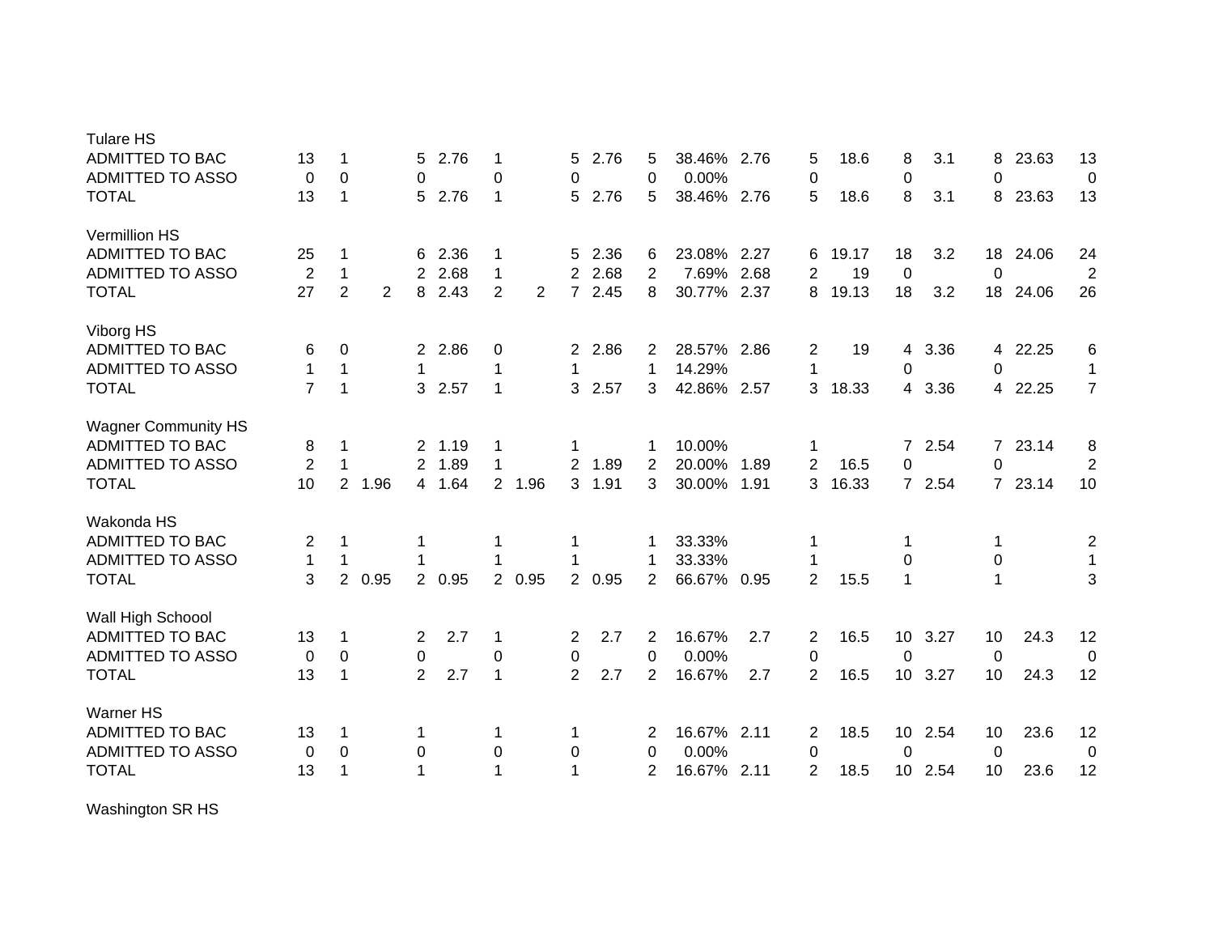| | | | | | | | | | | | | | | | | | | | |
|---|---|---|---|---|---|---|---|---|---|---|---|---|---|---|---|---|---|---|---|
| **Tulare HS** | | | | | | | | | | | | | | | | | | | |
| ADMITTED TO BAC | 13 | 1 | | 5 | 2.76 | 1 | | 5 | 2.76 | 5 | 38.46% | 2.76 | 5 | 18.6 | 8 | 3.1 | 8 | 23.63 | 13 |
| ADMITTED TO ASSO | 0 | 0 | | 0 | | 0 | | 0 | | 0 | 0.00% | | 0 | | 0 | | 0 | | 0 |
| TOTAL | 13 | 1 | | 5 | 2.76 | 1 | | 5 | 2.76 | 5 | 38.46% | 2.76 | 5 | 18.6 | 8 | 3.1 | 8 | 23.63 | 13 |
| **Vermillion HS** | | | | | | | | | | | | | | | | | | | |
| ADMITTED TO BAC | 25 | 1 | | 6 | 2.36 | 1 | | 5 | 2.36 | 6 | 23.08% | 2.27 | 6 | 19.17 | 18 | 3.2 | 18 | 24.06 | 24 |
| ADMITTED TO ASSO | 2 | 1 | | 2 | 2.68 | 1 | | 2 | 2.68 | 2 | 7.69% | 2.68 | 2 | 19 | 0 | | 0 | | 2 |
| TOTAL | 27 | 2 | 2 | 8 | 2.43 | 2 | 2 | 7 | 2.45 | 8 | 30.77% | 2.37 | 8 | 19.13 | 18 | 3.2 | 18 | 24.06 | 26 |
| **Viborg HS** | | | | | | | | | | | | | | | | | | | |
| ADMITTED TO BAC | 6 | 0 | | 2 | 2.86 | 0 | | 2 | 2.86 | 2 | 28.57% | 2.86 | 2 | 19 | 4 | 3.36 | 4 | 22.25 | 6 |
| ADMITTED TO ASSO | 1 | 1 | | 1 | | 1 | | 1 | | 1 | 14.29% | | 1 | | 0 | | 0 | | 1 |
| TOTAL | 7 | 1 | | 3 | 2.57 | 1 | | 3 | 2.57 | 3 | 42.86% | 2.57 | 3 | 18.33 | 4 | 3.36 | 4 | 22.25 | 7 |
| **Wagner Community HS** | | | | | | | | | | | | | | | | | | | |
| ADMITTED TO BAC | 8 | 1 | | 2 | 1.19 | 1 | | 1 | | 1 | 10.00% | | 1 | | 7 | 2.54 | 7 | 23.14 | 8 |
| ADMITTED TO ASSO | 2 | 1 | | 2 | 1.89 | 1 | | 2 | 1.89 | 2 | 20.00% | 1.89 | 2 | 16.5 | 0 | | 0 | | 2 |
| TOTAL | 10 | 2 | 1.96 | 4 | 1.64 | 2 | 1.96 | 3 | 1.91 | 3 | 30.00% | 1.91 | 3 | 16.33 | 7 | 2.54 | 7 | 23.14 | 10 |
| **Wakonda HS** | | | | | | | | | | | | | | | | | | | |
| ADMITTED TO BAC | 2 | 1 | | 1 | | 1 | | 1 | | 1 | 33.33% | | 1 | | 1 | | 1 | | 2 |
| ADMITTED TO ASSO | 1 | 1 | | 1 | | 1 | | 1 | | 1 | 33.33% | | 1 | | 0 | | 0 | | 1 |
| TOTAL | 3 | 2 | 0.95 | 2 | 0.95 | 2 | 0.95 | 2 | 0.95 | 2 | 66.67% | 0.95 | 2 | 15.5 | 1 | | 1 | | 3 |
| **Wall High Schoool** | | | | | | | | | | | | | | | | | | | |
| ADMITTED TO BAC | 13 | 1 | | 2 | 2.7 | 1 | | 2 | 2.7 | 2 | 16.67% | 2.7 | 2 | 16.5 | 10 | 3.27 | 10 | 24.3 | 12 |
| ADMITTED TO ASSO | 0 | 0 | | 0 | | 0 | | 0 | | 0 | 0.00% | | 0 | | 0 | | 0 | | 0 |
| TOTAL | 13 | 1 | | 2 | 2.7 | 1 | | 2 | 2.7 | 2 | 16.67% | 2.7 | 2 | 16.5 | 10 | 3.27 | 10 | 24.3 | 12 |
| **Warner HS** | | | | | | | | | | | | | | | | | | | |
| ADMITTED TO BAC | 13 | 1 | | 1 | | 1 | | 1 | | 2 | 16.67% | 2.11 | 2 | 18.5 | 10 | 2.54 | 10 | 23.6 | 12 |
| ADMITTED TO ASSO | 0 | 0 | | 0 | | 0 | | 0 | | 0 | 0.00% | | 0 | | 0 | | 0 | | 0 |
| TOTAL | 13 | 1 | | 1 | | 1 | | 1 | | 2 | 16.67% | 2.11 | 2 | 18.5 | 10 | 2.54 | 10 | 23.6 | 12 |
| **Washington SR HS** | | | | | | | | | | | | | | | | | | | |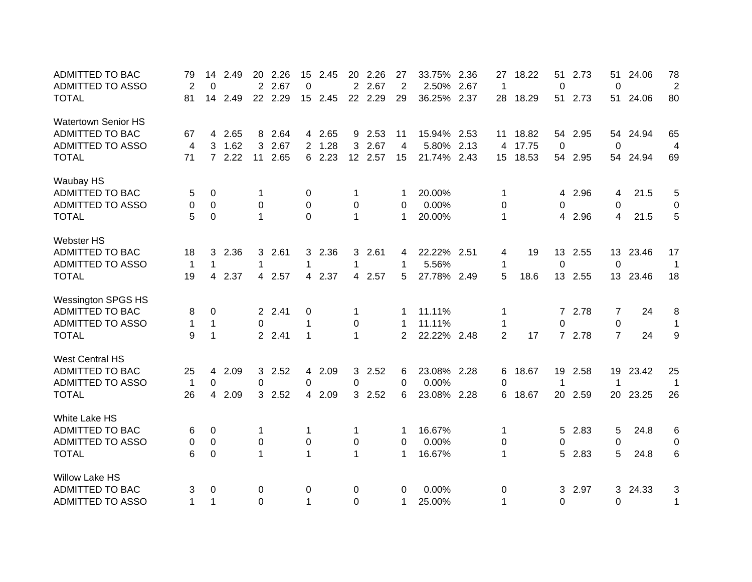| | | | | | | | | | | | | | | | | | | | |
|---|---|---|---|---|---|---|---|---|---|---|---|---|---|---|---|---|---|---|---|
| ADMITTED TO BAC | 79 | 14 | 2.49 | 20 | 2.26 | 15 | 2.45 | 20 | 2.26 | 27 | 33.75% | 2.36 | 27 | 18.22 | 51 | 2.73 | 51 | 24.06 | 78 |
| ADMITTED TO ASSO | 2 | 0 | | 2 | 2.67 | 0 | | 2 | 2.67 | 2 | 2.50% | 2.67 | 1 | | 0 | | 0 | | 2 |
| TOTAL | 81 | 14 | 2.49 | 22 | 2.29 | 15 | 2.45 | 22 | 2.29 | 29 | 36.25% | 2.37 | 28 | 18.29 | 51 | 2.73 | 51 | 24.06 | 80 |
| Watertown Senior HS | | | | | | | | | | | | | | | | | | | |
| ADMITTED TO BAC | 67 | 4 | 2.65 | 8 | 2.64 | 4 | 2.65 | 9 | 2.53 | 11 | 15.94% | 2.53 | 11 | 18.82 | 54 | 2.95 | 54 | 24.94 | 65 |
| ADMITTED TO ASSO | 4 | 3 | 1.62 | 3 | 2.67 | 2 | 1.28 | 3 | 2.67 | 4 | 5.80% | 2.13 | 4 | 17.75 | 0 | | 0 | | 4 |
| TOTAL | 71 | 7 | 2.22 | 11 | 2.65 | 6 | 2.23 | 12 | 2.57 | 15 | 21.74% | 2.43 | 15 | 18.53 | 54 | 2.95 | 54 | 24.94 | 69 |
| Waubay HS | | | | | | | | | | | | | | | | | | | |
| ADMITTED TO BAC | 5 | 0 | | 1 | | 0 | | 1 | | 1 | 20.00% | | 1 | | 4 | 2.96 | 4 | 21.5 | 5 |
| ADMITTED TO ASSO | 0 | 0 | | 0 | | 0 | | 0 | | 0 | 0.00% | | 0 | | 0 | | 0 | | 0 |
| TOTAL | 5 | 0 | | 1 | | 0 | | 1 | | 1 | 20.00% | | 1 | | 4 | 2.96 | 4 | 21.5 | 5 |
| Webster HS | | | | | | | | | | | | | | | | | | | |
| ADMITTED TO BAC | 18 | 3 | 2.36 | 3 | 2.61 | 3 | 2.36 | 3 | 2.61 | 4 | 22.22% | 2.51 | 4 | 19 | 13 | 2.55 | 13 | 23.46 | 17 |
| ADMITTED TO ASSO | 1 | 1 | | 1 | | 1 | | 1 | | 1 | 5.56% | | 1 | | 0 | | 0 | | 1 |
| TOTAL | 19 | 4 | 2.37 | 4 | 2.57 | 4 | 2.37 | 4 | 2.57 | 5 | 27.78% | 2.49 | 5 | 18.6 | 13 | 2.55 | 13 | 23.46 | 18 |
| Wessington SPGS HS | | | | | | | | | | | | | | | | | | | |
| ADMITTED TO BAC | 8 | 0 | | 2 | 2.41 | 0 | | 1 | | 1 | 11.11% | | 1 | | 7 | 2.78 | 7 | 24 | 8 |
| ADMITTED TO ASSO | 1 | 1 | | 0 | | 1 | | 0 | | 1 | 11.11% | | 1 | | 0 | | 0 | | 1 |
| TOTAL | 9 | 1 | | 2 | 2.41 | 1 | | 1 | | 2 | 22.22% | 2.48 | 2 | 17 | 7 | 2.78 | 7 | 24 | 9 |
| West Central HS | | | | | | | | | | | | | | | | | | | |
| ADMITTED TO BAC | 25 | 4 | 2.09 | 3 | 2.52 | 4 | 2.09 | 3 | 2.52 | 6 | 23.08% | 2.28 | 6 | 18.67 | 19 | 2.58 | 19 | 23.42 | 25 |
| ADMITTED TO ASSO | 1 | 0 | | 0 | | 0 | | 0 | | 0 | 0.00% | | 0 | | 1 | | 1 | | 1 |
| TOTAL | 26 | 4 | 2.09 | 3 | 2.52 | 4 | 2.09 | 3 | 2.52 | 6 | 23.08% | 2.28 | 6 | 18.67 | 20 | 2.59 | 20 | 23.25 | 26 |
| White Lake HS | | | | | | | | | | | | | | | | | | | |
| ADMITTED TO BAC | 6 | 0 | | 1 | | 1 | | 1 | | 1 | 16.67% | | 1 | | 5 | 2.83 | 5 | 24.8 | 6 |
| ADMITTED TO ASSO | 0 | 0 | | 0 | | 0 | | 0 | | 0 | 0.00% | | 0 | | 0 | | 0 | | 0 |
| TOTAL | 6 | 0 | | 1 | | 1 | | 1 | | 1 | 16.67% | | 1 | | 5 | 2.83 | 5 | 24.8 | 6 |
| Willow Lake HS | | | | | | | | | | | | | | | | | | | |
| ADMITTED TO BAC | 3 | 0 | | 0 | | 0 | | 0 | | 0 | 0.00% | | 0 | | 3 | 2.97 | 3 | 24.33 | 3 |
| ADMITTED TO ASSO | 1 | 1 | | 0 | | 1 | | 0 | | 1 | 25.00% | | 1 | | 0 | | 0 | | 1 |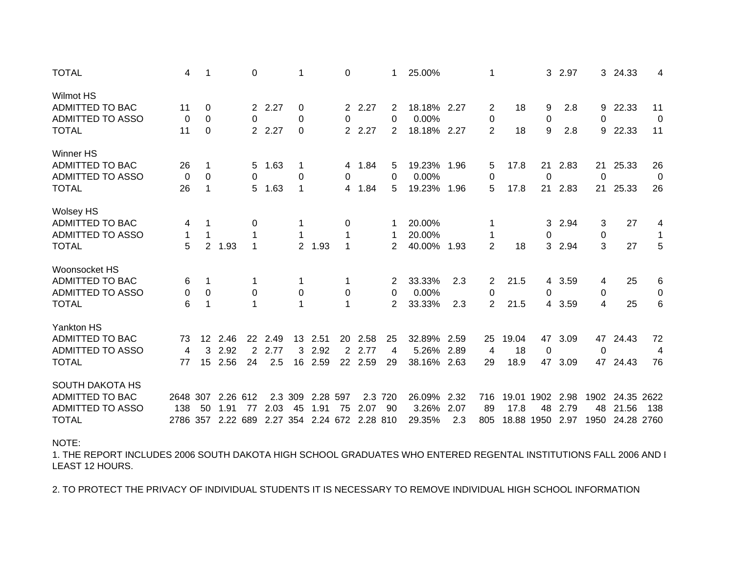| | | | | | | | | | | | | | | | | | | | |
|---|---|---|---|---|---|---|---|---|---|---|---|---|---|---|---|---|---|---|---|
| TOTAL | 4 | 1 | | 0 | | 1 | | 0 | | 1 | 25.00% | | 1 | | 3 | 2.97 | 3 | 24.33 | 4 |
| | | | | | | | | | | | | | | | | | | | |
| Wilmot HS | | | | | | | | | | | | | | | | | | | |
| ADMITTED TO BAC | 11 | 0 | | 2 | 2.27 | 0 | | 2 | 2.27 | 2 | 18.18% | 2.27 | 2 | 18 | 9 | 2.8 | 9 | 22.33 | 11 |
| ADMITTED TO ASSO | 0 | 0 | | 0 | | 0 | | 0 | | 0 | 0.00% | | 0 | | 0 | | 0 | | 0 |
| TOTAL | 11 | 0 | | 2 | 2.27 | 0 | | 2 | 2.27 | 2 | 18.18% | 2.27 | 2 | 18 | 9 | 2.8 | 9 | 22.33 | 11 |
| | | | | | | | | | | | | | | | | | | | |
| Winner HS | | | | | | | | | | | | | | | | | | | |
| ADMITTED TO BAC | 26 | 1 | | 5 | 1.63 | 1 | | 4 | 1.84 | 5 | 19.23% | 1.96 | 5 | 17.8 | 21 | 2.83 | 21 | 25.33 | 26 |
| ADMITTED TO ASSO | 0 | 0 | | 0 | | 0 | | 0 | | 0 | 0.00% | | 0 | | 0 | | 0 | | 0 |
| TOTAL | 26 | 1 | | 5 | 1.63 | 1 | | 4 | 1.84 | 5 | 19.23% | 1.96 | 5 | 17.8 | 21 | 2.83 | 21 | 25.33 | 26 |
| | | | | | | | | | | | | | | | | | | | |
| Wolsey HS | | | | | | | | | | | | | | | | | | | |
| ADMITTED TO BAC | 4 | 1 | | 0 | | 1 | | 0 | | 1 | 20.00% | | 1 | | 3 | 2.94 | 3 | 27 | 4 |
| ADMITTED TO ASSO | 1 | 1 | | 1 | | 1 | | 1 | | 1 | 20.00% | | 1 | | 0 | | 0 | | 1 |
| TOTAL | 5 | 2 | 1.93 | 1 | | 2 | 1.93 | 1 | | 2 | 40.00% | 1.93 | 2 | 18 | 3 | 2.94 | 3 | 27 | 5 |
| | | | | | | | | | | | | | | | | | | | |
| Woonsocket HS | | | | | | | | | | | | | | | | | | | |
| ADMITTED TO BAC | 6 | 1 | | 1 | | 1 | | 1 | | 2 | 33.33% | 2.3 | 2 | 21.5 | 4 | 3.59 | 4 | 25 | 6 |
| ADMITTED TO ASSO | 0 | 0 | | 0 | | 0 | | 0 | | 0 | 0.00% | | 0 | | 0 | | 0 | | 0 |
| TOTAL | 6 | 1 | | 1 | | 1 | | 1 | | 2 | 33.33% | 2.3 | 2 | 21.5 | 4 | 3.59 | 4 | 25 | 6 |
| | | | | | | | | | | | | | | | | | | | |
| Yankton HS | | | | | | | | | | | | | | | | | | | |
| ADMITTED TO BAC | 73 | 12 | 2.46 | 22 | 2.49 | 13 | 2.51 | 20 | 2.58 | 25 | 32.89% | 2.59 | 25 | 19.04 | 47 | 3.09 | 47 | 24.43 | 72 |
| ADMITTED TO ASSO | 4 | 3 | 2.92 | 2 | 2.77 | 3 | 2.92 | 2 | 2.77 | 4 | 5.26% | 2.89 | 4 | 18 | 0 | | 0 | | 4 |
| TOTAL | 77 | 15 | 2.56 | 24 | 2.5 | 16 | 2.59 | 22 | 2.59 | 29 | 38.16% | 2.63 | 29 | 18.9 | 47 | 3.09 | 47 | 24.43 | 76 |
| | | | | | | | | | | | | | | | | | | | |
| SOUTH DAKOTA HS | | | | | | | | | | | | | | | | | | | |
| ADMITTED TO BAC | 2648 | 307 | 2.26 | 612 | 2.3 | 309 | 2.28 | 597 | 2.3 | 720 | 26.09% | 2.32 | 716 | 19.01 | 1902 | 2.98 | 1902 | 24.35 | 2622 |
| ADMITTED TO ASSO | 138 | 50 | 1.91 | 77 | 2.03 | 45 | 1.91 | 75 | 2.07 | 90 | 3.26% | 2.07 | 89 | 17.8 | 48 | 2.79 | 48 | 21.56 | 138 |
| TOTAL | 2786 | 357 | 2.22 | 689 | 2.27 | 354 | 2.24 | 672 | 2.28 | 810 | 29.35% | 2.3 | 805 | 18.88 | 1950 | 2.97 | 1950 | 24.28 | 2760 |

NOTE:

1. THE REPORT INCLUDES 2006 SOUTH DAKOTA HIGH SCHOOL GRADUATES WHO ENTERED REGENTAL INSTITUTIONS FALL 2006 AND I LEAST 12 HOURS.

2. TO PROTECT THE PRIVACY OF INDIVIDUAL STUDENTS IT IS NECESSARY TO REMOVE INDIVIDUAL HIGH SCHOOL INFORMATION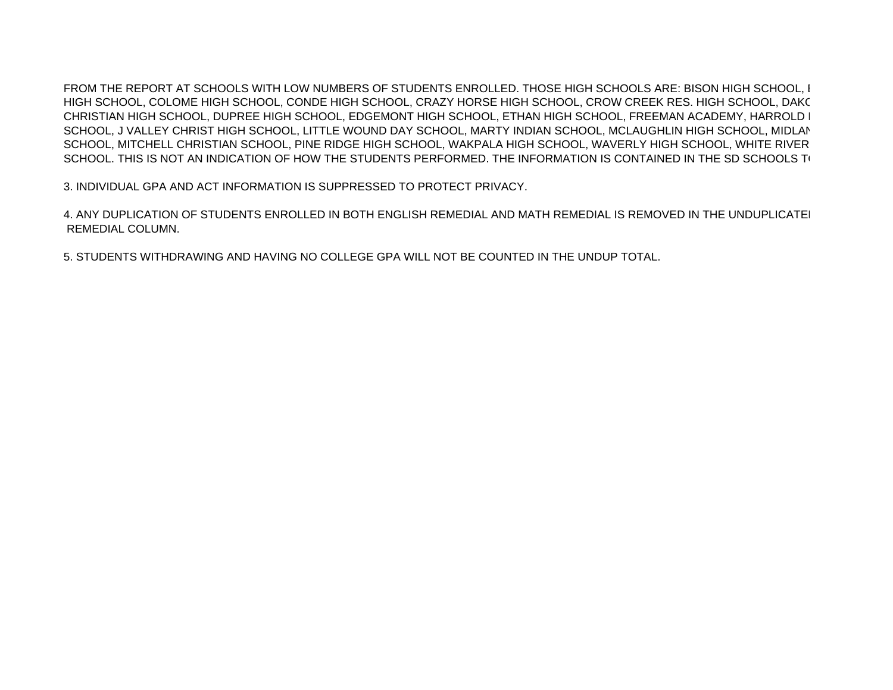FROM THE REPORT AT SCHOOLS WITH LOW NUMBERS OF STUDENTS ENROLLED. THOSE HIGH SCHOOLS ARE: BISON HIGH SCHOOL, I HIGH SCHOOL, COLOME HIGH SCHOOL, CONDE HIGH SCHOOL, CRAZY HORSE HIGH SCHOOL, CROW CREEK RES. HIGH SCHOOL, DAKC CHRISTIAN HIGH SCHOOL, DUPREE HIGH SCHOOL, EDGEMONT HIGH SCHOOL, ETHAN HIGH SCHOOL, FREEMAN ACADEMY, HARROLD I SCHOOL, J VALLEY CHRIST HIGH SCHOOL, LITTLE WOUND DAY SCHOOL, MARTY INDIAN SCHOOL, MCLAUGHLIN HIGH SCHOOL, MIDLAN SCHOOL, MITCHELL CHRISTIAN SCHOOL, PINE RIDGE HIGH SCHOOL, WAKPALA HIGH SCHOOL, WAVERLY HIGH SCHOOL, WHITE RIVER SCHOOL. THIS IS NOT AN INDICATION OF HOW THE STUDENTS PERFORMED. THE INFORMATION IS CONTAINED IN THE SD SCHOOLS T

3. INDIVIDUAL GPA AND ACT INFORMATION IS SUPPRESSED TO PROTECT PRIVACY.

4. ANY DUPLICATION OF STUDENTS ENROLLED IN BOTH ENGLISH REMEDIAL AND MATH REMEDIAL IS REMOVED IN THE UNDUPLICATEI REMEDIAL COLUMN.

5. STUDENTS WITHDRAWING AND HAVING NO COLLEGE GPA WILL NOT BE COUNTED IN THE UNDUP TOTAL.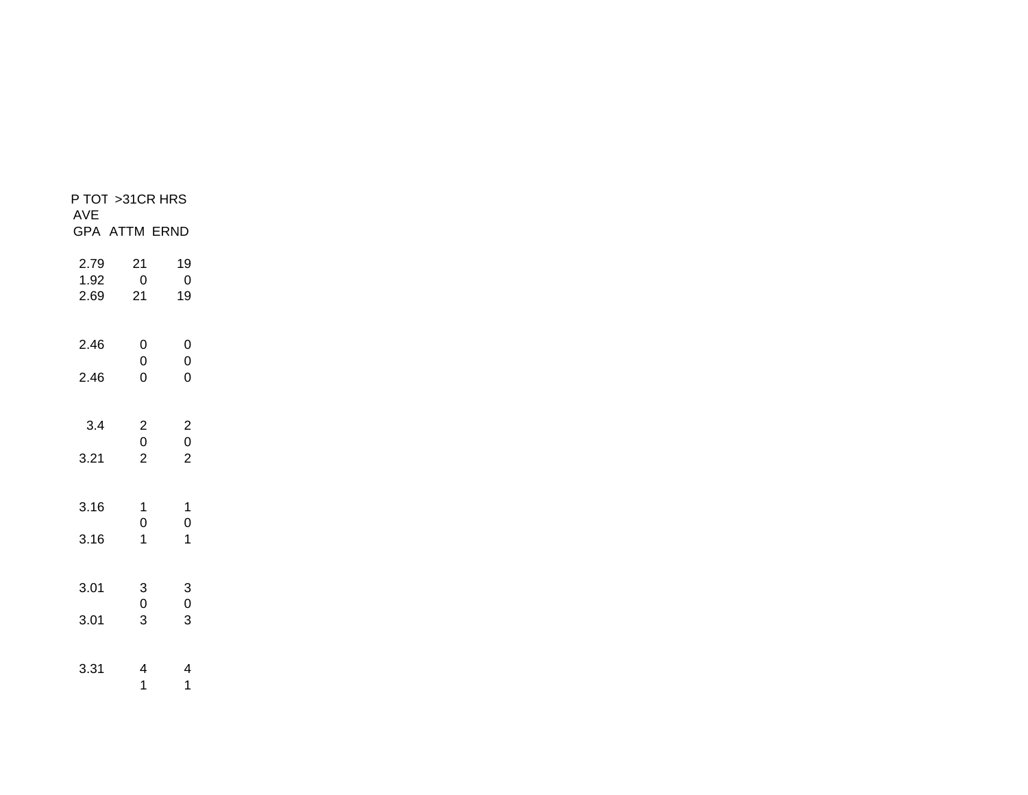| P TOT AVE GPA | >31CR HRS ATTM | ERND |
|---|---|---|
| 2.79 | 21 | 19 |
| 1.92 | 0 | 0 |
| 2.69 | 21 | 19 |
| | | |
| 2.46 | 0 | 0 |
| | 0 | 0 |
| 2.46 | 0 | 0 |
| | | |
| 3.4 | 2 | 2 |
| | 0 | 0 |
| 3.21 | 2 | 2 |
| | | |
| 3.16 | 1 | 1 |
| | 0 | 0 |
| 3.16 | 1 | 1 |
| | | |
| 3.01 | 3 | 3 |
| | 0 | 0 |
| 3.01 | 3 | 3 |
| | | |
| 3.31 | 4 | 4 |
| | 1 | 1 |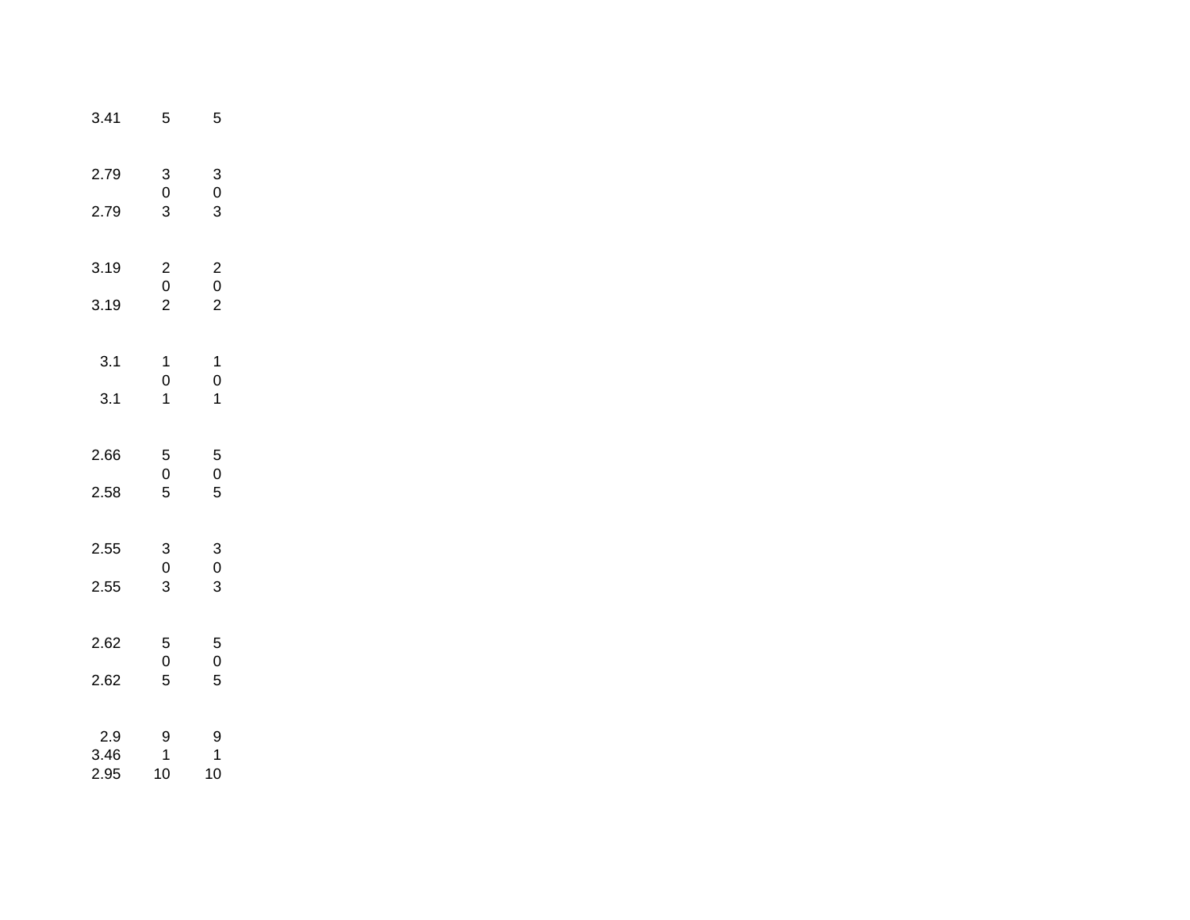|  |  |  |
|---|---|---|
| 3.41 | 5 | 5 |
|  |  |  |
| 2.79 | 3 | 3 |
|  | 0 | 0 |
| 2.79 | 3 | 3 |
|  |  |  |
| 3.19 | 2 | 2 |
|  | 0 | 0 |
| 3.19 | 2 | 2 |
|  |  |  |
| 3.1 | 1 | 1 |
|  | 0 | 0 |
| 3.1 | 1 | 1 |
|  |  |  |
| 2.66 | 5 | 5 |
|  | 0 | 0 |
| 2.58 | 5 | 5 |
|  |  |  |
| 2.55 | 3 | 3 |
|  | 0 | 0 |
| 2.55 | 3 | 3 |
|  |  |  |
| 2.62 | 5 | 5 |
|  | 0 | 0 |
| 2.62 | 5 | 5 |
|  |  |  |
| 2.9 | 9 | 9 |
| 3.46 | 1 | 1 |
| 2.95 | 10 | 10 |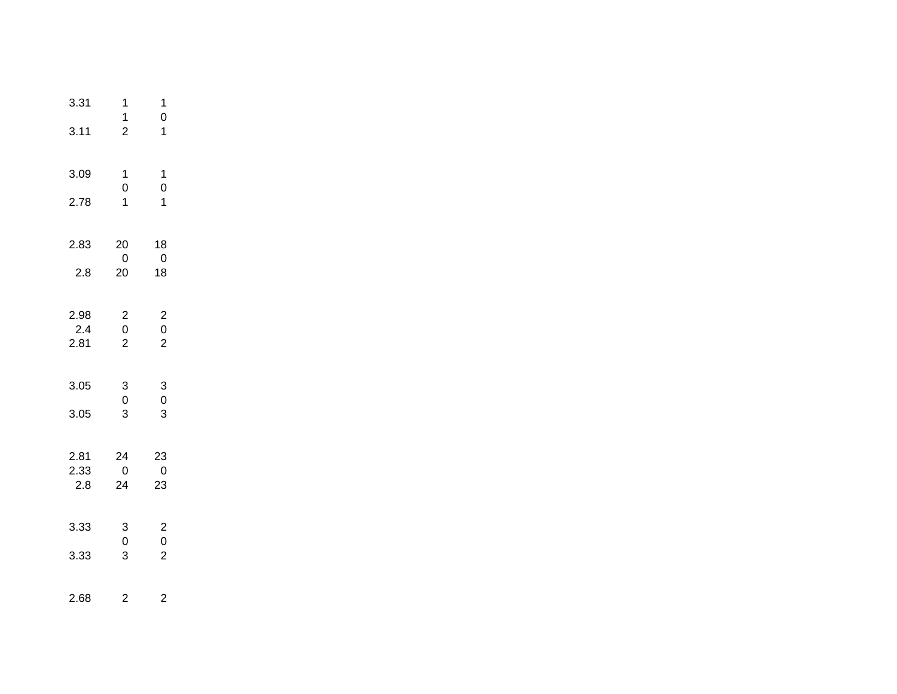| | | |
|---|---|---|
| 3.31 | 1 | 1 |
| | 1 | 0 |
| 3.11 | 2 | 1 |
| | | |
| 3.09 | 1 | 1 |
| | 0 | 0 |
| 2.78 | 1 | 1 |
| | | |
| 2.83 | 20 | 18 |
| | 0 | 0 |
| 2.8 | 20 | 18 |
| | | |
| 2.98 | 2 | 2 |
| 2.4 | 0 | 0 |
| 2.81 | 2 | 2 |
| | | |
| 3.05 | 3 | 3 |
| | 0 | 0 |
| 3.05 | 3 | 3 |
| | | |
| 2.81 | 24 | 23 |
| 2.33 | 0 | 0 |
| 2.8 | 24 | 23 |
| | | |
| 3.33 | 3 | 2 |
| | 0 | 0 |
| 3.33 | 3 | 2 |
| | | |
| 2.68 | 2 | 2 |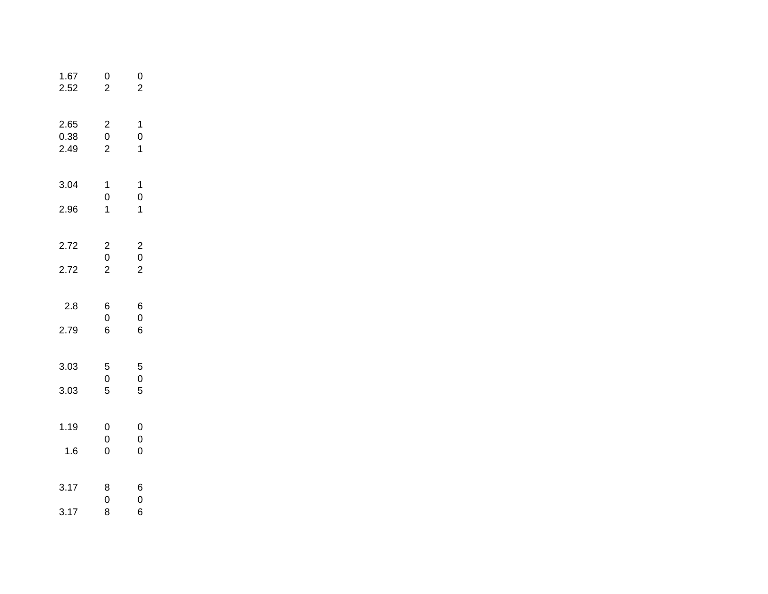| | | |
|---|---|---|
| 1.67 | 0 | 0 |
| 2.52 | 2 | 2 |
| | | |
| 2.65 | 2 | 1 |
| 0.38 | 0 | 0 |
| 2.49 | 2 | 1 |
| | | |
| 3.04 | 1 | 1 |
| | 0 | 0 |
| 2.96 | 1 | 1 |
| | | |
| 2.72 | 2 | 2 |
| | 0 | 0 |
| 2.72 | 2 | 2 |
| | | |
| 2.8 | 6 | 6 |
| | 0 | 0 |
| 2.79 | 6 | 6 |
| | | |
| 3.03 | 5 | 5 |
| | 0 | 0 |
| 3.03 | 5 | 5 |
| | | |
| 1.19 | 0 | 0 |
| | 0 | 0 |
| 1.6 | 0 | 0 |
| | | |
| 3.17 | 8 | 6 |
| | 0 | 0 |
| 3.17 | 8 | 6 |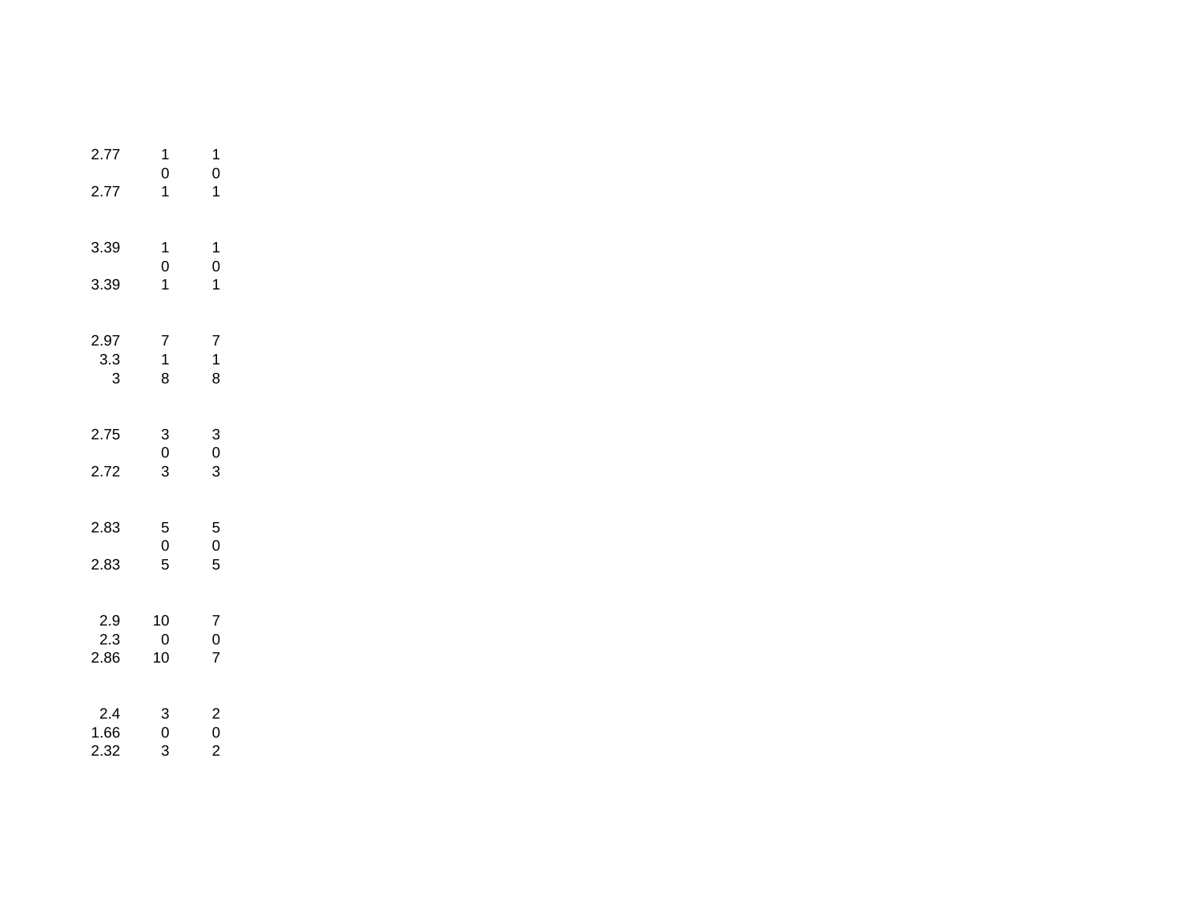| | | |
|---|---|---|
| 2.77 | 1 | 1 |
| | 0 | 0 |
| 2.77 | 1 | 1 |
| | | |
| 3.39 | 1 | 1 |
| | 0 | 0 |
| 3.39 | 1 | 1 |
| | | |
| 2.97 | 7 | 7 |
| 3.3 | 1 | 1 |
| 3 | 8 | 8 |
| | | |
| 2.75 | 3 | 3 |
| | 0 | 0 |
| 2.72 | 3 | 3 |
| | | |
| 2.83 | 5 | 5 |
| | 0 | 0 |
| 2.83 | 5 | 5 |
| | | |
| 2.9 | 10 | 7 |
| 2.3 | 0 | 0 |
| 2.86 | 10 | 7 |
| | | |
| 2.4 | 3 | 2 |
| 1.66 | 0 | 0 |
| 2.32 | 3 | 2 |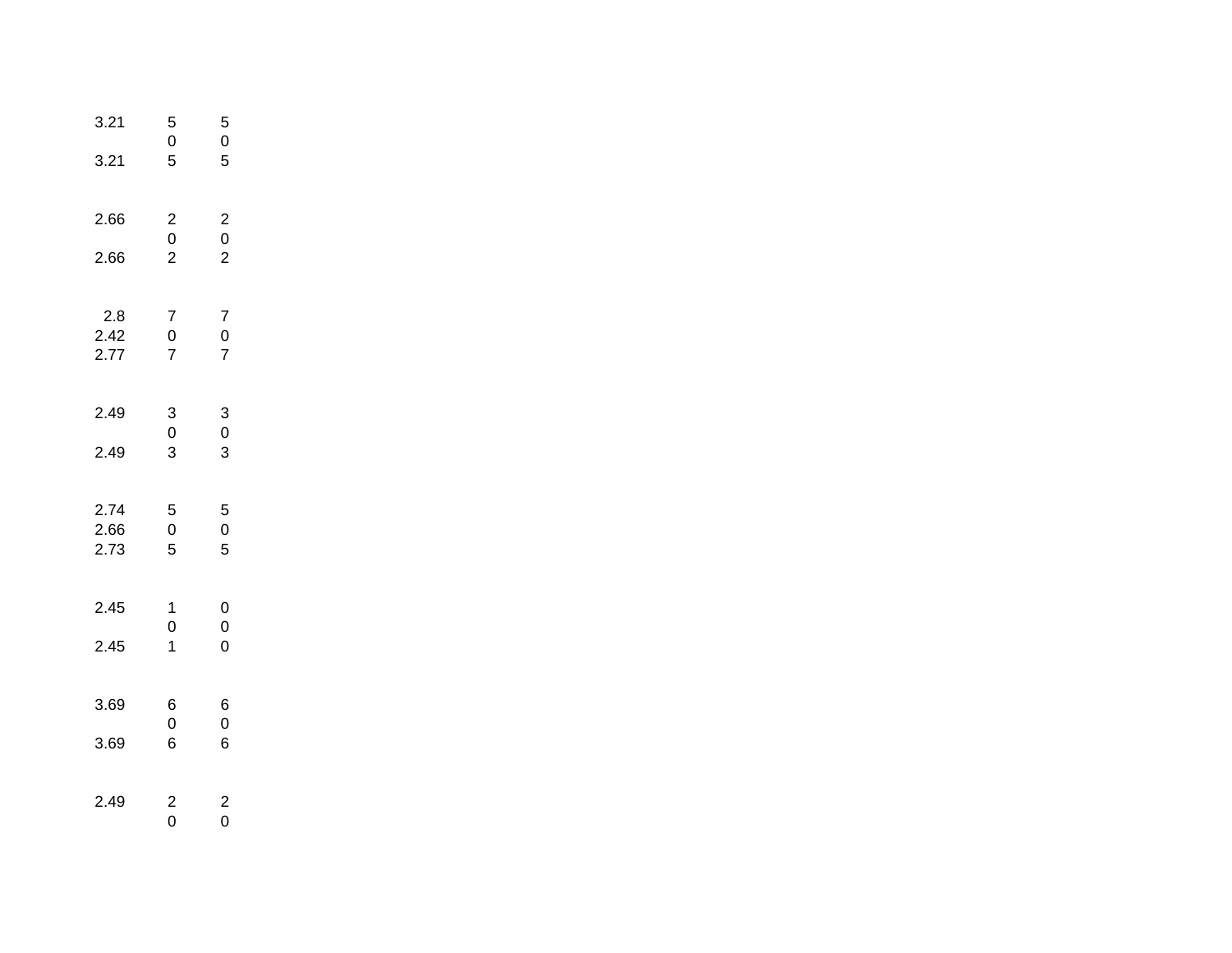| | | |
|---|---|---|
| 3.21 | 5 | 5 |
| | 0 | 0 |
| 3.21 | 5 | 5 |
| | | |
| 2.66 | 2 | 2 |
| | 0 | 0 |
| 2.66 | 2 | 2 |
| | | |
| 2.8 | 7 | 7 |
| 2.42 | 0 | 0 |
| 2.77 | 7 | 7 |
| | | |
| 2.49 | 3 | 3 |
| | 0 | 0 |
| 2.49 | 3 | 3 |
| | | |
| 2.74 | 5 | 5 |
| 2.66 | 0 | 0 |
| 2.73 | 5 | 5 |
| | | |
| 2.45 | 1 | 0 |
| | 0 | 0 |
| 2.45 | 1 | 0 |
| | | |
| 3.69 | 6 | 6 |
| | 0 | 0 |
| 3.69 | 6 | 6 |
| | | |
| 2.49 | 2 | 2 |
| | 0 | 0 |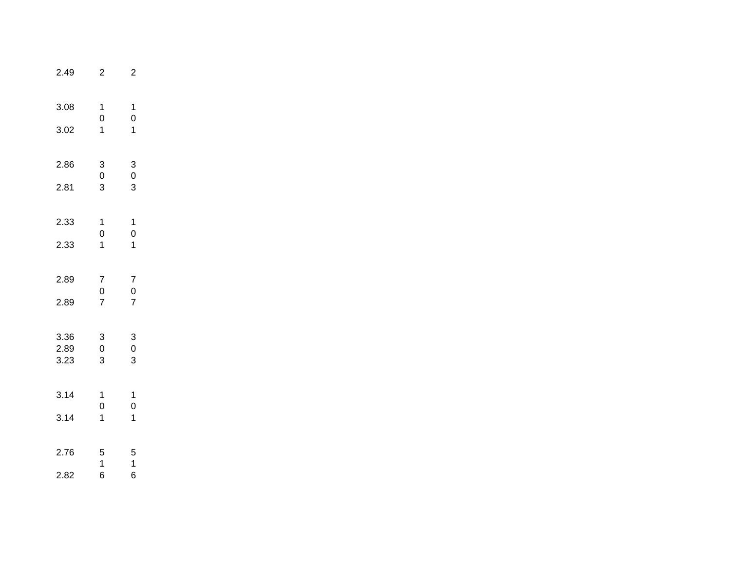| | | |
|---|---|---|
| 2.49 | 2 | 2 |
| | | |
| 3.08 | 1 | 1 |
| | 0 | 0 |
| 3.02 | 1 | 1 |
| | | |
| 2.86 | 3 | 3 |
| | 0 | 0 |
| 2.81 | 3 | 3 |
| | | |
| 2.33 | 1 | 1 |
| | 0 | 0 |
| 2.33 | 1 | 1 |
| | | |
| 2.89 | 7 | 7 |
| | 0 | 0 |
| 2.89 | 7 | 7 |
| | | |
| 3.36 | 3 | 3 |
| 2.89 | 0 | 0 |
| 3.23 | 3 | 3 |
| | | |
| 3.14 | 1 | 1 |
| | 0 | 0 |
| 3.14 | 1 | 1 |
| | | |
| 2.76 | 5 | 5 |
| | 1 | 1 |
| 2.82 | 6 | 6 |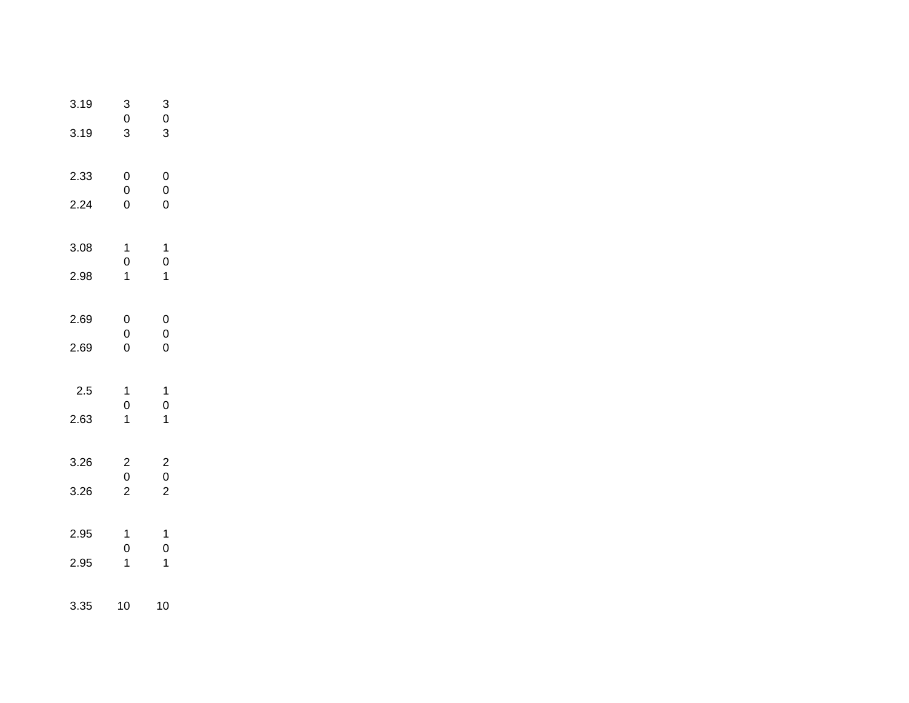| | | |
|---|---|---|
| 3.19 | 3 | 3 |
| | 0 | 0 |
| 3.19 | 3 | 3 |
| | | |
| 2.33 | 0 | 0 |
| | 0 | 0 |
| 2.24 | 0 | 0 |
| | | |
| 3.08 | 1 | 1 |
| | 0 | 0 |
| 2.98 | 1 | 1 |
| | | |
| 2.69 | 0 | 0 |
| | 0 | 0 |
| 2.69 | 0 | 0 |
| | | |
| 2.5 | 1 | 1 |
| | 0 | 0 |
| 2.63 | 1 | 1 |
| | | |
| 3.26 | 2 | 2 |
| | 0 | 0 |
| 3.26 | 2 | 2 |
| | | |
| 2.95 | 1 | 1 |
| | 0 | 0 |
| 2.95 | 1 | 1 |
| | | |
| 3.35 | 10 | 10 |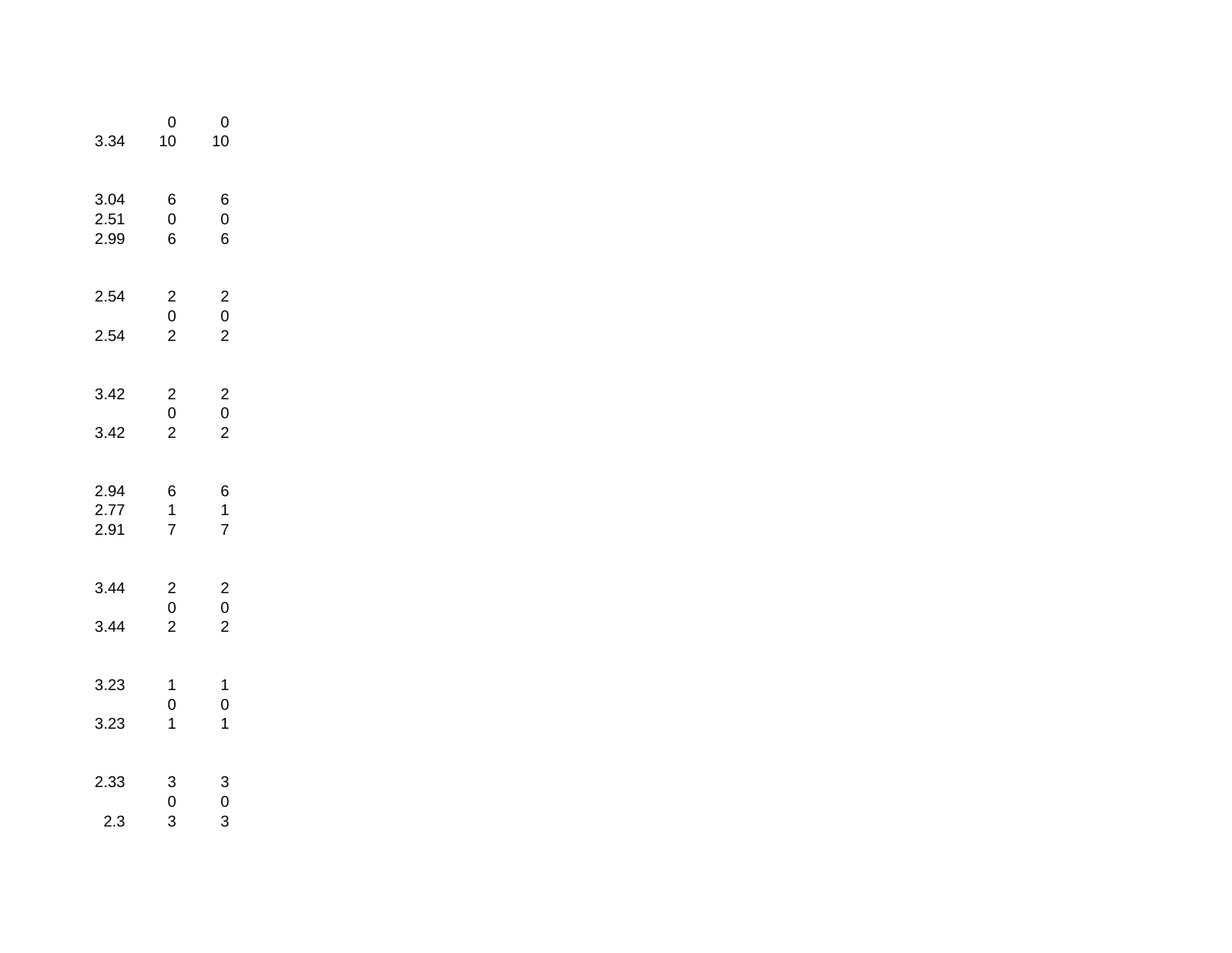|  |  |  |
|---|---|---|
|  | 0 | 0 |
| 3.34 | 10 | 10 |
|  |  |  |
| 3.04 | 6 | 6 |
| 2.51 | 0 | 0 |
| 2.99 | 6 | 6 |
|  |  |  |
| 2.54 | 2 | 2 |
|  | 0 | 0 |
| 2.54 | 2 | 2 |
|  |  |  |
| 3.42 | 2 | 2 |
|  | 0 | 0 |
| 3.42 | 2 | 2 |
|  |  |  |
| 2.94 | 6 | 6 |
| 2.77 | 1 | 1 |
| 2.91 | 7 | 7 |
|  |  |  |
| 3.44 | 2 | 2 |
|  | 0 | 0 |
| 3.44 | 2 | 2 |
|  |  |  |
| 3.23 | 1 | 1 |
|  | 0 | 0 |
| 3.23 | 1 | 1 |
|  |  |  |
| 2.33 | 3 | 3 |
|  | 0 | 0 |
| 2.3 | 3 | 3 |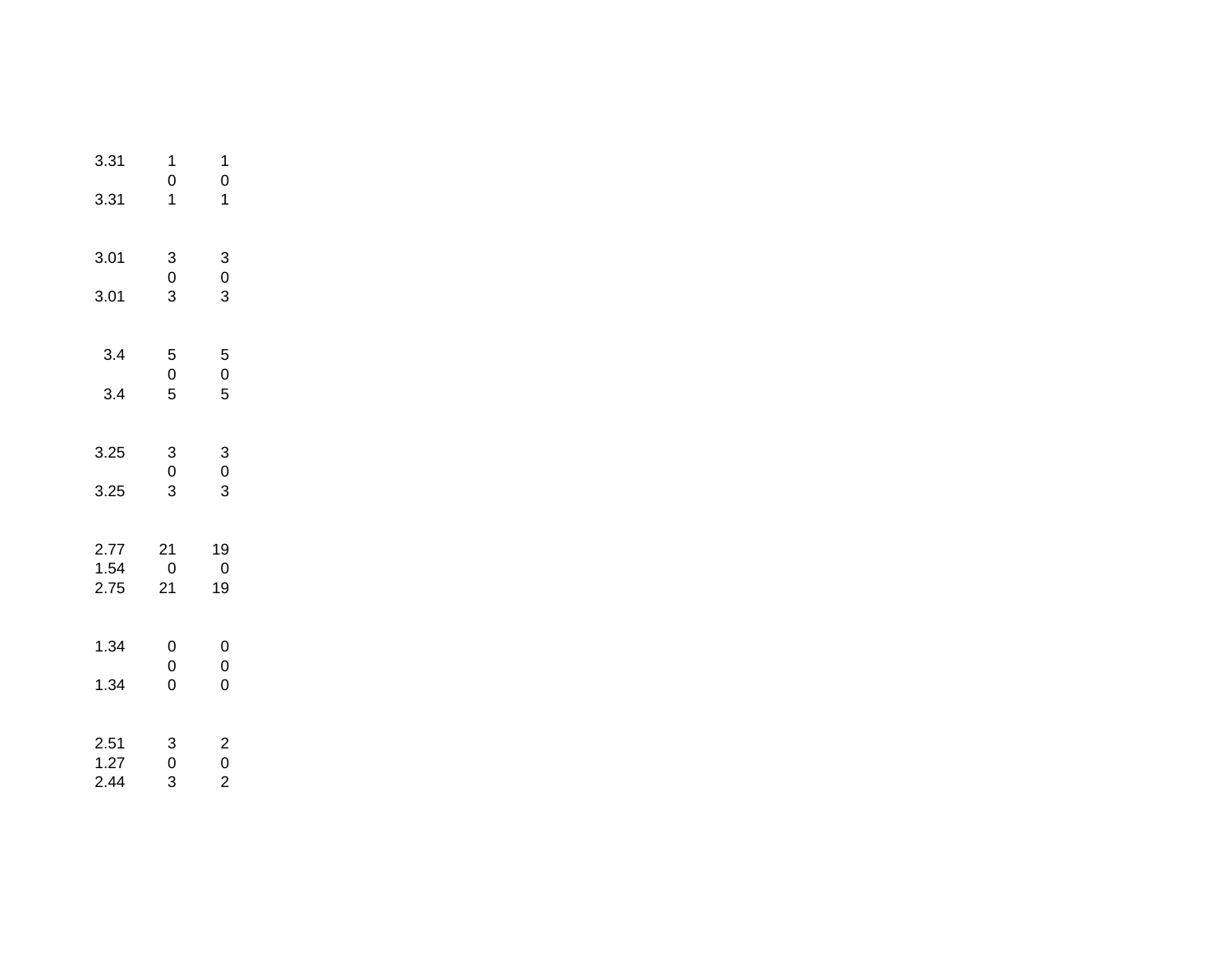| | | |
|---|---|---|
| 3.31 | 1 | 1 |
| | 0 | 0 |
| 3.31 | 1 | 1 |
| | | |
| 3.01 | 3 | 3 |
| | 0 | 0 |
| 3.01 | 3 | 3 |
| | | |
| 3.4 | 5 | 5 |
| | 0 | 0 |
| 3.4 | 5 | 5 |
| | | |
| 3.25 | 3 | 3 |
| | 0 | 0 |
| 3.25 | 3 | 3 |
| | | |
| 2.77 | 21 | 19 |
| 1.54 | 0 | 0 |
| 2.75 | 21 | 19 |
| | | |
| 1.34 | 0 | 0 |
| | 0 | 0 |
| 1.34 | 0 | 0 |
| | | |
| 2.51 | 3 | 2 |
| 1.27 | 0 | 0 |
| 2.44 | 3 | 2 |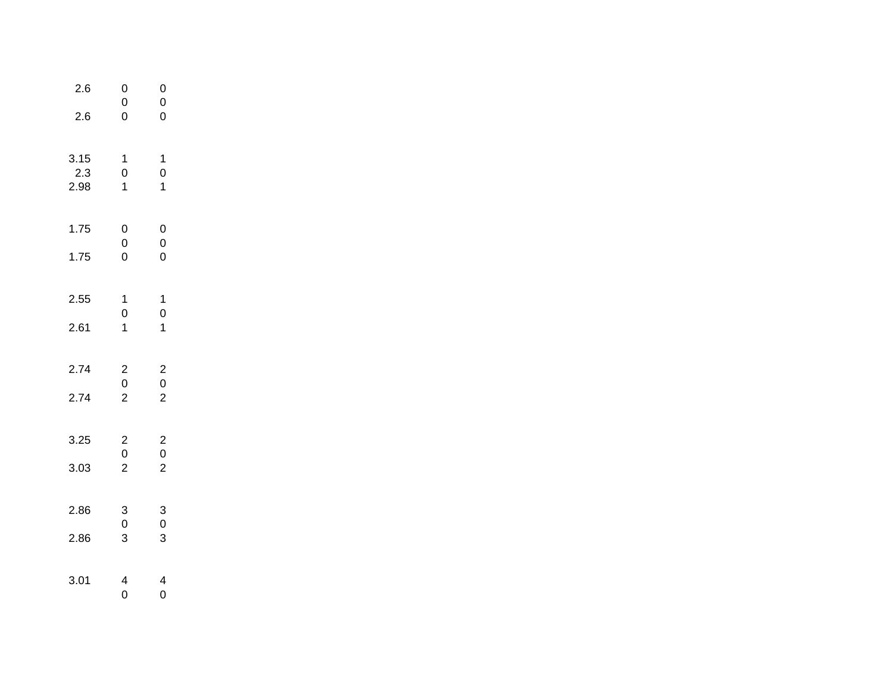| | | |
|---|---|---|
| 2.6 | 0 | 0 |
| | 0 | 0 |
| 2.6 | 0 | 0 |
| | | |
| 3.15 | 1 | 1 |
| 2.3 | 0 | 0 |
| 2.98 | 1 | 1 |
| | | |
| 1.75 | 0 | 0 |
| | 0 | 0 |
| 1.75 | 0 | 0 |
| | | |
| 2.55 | 1 | 1 |
| | 0 | 0 |
| 2.61 | 1 | 1 |
| | | |
| 2.74 | 2 | 2 |
| | 0 | 0 |
| 2.74 | 2 | 2 |
| | | |
| 3.25 | 2 | 2 |
| | 0 | 0 |
| 3.03 | 2 | 2 |
| | | |
| 2.86 | 3 | 3 |
| | 0 | 0 |
| 2.86 | 3 | 3 |
| | | |
| 3.01 | 4 | 4 |
| | 0 | 0 |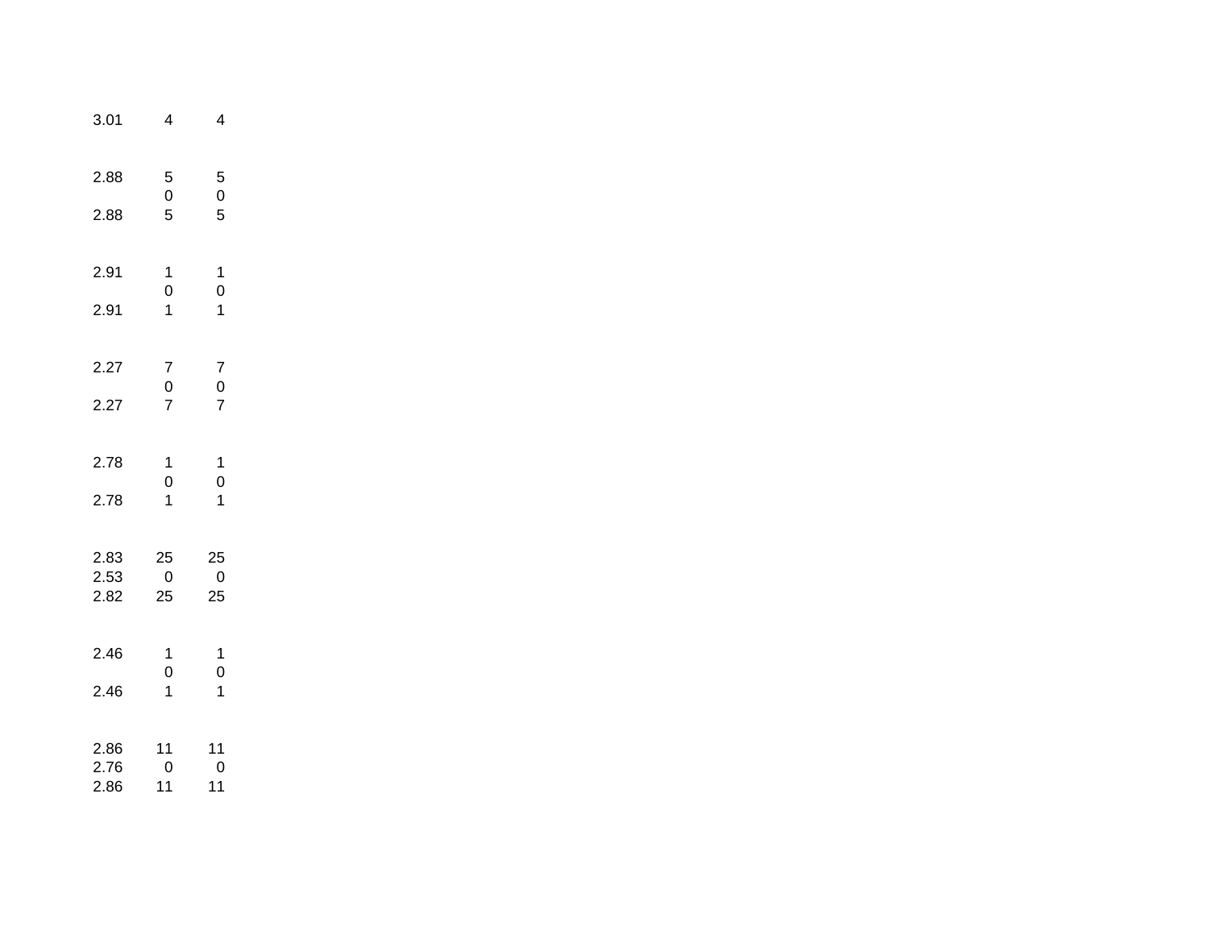| | | |
|---|---|---|
| 3.01 | 4 | 4 |
| | | |
| 2.88 | 5 | 5 |
| | 0 | 0 |
| 2.88 | 5 | 5 |
| | | |
| 2.91 | 1 | 1 |
| | 0 | 0 |
| 2.91 | 1 | 1 |
| | | |
| 2.27 | 7 | 7 |
| | 0 | 0 |
| 2.27 | 7 | 7 |
| | | |
| 2.78 | 1 | 1 |
| | 0 | 0 |
| 2.78 | 1 | 1 |
| | | |
| 2.83 | 25 | 25 |
| 2.53 | 0 | 0 |
| 2.82 | 25 | 25 |
| | | |
| 2.46 | 1 | 1 |
| | 0 | 0 |
| 2.46 | 1 | 1 |
| | | |
| 2.86 | 11 | 11 |
| 2.76 | 0 | 0 |
| 2.86 | 11 | 11 |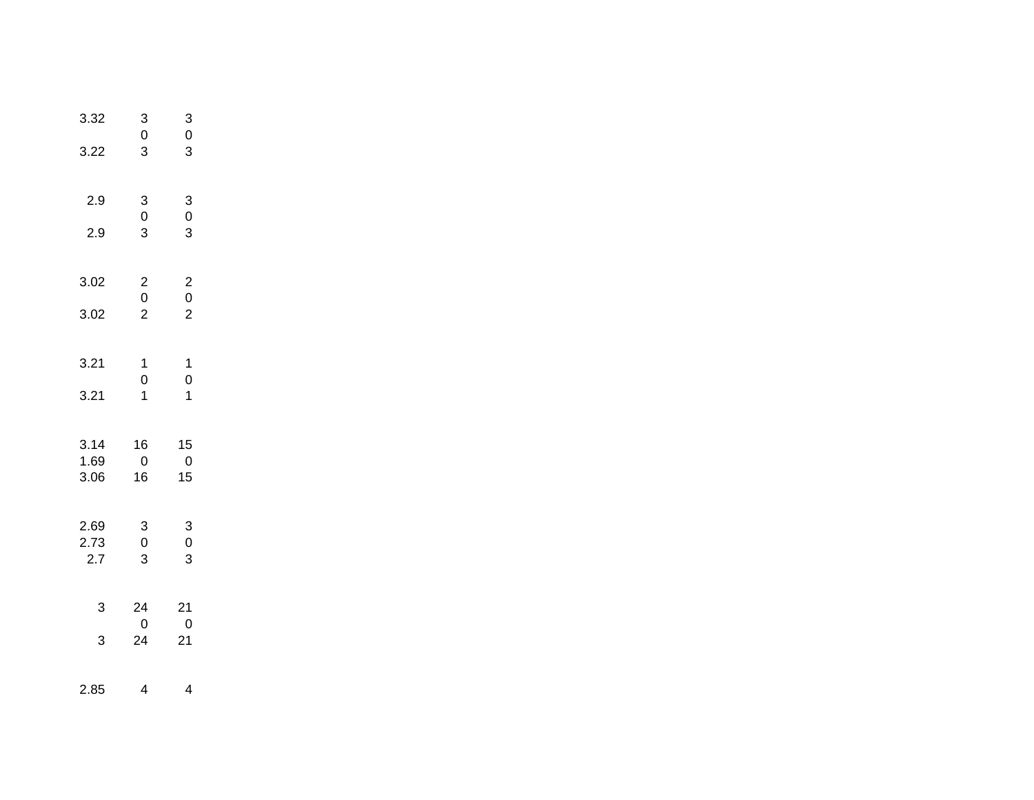| | | |
|---|---|---|
| 3.32 | 3 | 3 |
| | 0 | 0 |
| 3.22 | 3 | 3 |
| | | |
| 2.9 | 3 | 3 |
| | 0 | 0 |
| 2.9 | 3 | 3 |
| | | |
| 3.02 | 2 | 2 |
| | 0 | 0 |
| 3.02 | 2 | 2 |
| | | |
| 3.21 | 1 | 1 |
| | 0 | 0 |
| 3.21 | 1 | 1 |
| | | |
| 3.14 | 16 | 15 |
| 1.69 | 0 | 0 |
| 3.06 | 16 | 15 |
| | | |
| 2.69 | 3 | 3 |
| 2.73 | 0 | 0 |
| 2.7 | 3 | 3 |
| | | |
| 3 | 24 | 21 |
| | 0 | 0 |
| 3 | 24 | 21 |
| | | |
| 2.85 | 4 | 4 |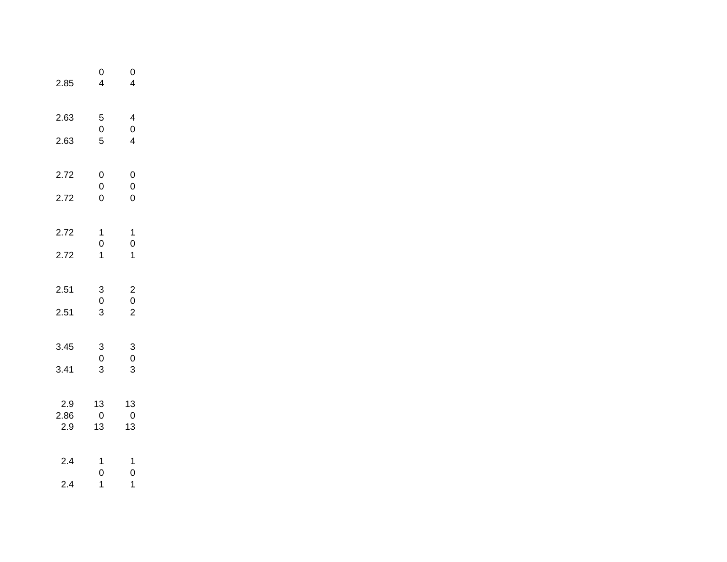|  |  |  |
|---|---|---|
|  | 0 | 0 |
| 2.85 | 4 | 4 |
|  |  |  |
| 2.63 | 5 | 4 |
|  | 0 | 0 |
| 2.63 | 5 | 4 |
|  |  |  |
| 2.72 | 0 | 0 |
|  | 0 | 0 |
| 2.72 | 0 | 0 |
|  |  |  |
| 2.72 | 1 | 1 |
|  | 0 | 0 |
| 2.72 | 1 | 1 |
|  |  |  |
| 2.51 | 3 | 2 |
|  | 0 | 0 |
| 2.51 | 3 | 2 |
|  |  |  |
| 3.45 | 3 | 3 |
|  | 0 | 0 |
| 3.41 | 3 | 3 |
|  |  |  |
| 2.9 | 13 | 13 |
| 2.86 | 0 | 0 |
| 2.9 | 13 | 13 |
|  |  |  |
| 2.4 | 1 | 1 |
|  | 0 | 0 |
| 2.4 | 1 | 1 |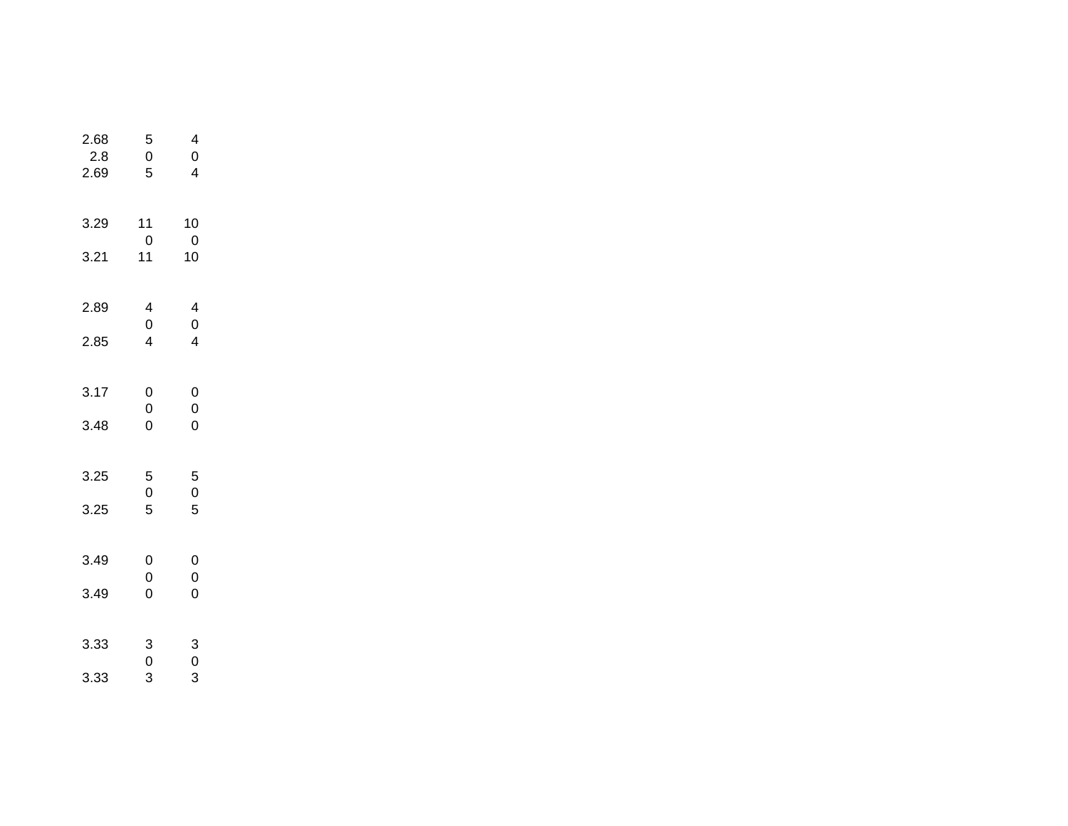| | | |
|---|---|---|
| 2.68 | 5 | 4 |
| 2.8 | 0 | 0 |
| 2.69 | 5 | 4 |
| | | |
| 3.29 | 11 | 10 |
| | 0 | 0 |
| 3.21 | 11 | 10 |
| | | |
| 2.89 | 4 | 4 |
| | 0 | 0 |
| 2.85 | 4 | 4 |
| | | |
| 3.17 | 0 | 0 |
| | 0 | 0 |
| 3.48 | 0 | 0 |
| | | |
| 3.25 | 5 | 5 |
| | 0 | 0 |
| 3.25 | 5 | 5 |
| | | |
| 3.49 | 0 | 0 |
| | 0 | 0 |
| 3.49 | 0 | 0 |
| | | |
| 3.33 | 3 | 3 |
| | 0 | 0 |
| 3.33 | 3 | 3 |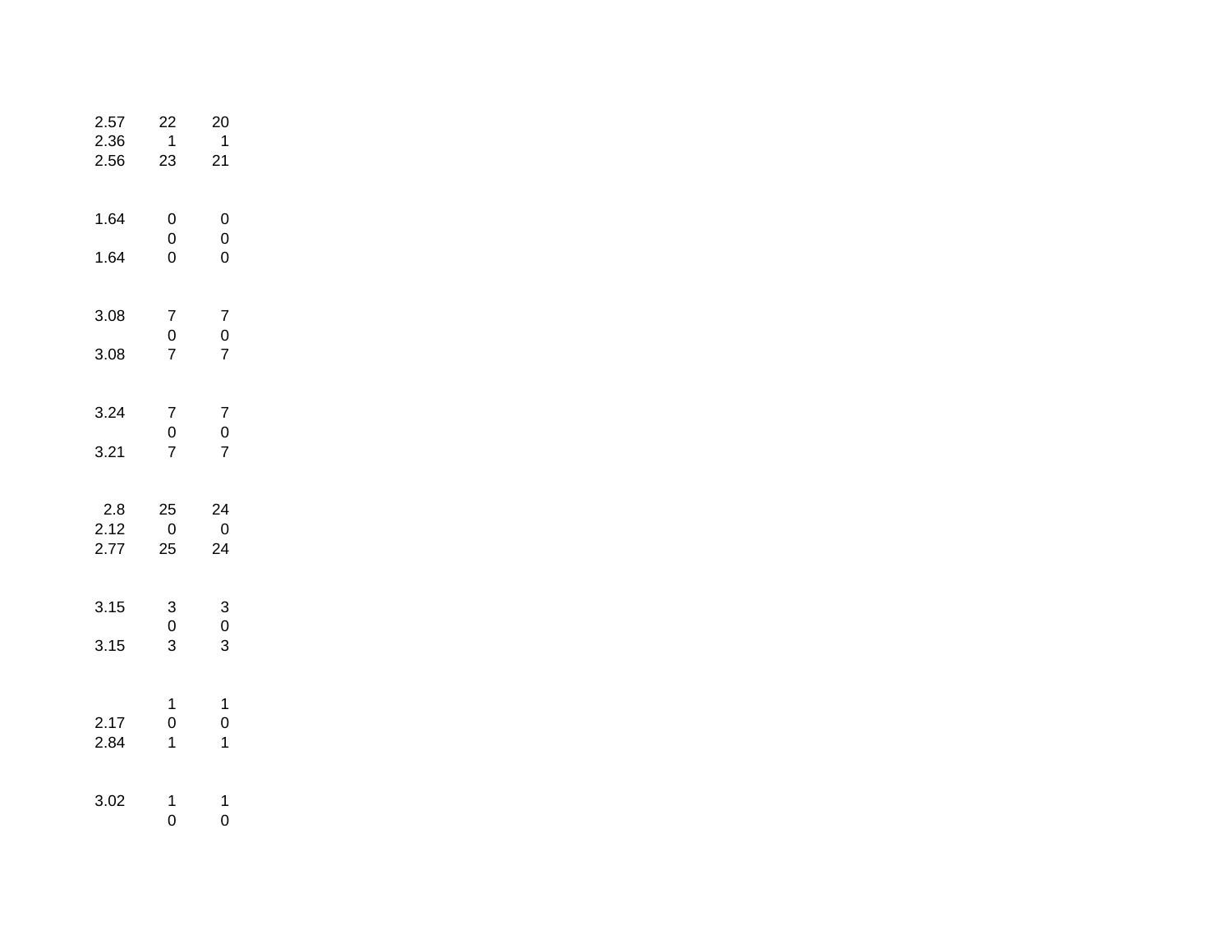| | | |
|---|---|---|
| 2.57 | 22 | 20 |
| 2.36 | 1 | 1 |
| 2.56 | 23 | 21 |
| | | |
| 1.64 | 0 | 0 |
| | 0 | 0 |
| 1.64 | 0 | 0 |
| | | |
| 3.08 | 7 | 7 |
| | 0 | 0 |
| 3.08 | 7 | 7 |
| | | |
| 3.24 | 7 | 7 |
| | 0 | 0 |
| 3.21 | 7 | 7 |
| | | |
| 2.8 | 25 | 24 |
| 2.12 | 0 | 0 |
| 2.77 | 25 | 24 |
| | | |
| 3.15 | 3 | 3 |
| | 0 | 0 |
| 3.15 | 3 | 3 |
| | | |
| | 1 | 1 |
| 2.17 | 0 | 0 |
| 2.84 | 1 | 1 |
| | | |
| 3.02 | 1 | 1 |
| | 0 | 0 |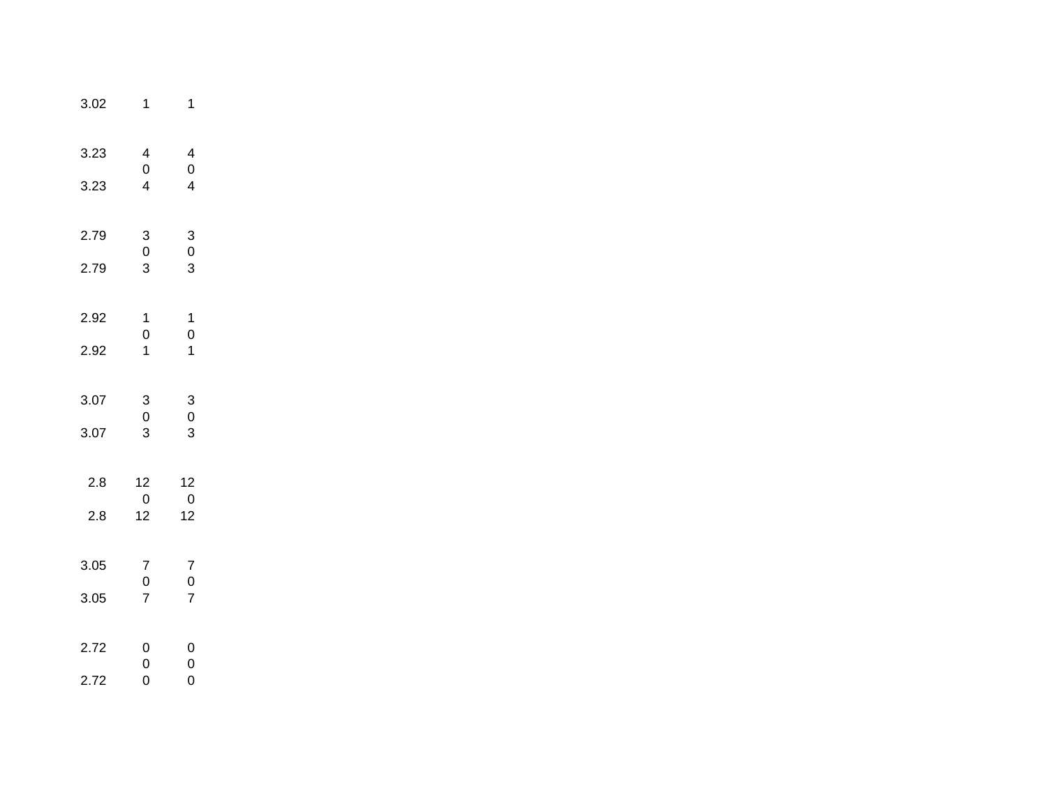|  |  |  |
|---|---|---|
| 3.02 | 1 | 1 |
|  |  |  |
| 3.23 | 4 | 4 |
|  | 0 | 0 |
| 3.23 | 4 | 4 |
|  |  |  |
| 2.79 | 3 | 3 |
|  | 0 | 0 |
| 2.79 | 3 | 3 |
|  |  |  |
| 2.92 | 1 | 1 |
|  | 0 | 0 |
| 2.92 | 1 | 1 |
|  |  |  |
| 3.07 | 3 | 3 |
|  | 0 | 0 |
| 3.07 | 3 | 3 |
|  |  |  |
| 2.8 | 12 | 12 |
|  | 0 | 0 |
| 2.8 | 12 | 12 |
|  |  |  |
| 3.05 | 7 | 7 |
|  | 0 | 0 |
| 3.05 | 7 | 7 |
|  |  |  |
| 2.72 | 0 | 0 |
|  | 0 | 0 |
| 2.72 | 0 | 0 |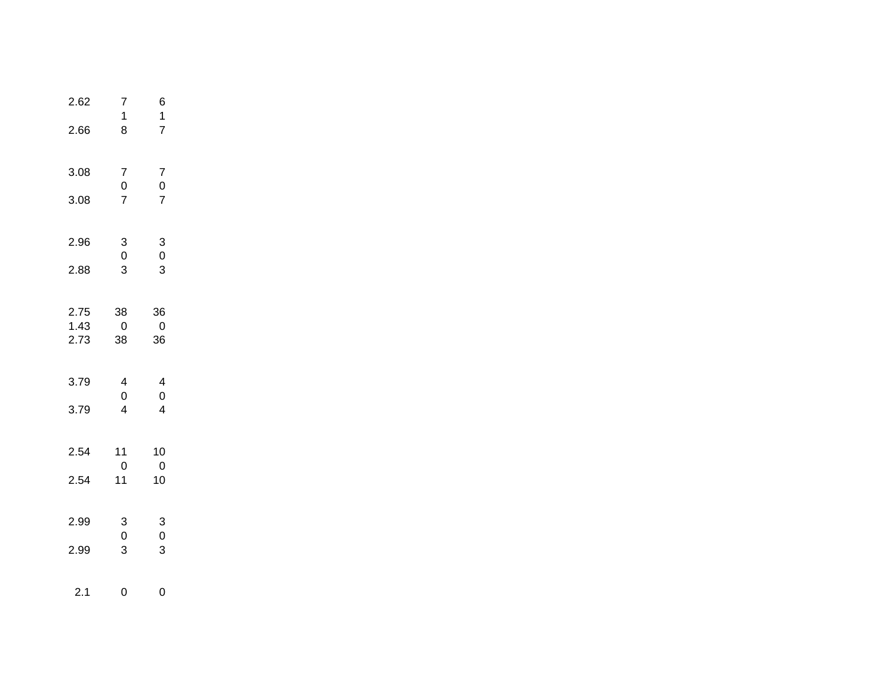| | | |
|---|---|---|
| 2.62 | 7 | 6 |
| | 1 | 1 |
| 2.66 | 8 | 7 |
| | | |
| 3.08 | 7 | 7 |
| | 0 | 0 |
| 3.08 | 7 | 7 |
| | | |
| 2.96 | 3 | 3 |
| | 0 | 0 |
| 2.88 | 3 | 3 |
| | | |
| 2.75 | 38 | 36 |
| 1.43 | 0 | 0 |
| 2.73 | 38 | 36 |
| | | |
| 3.79 | 4 | 4 |
| | 0 | 0 |
| 3.79 | 4 | 4 |
| | | |
| 2.54 | 11 | 10 |
| | 0 | 0 |
| 2.54 | 11 | 10 |
| | | |
| 2.99 | 3 | 3 |
| | 0 | 0 |
| 2.99 | 3 | 3 |
| | | |
| 2.1 | 0 | 0 |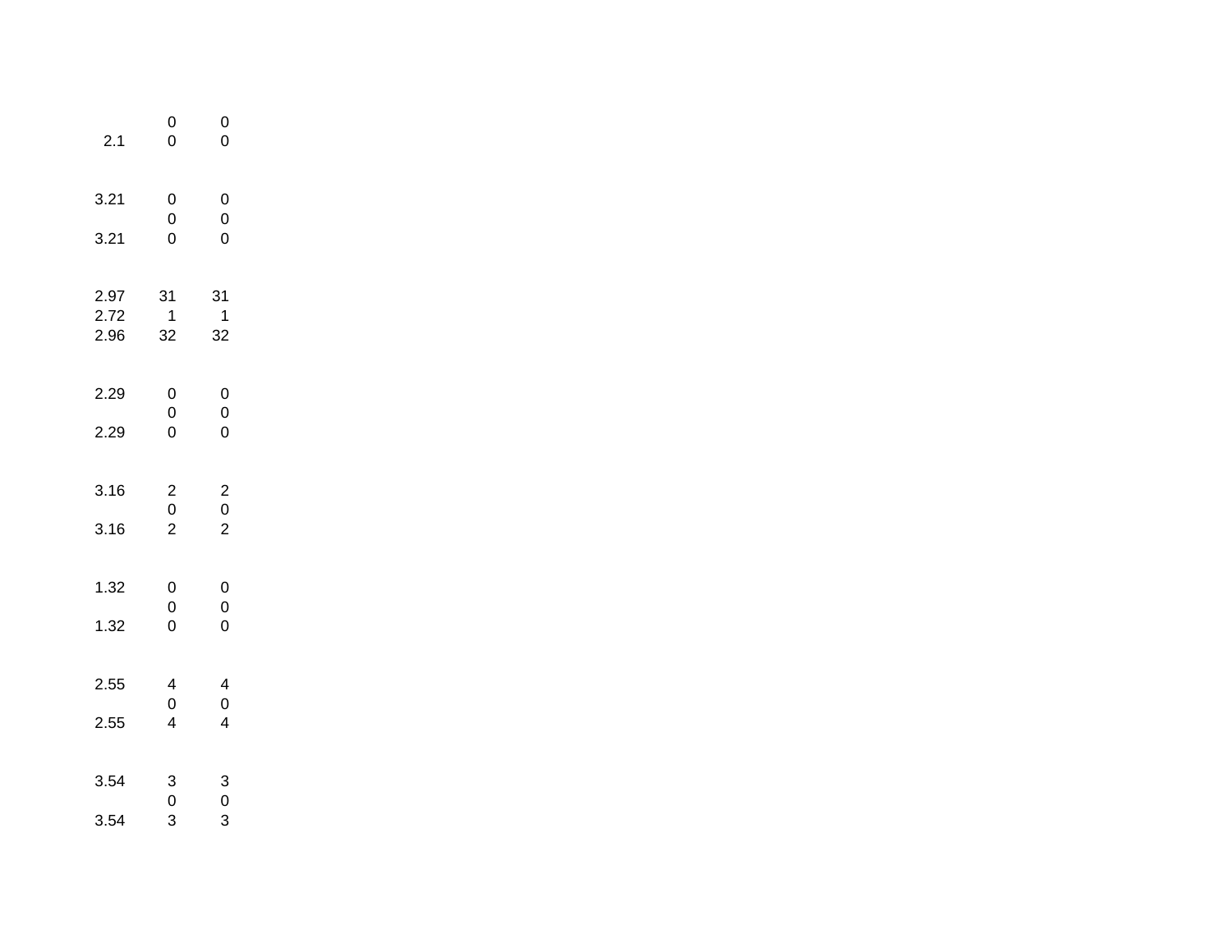| | | |
|---|---|---|
| | 0 | 0 |
| 2.1 | 0 | 0 |
| | | |
| 3.21 | 0 | 0 |
| | 0 | 0 |
| 3.21 | 0 | 0 |
| | | |
| 2.97 | 31 | 31 |
| 2.72 | 1 | 1 |
| 2.96 | 32 | 32 |
| | | |
| 2.29 | 0 | 0 |
| | 0 | 0 |
| 2.29 | 0 | 0 |
| | | |
| 3.16 | 2 | 2 |
| | 0 | 0 |
| 3.16 | 2 | 2 |
| | | |
| 1.32 | 0 | 0 |
| | 0 | 0 |
| 1.32 | 0 | 0 |
| | | |
| 2.55 | 4 | 4 |
| | 0 | 0 |
| 2.55 | 4 | 4 |
| | | |
| 3.54 | 3 | 3 |
| | 0 | 0 |
| 3.54 | 3 | 3 |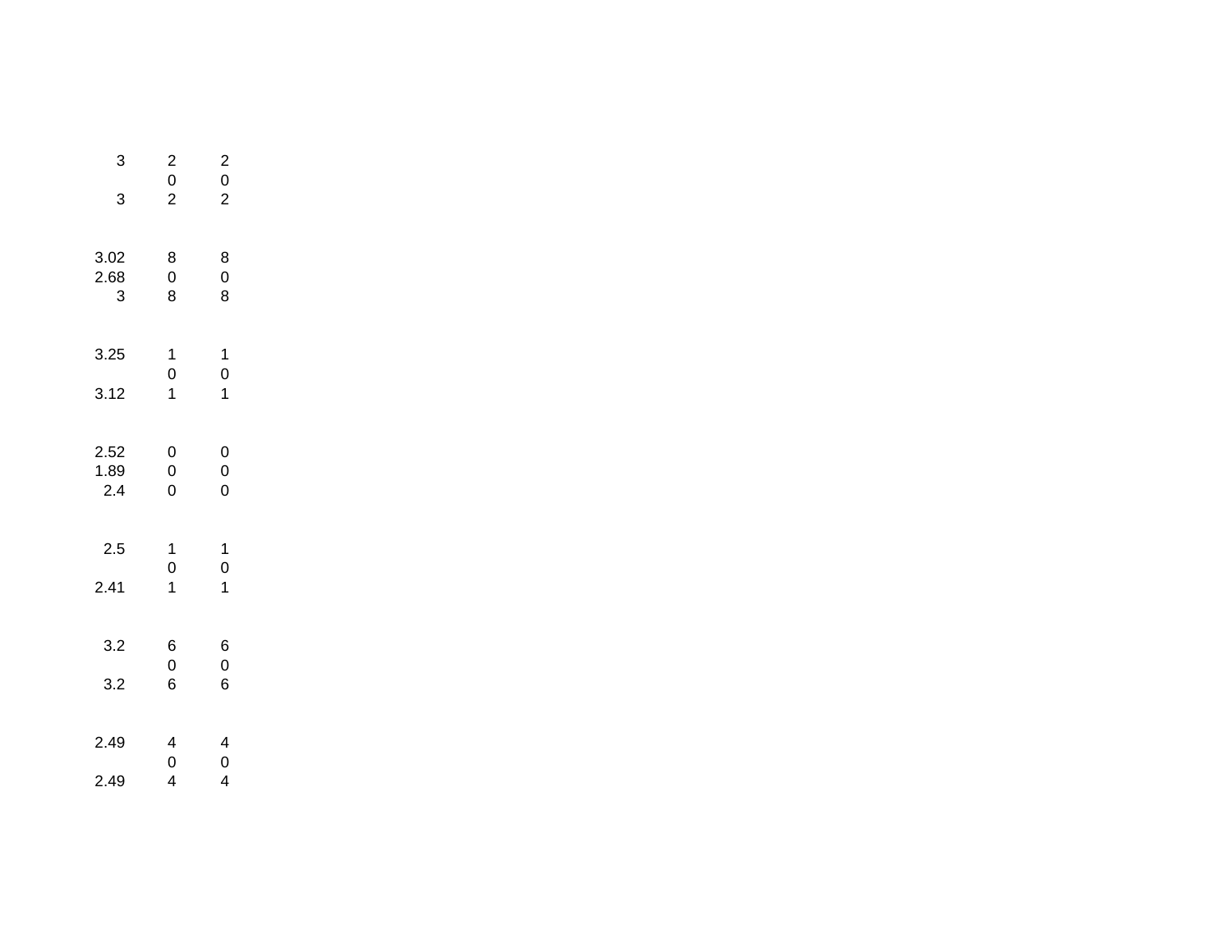| | | |
|---|---|---|
| 3 | 2 | 2 |
| | 0 | 0 |
| 3 | 2 | 2 |
| | | |
| 3.02 | 8 | 8 |
| 2.68 | 0 | 0 |
| 3 | 8 | 8 |
| | | |
| 3.25 | 1 | 1 |
| | 0 | 0 |
| 3.12 | 1 | 1 |
| | | |
| 2.52 | 0 | 0 |
| 1.89 | 0 | 0 |
| 2.4 | 0 | 0 |
| | | |
| 2.5 | 1 | 1 |
| | 0 | 0 |
| 2.41 | 1 | 1 |
| | | |
| 3.2 | 6 | 6 |
| | 0 | 0 |
| 3.2 | 6 | 6 |
| | | |
| 2.49 | 4 | 4 |
| | 0 | 0 |
| 2.49 | 4 | 4 |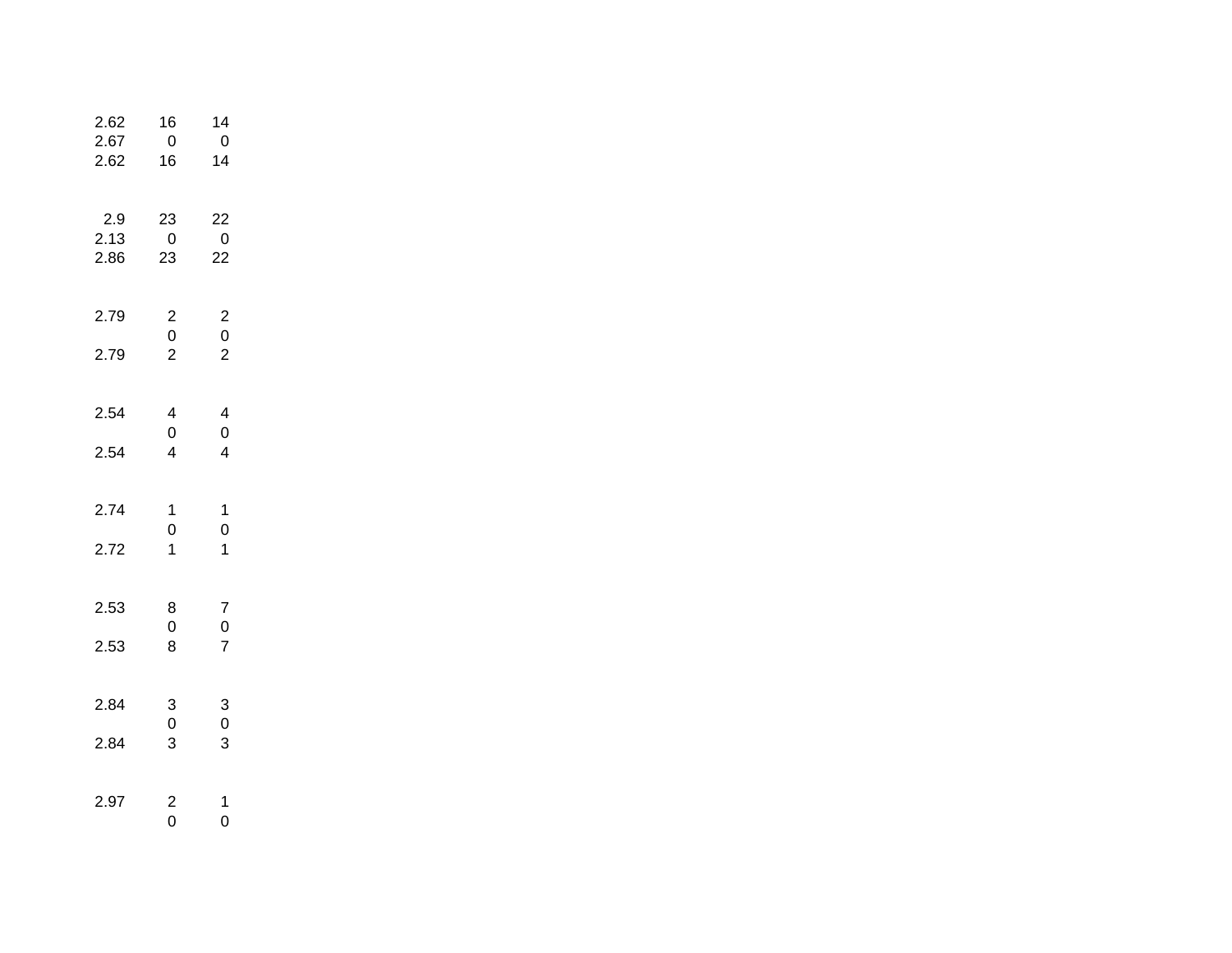| | | |
|---|---|---|
| 2.62 | 16 | 14 |
| 2.67 | 0 | 0 |
| 2.62 | 16 | 14 |
| | | |
| 2.9 | 23 | 22 |
| 2.13 | 0 | 0 |
| 2.86 | 23 | 22 |
| | | |
| 2.79 | 2 | 2 |
| | 0 | 0 |
| 2.79 | 2 | 2 |
| | | |
| 2.54 | 4 | 4 |
| | 0 | 0 |
| 2.54 | 4 | 4 |
| | | |
| 2.74 | 1 | 1 |
| | 0 | 0 |
| 2.72 | 1 | 1 |
| | | |
| 2.53 | 8 | 7 |
| | 0 | 0 |
| 2.53 | 8 | 7 |
| | | |
| 2.84 | 3 | 3 |
| | 0 | 0 |
| 2.84 | 3 | 3 |
| | | |
| 2.97 | 2 | 1 |
| | 0 | 0 |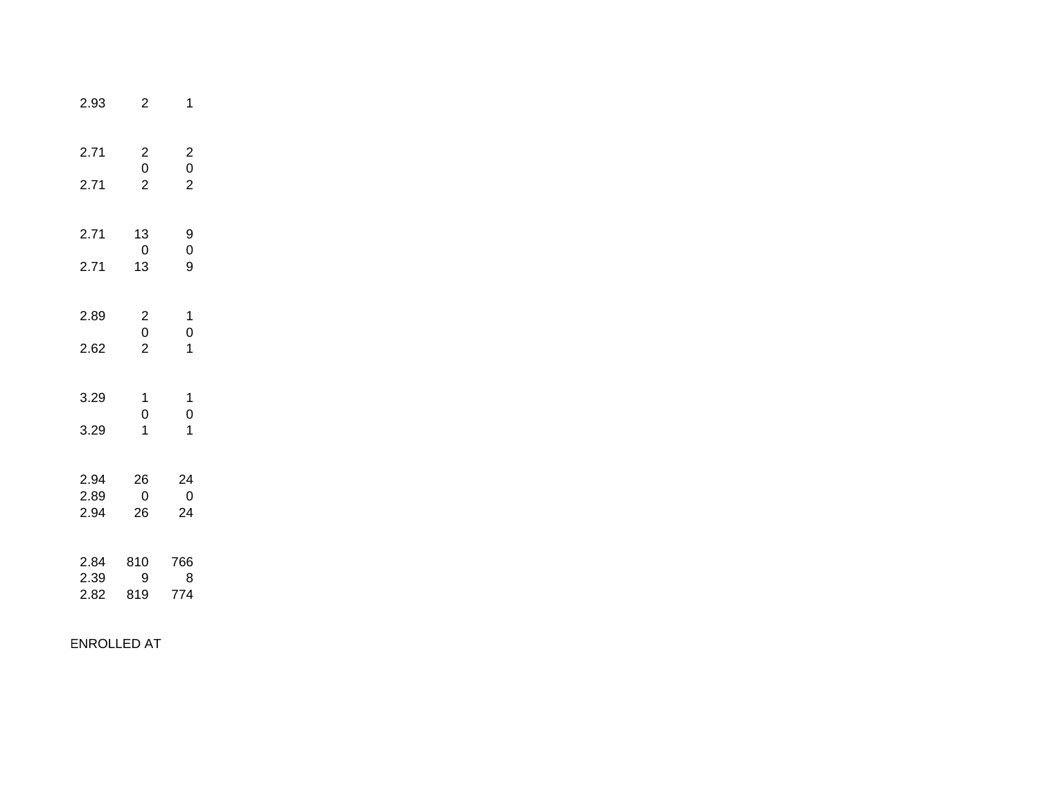| | | |
|---|---|---|
| 2.93 | 2 | 1 |
| | | |
| 2.71 | 2 | 2 |
| | 0 | 0 |
| 2.71 | 2 | 2 |
| | | |
| 2.71 | 13 | 9 |
| | 0 | 0 |
| 2.71 | 13 | 9 |
| | | |
| 2.89 | 2 | 1 |
| | 0 | 0 |
| 2.62 | 2 | 1 |
| | | |
| 3.29 | 1 | 1 |
| | 0 | 0 |
| 3.29 | 1 | 1 |
| | | |
| 2.94 | 26 | 24 |
| 2.89 | 0 | 0 |
| 2.94 | 26 | 24 |
| | | |
| 2.84 | 810 | 766 |
| 2.39 | 9 | 8 |
| 2.82 | 819 | 774 |

ENROLLED AT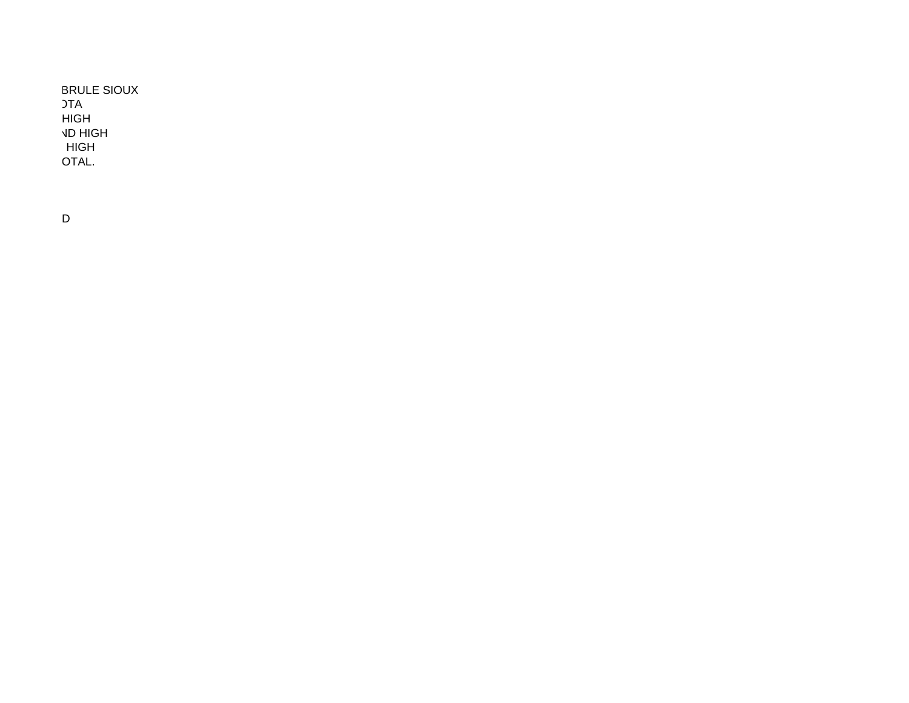BRULE SIOUX
OTA
HIGH
ND HIGH
HIGH
OTAL.

D